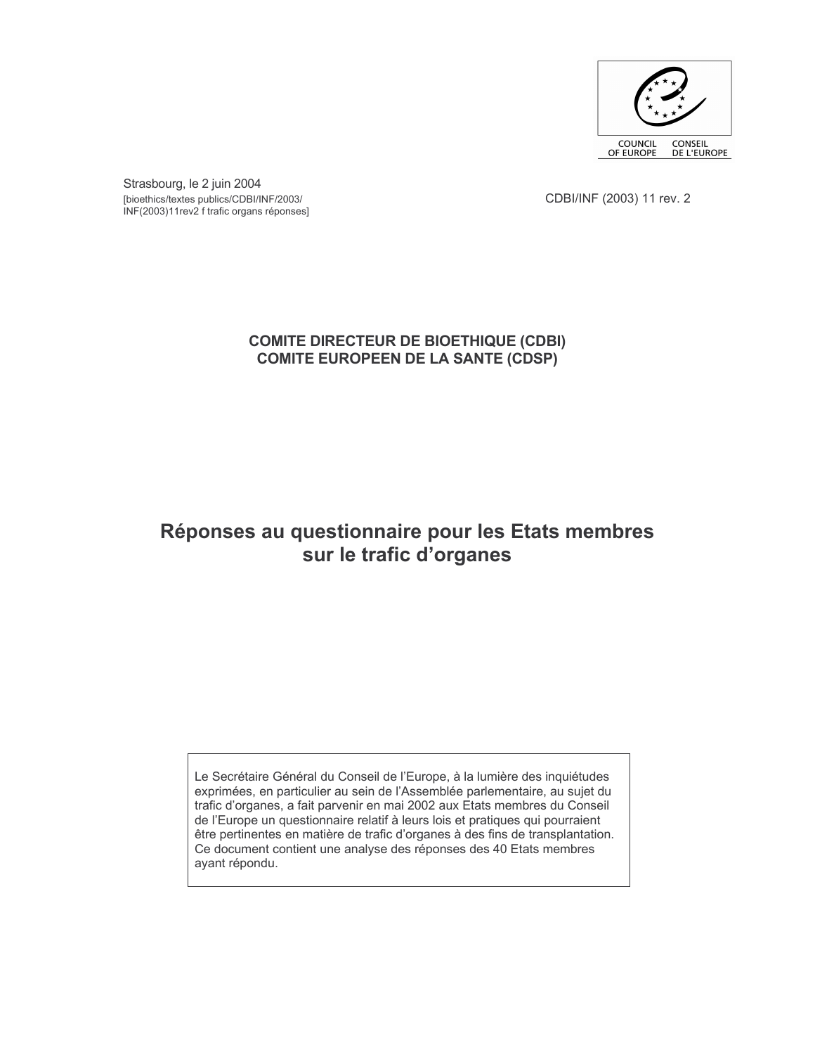COUNCIL OF EUROPE
CONSEIL DE L'EUROPE

Strasbourg, le 2 juin 2004
[bioethics/textes publics/CDBI/INF/2003/
INF(2003)11rev2 f trafic organs réponses]

CDBI/INF (2003) 11 rev. 2

**COMITE DIRECTEUR DE BIOETHIQUE (CDBI)**
**COMITE EUROPEEN DE LA SANTE (CDSP)**

# Réponses au questionnaire pour les Etats membres sur le trafic d'organes

Le Secrétaire Général du Conseil de l'Europe, à la lumière des inquiétudes exprimées, en particulier au sein de l'Assemblée parlementaire, au sujet du trafic d'organes, a fait parvenir en mai 2002 aux Etats membres du Conseil de l'Europe un questionnaire relatif à leurs lois et pratiques qui pourraient être pertinentes en matière de trafic d'organes à des fins de transplantation. Ce document contient une analyse des réponses des 40 Etats membres ayant répondu.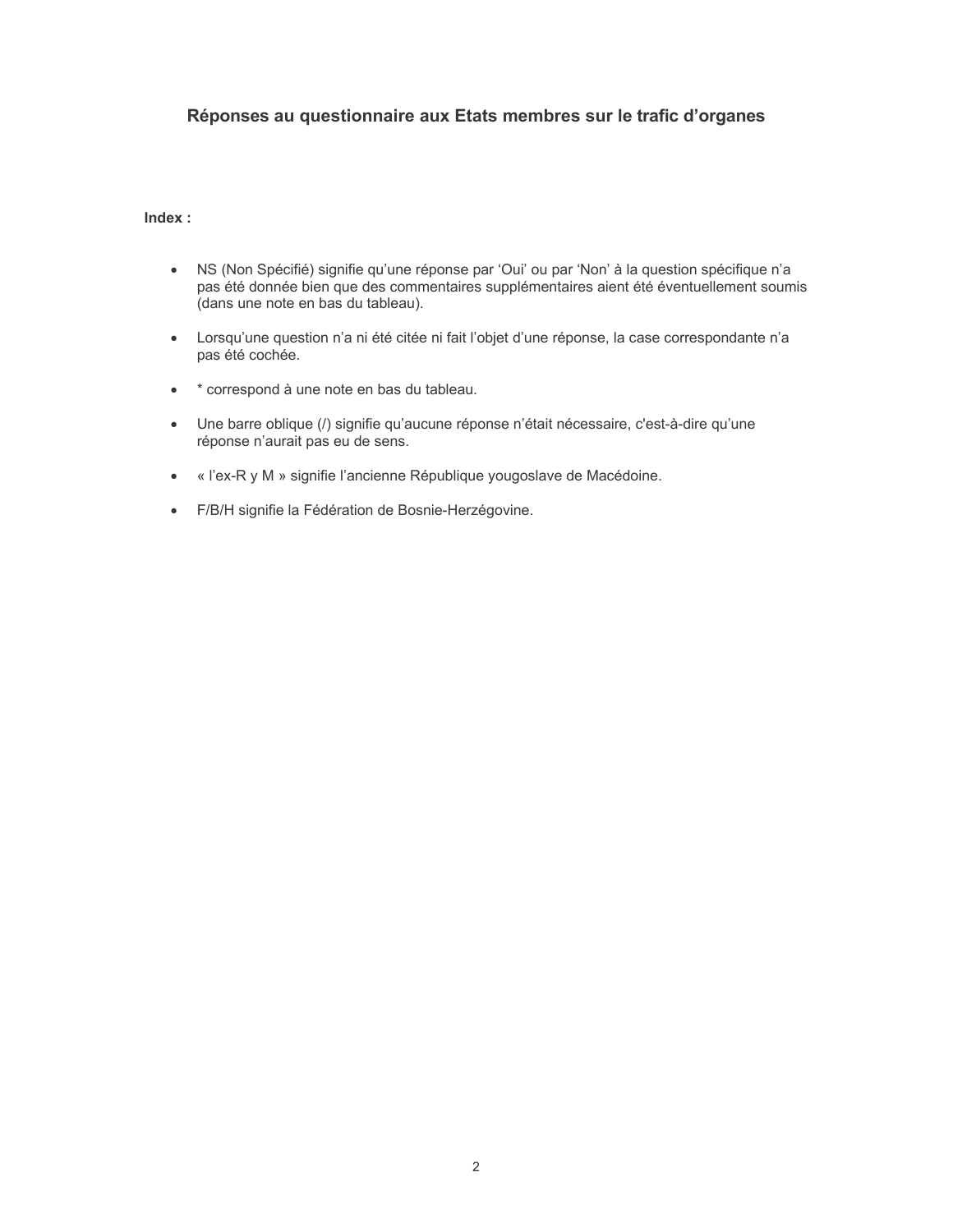## Réponses au questionnaire aux Etats membres sur le trafic d'organes

**Index :**

- NS (Non Spécifié) signifie qu'une réponse par 'Oui' ou par 'Non' à la question spécifique n'a pas été donnée bien que des commentaires supplémentaires aient été éventuellement soumis (dans une note en bas du tableau).

- Lorsqu'une question n'a ni été citée ni fait l'objet d'une réponse, la case correspondante n'a pas été cochée.

- * correspond à une note en bas du tableau.

- Une barre oblique (/) signifie qu'aucune réponse n'était nécessaire, c'est-à-dire qu'une réponse n'aurait pas eu de sens.

- « l'ex-R y M » signifie l'ancienne République yougoslave de Macédoine.

- F/B/H signifie la Fédération de Bosnie-Herzégovine.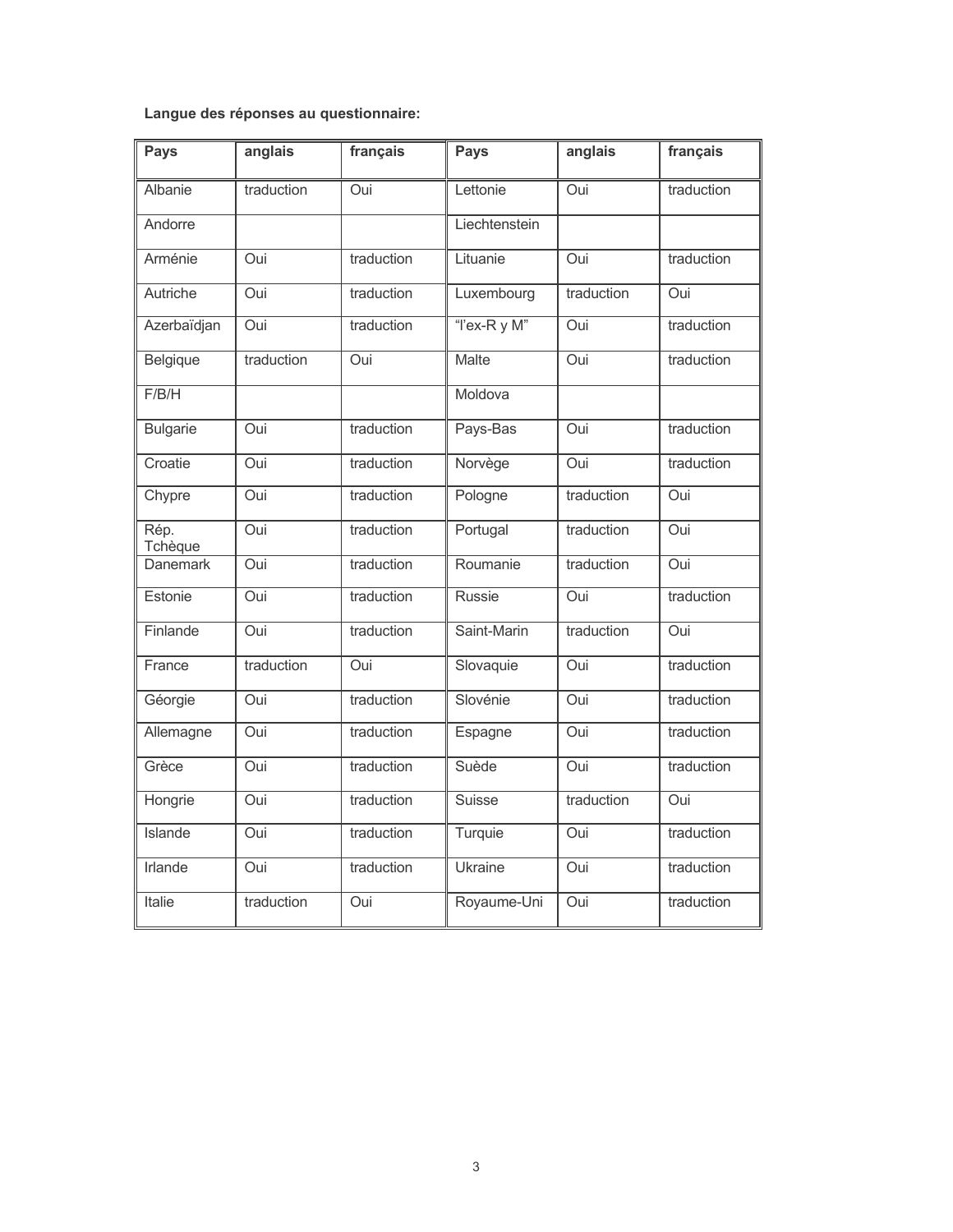**Langue des réponses au questionnaire:**

| Pays | anglais | français | Pays | anglais | français |
|---|---|---|---|---|---|
| Albanie | traduction | Oui | Lettonie | Oui | traduction |
| Andorre | | | Liechtenstein | | |
| Arménie | Oui | traduction | Lituanie | Oui | traduction |
| Autriche | Oui | traduction | Luxembourg | traduction | Oui |
| Azerbaïdjan | Oui | traduction | "l'ex-R y M" | Oui | traduction |
| Belgique | traduction | Oui | Malte | Oui | traduction |
| F/B/H | | | Moldova | | |
| Bulgarie | Oui | traduction | Pays-Bas | Oui | traduction |
| Croatie | Oui | traduction | Norvège | Oui | traduction |
| Chypre | Oui | traduction | Pologne | traduction | Oui |
| Rép. Tchèque | Oui | traduction | Portugal | traduction | Oui |
| Danemark | Oui | traduction | Roumanie | traduction | Oui |
| Estonie | Oui | traduction | Russie | Oui | traduction |
| Finlande | Oui | traduction | Saint-Marin | traduction | Oui |
| France | traduction | Oui | Slovaquie | Oui | traduction |
| Géorgie | Oui | traduction | Slovénie | Oui | traduction |
| Allemagne | Oui | traduction | Espagne | Oui | traduction |
| Grèce | Oui | traduction | Suède | Oui | traduction |
| Hongrie | Oui | traduction | Suisse | traduction | Oui |
| Islande | Oui | traduction | Turquie | Oui | traduction |
| Irlande | Oui | traduction | Ukraine | Oui | traduction |
| Italie | traduction | Oui | Royaume-Uni | Oui | traduction |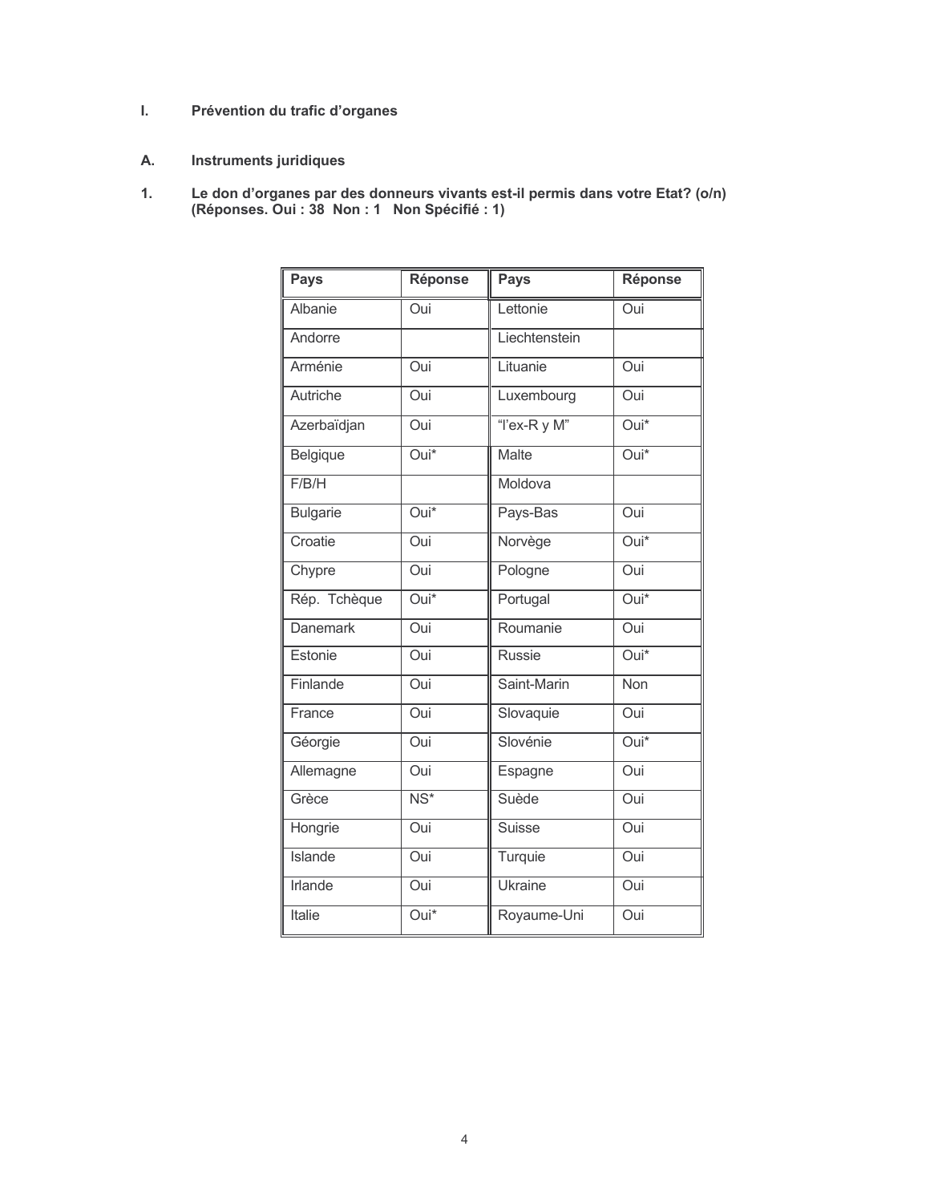## I. Prévention du trafic d'organes

### A. Instruments juridiques

**1. Le don d'organes par des donneurs vivants est-il permis dans votre Etat? (o/n) (Réponses. Oui : 38 Non : 1 Non Spécifié : 1)**

| Pays | Réponse | Pays | Réponse |
|---|---|---|---|
| Albanie | Oui | Lettonie | Oui |
| Andorre | | Liechtenstein | |
| Arménie | Oui | Lituanie | Oui |
| Autriche | Oui | Luxembourg | Oui |
| Azerbaïdjan | Oui | "l'ex-R y M" | Oui* |
| Belgique | Oui* | Malte | Oui* |
| F/B/H | | Moldova | |
| Bulgarie | Oui* | Pays-Bas | Oui |
| Croatie | Oui | Norvège | Oui* |
| Chypre | Oui | Pologne | Oui |
| Rép. Tchèque | Oui* | Portugal | Oui* |
| Danemark | Oui | Roumanie | Oui |
| Estonie | Oui | Russie | Oui* |
| Finlande | Oui | Saint-Marin | Non |
| France | Oui | Slovaquie | Oui |
| Géorgie | Oui | Slovénie | Oui* |
| Allemagne | Oui | Espagne | Oui |
| Grèce | NS* | Suède | Oui |
| Hongrie | Oui | Suisse | Oui |
| Islande | Oui | Turquie | Oui |
| Irlande | Oui | Ukraine | Oui |
| Italie | Oui* | Royaume-Uni | Oui |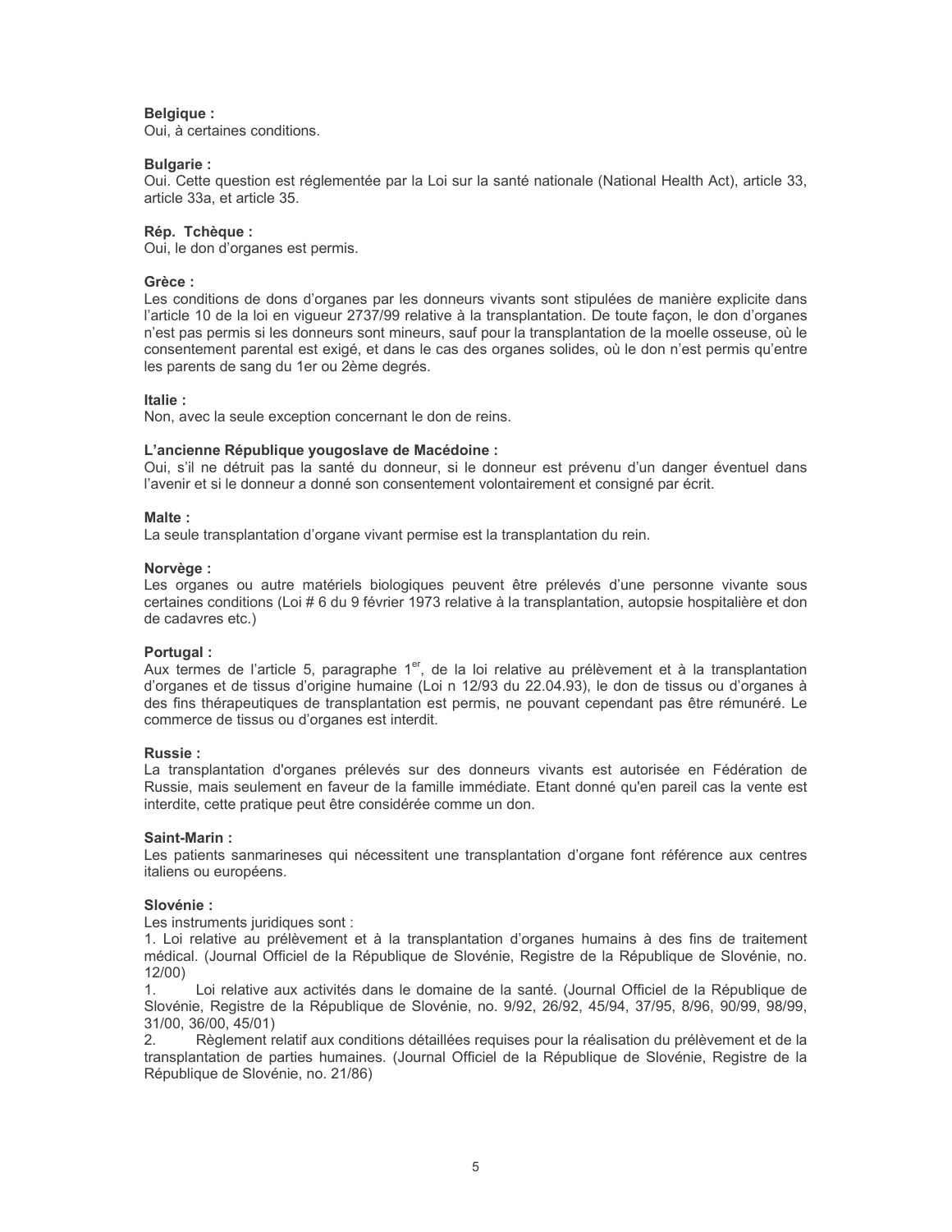**Belgique :**
Oui, à certaines conditions.

**Bulgarie :**
Oui. Cette question est réglementée par la Loi sur la santé nationale (National Health Act), article 33, article 33a, et article 35.

**Rép. Tchèque :**
Oui, le don d'organes est permis.

**Grèce :**
Les conditions de dons d'organes par les donneurs vivants sont stipulées de manière explicite dans l'article 10 de la loi en vigueur 2737/99 relative à la transplantation. De toute façon, le don d'organes n'est pas permis si les donneurs sont mineurs, sauf pour la transplantation de la moelle osseuse, où le consentement parental est exigé, et dans le cas des organes solides, où le don n'est permis qu'entre les parents de sang du 1er ou 2ème degrés.

**Italie :**
Non, avec la seule exception concernant le don de reins.

**L'ancienne République yougoslave de Macédoine :**
Oui, s'il ne détruit pas la santé du donneur, si le donneur est prévenu d'un danger éventuel dans l'avenir et si le donneur a donné son consentement volontairement et consigné par écrit.

**Malte :**
La seule transplantation d'organe vivant permise est la transplantation du rein.

**Norvège :**
Les organes ou autre matériels biologiques peuvent être prélevés d'une personne vivante sous certaines conditions (Loi # 6 du 9 février 1973 relative à la transplantation, autopsie hospitalière et don de cadavres etc.)

**Portugal :**
Aux termes de l'article 5, paragraphe 1er, de la loi relative au prélèvement et à la transplantation d'organes et de tissus d'origine humaine (Loi n 12/93 du 22.04.93), le don de tissus ou d'organes à des fins thérapeutiques de transplantation est permis, ne pouvant cependant pas être rémunéré. Le commerce de tissus ou d'organes est interdit.

**Russie :**
La transplantation d'organes prélevés sur des donneurs vivants est autorisée en Fédération de Russie, mais seulement en faveur de la famille immédiate. Etant donné qu'en pareil cas la vente est interdite, cette pratique peut être considérée comme un don.

**Saint-Marin :**
Les patients sanmarineses qui nécessitent une transplantation d'organe font référence aux centres italiens ou européens.

**Slovénie :**
Les instruments juridiques sont :

1. Loi relative au prélèvement et à la transplantation d'organes humains à des fins de traitement médical. (Journal Officiel de la République de Slovénie, Registre de la République de Slovénie, no. 12/00)
1. Loi relative aux activités dans le domaine de la santé. (Journal Officiel de la République de Slovénie, Registre de la République de Slovénie, no. 9/92, 26/92, 45/94, 37/95, 8/96, 90/99, 98/99, 31/00, 36/00, 45/01)
2. Règlement relatif aux conditions détaillées requises pour la réalisation du prélèvement et de la transplantation de parties humaines. (Journal Officiel de la République de Slovénie, Registre de la République de Slovénie, no. 21/86)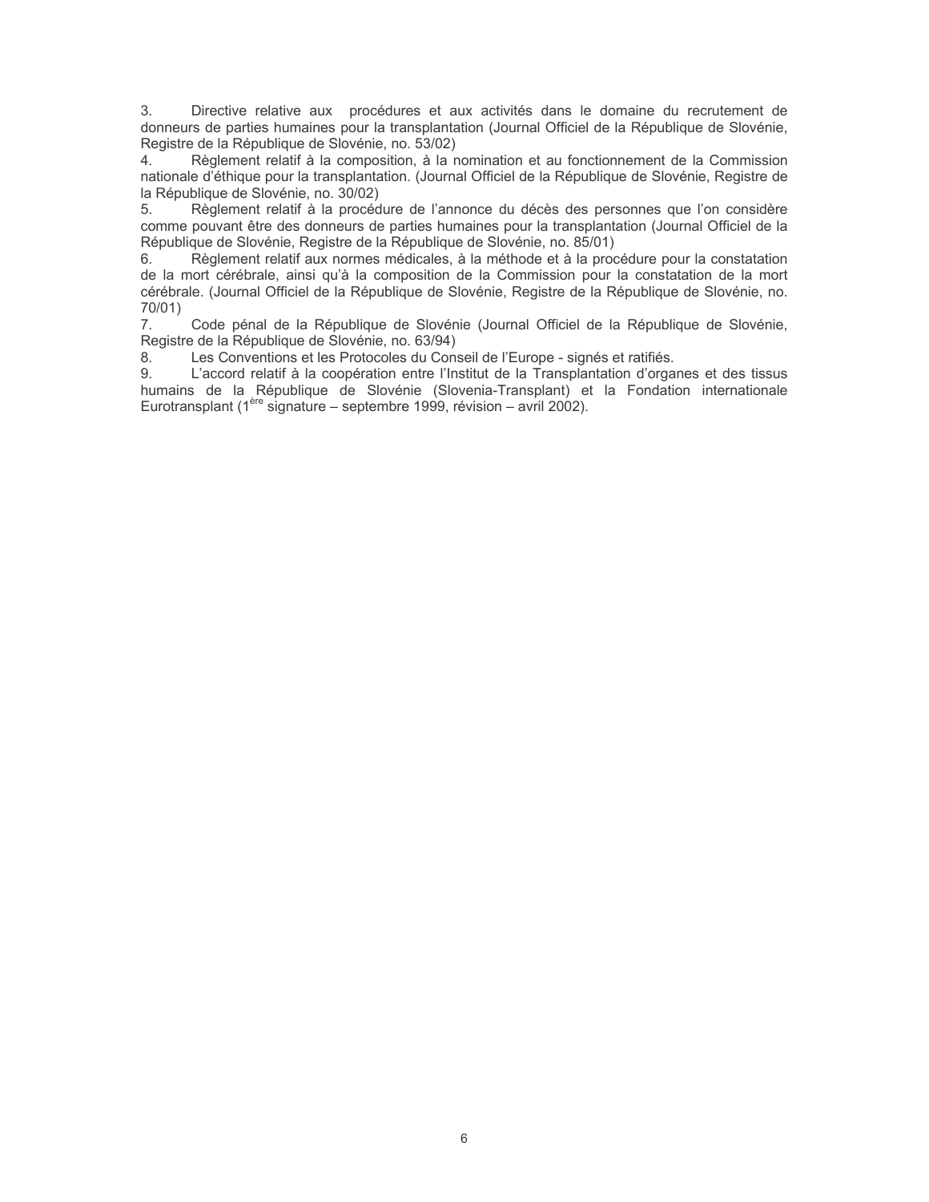3. Directive relative aux procédures et aux activités dans le domaine du recrutement de donneurs de parties humaines pour la transplantation (Journal Officiel de la République de Slovénie, Registre de la République de Slovénie, no. 53/02)
4. Règlement relatif à la composition, à la nomination et au fonctionnement de la Commission nationale d'éthique pour la transplantation. (Journal Officiel de la République de Slovénie, Registre de la République de Slovénie, no. 30/02)
5. Règlement relatif à la procédure de l'annonce du décès des personnes que l'on considère comme pouvant être des donneurs de parties humaines pour la transplantation (Journal Officiel de la République de Slovénie, Registre de la République de Slovénie, no. 85/01)
6. Règlement relatif aux normes médicales, à la méthode et à la procédure pour la constatation de la mort cérébrale, ainsi qu'à la composition de la Commission pour la constatation de la mort cérébrale. (Journal Officiel de la République de Slovénie, Registre de la République de Slovénie, no. 70/01)
7. Code pénal de la République de Slovénie (Journal Officiel de la République de Slovénie, Registre de la République de Slovénie, no. 63/94)
8. Les Conventions et les Protocoles du Conseil de l'Europe - signés et ratifiés.
9. L'accord relatif à la coopération entre l'Institut de la Transplantation d'organes et des tissus humains de la République de Slovénie (Slovenia-Transplant) et la Fondation internationale Eurotransplant (1ère signature – septembre 1999, révision – avril 2002).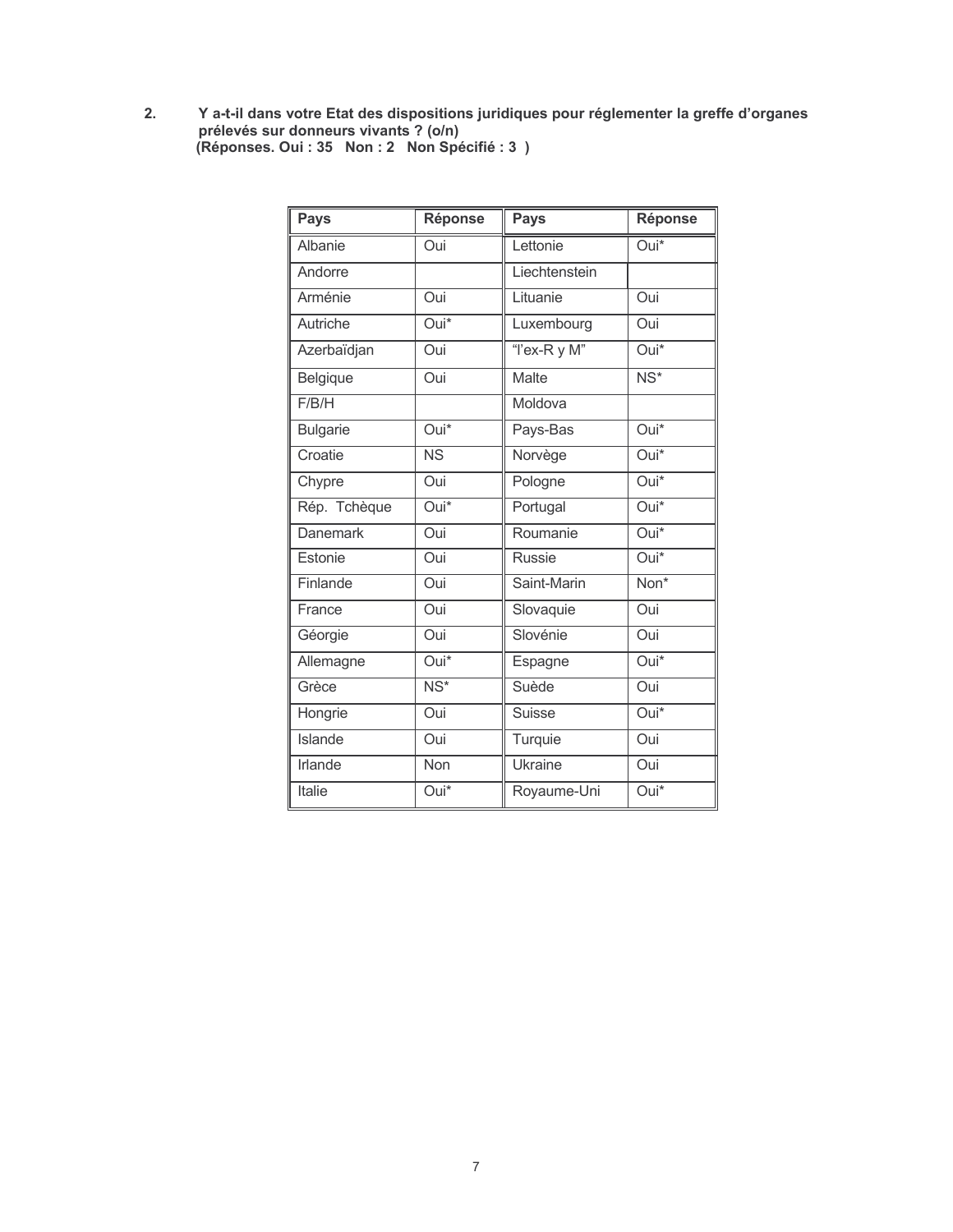2. **Y a-t-il dans votre Etat des dispositions juridiques pour réglementer la greffe d'organes prélevés sur donneurs vivants ? (o/n)**
**(Réponses. Oui : 35 Non : 2 Non Spécifié : 3 )**

| Pays | Réponse | Pays | Réponse |
|---|---|---|---|
| Albanie | Oui | Lettonie | Oui* |
| Andorre | | Liechtenstein | |
| Arménie | Oui | Lituanie | Oui |
| Autriche | Oui* | Luxembourg | Oui |
| Azerbaïdjan | Oui | "l'ex-R y M" | Oui* |
| Belgique | Oui | Malte | NS* |
| F/B/H | | Moldova | |
| Bulgarie | Oui* | Pays-Bas | Oui* |
| Croatie | NS | Norvège | Oui* |
| Chypre | Oui | Pologne | Oui* |
| Rép. Tchèque | Oui* | Portugal | Oui* |
| Danemark | Oui | Roumanie | Oui* |
| Estonie | Oui | Russie | Oui* |
| Finlande | Oui | Saint-Marin | Non* |
| France | Oui | Slovaquie | Oui |
| Géorgie | Oui | Slovénie | Oui |
| Allemagne | Oui* | Espagne | Oui* |
| Grèce | NS* | Suède | Oui |
| Hongrie | Oui | Suisse | Oui* |
| Islande | Oui | Turquie | Oui |
| Irlande | Non | Ukraine | Oui |
| Italie | Oui* | Royaume-Uni | Oui* |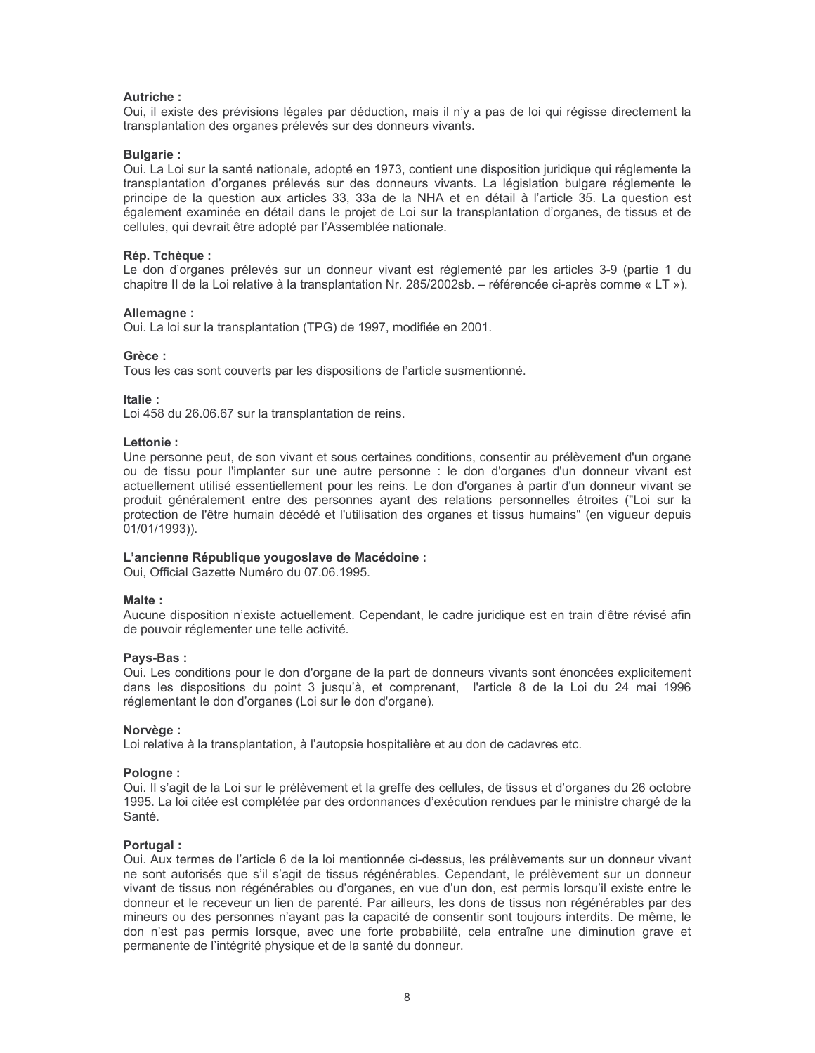**Autriche :**
Oui, il existe des prévisions légales par déduction, mais il n'y a pas de loi qui régisse directement la transplantation des organes prélevés sur des donneurs vivants.

**Bulgarie :**
Oui. La Loi sur la santé nationale, adopté en 1973, contient une disposition juridique qui réglemente la transplantation d'organes prélevés sur des donneurs vivants. La législation bulgare réglemente le principe de la question aux articles 33, 33a de la NHA et en détail à l'article 35. La question est également examinée en détail dans le projet de Loi sur la transplantation d'organes, de tissus et de cellules, qui devrait être adopté par l'Assemblée nationale.

**Rép. Tchèque :**
Le don d'organes prélevés sur un donneur vivant est réglementé par les articles 3-9 (partie 1 du chapitre II de la Loi relative à la transplantation Nr. 285/2002sb. – référencée ci-après comme « LT »).

**Allemagne :**
Oui. La loi sur la transplantation (TPG) de 1997, modifiée en 2001.

**Grèce :**
Tous les cas sont couverts par les dispositions de l'article susmentionné.

**Italie :**
Loi 458 du 26.06.67 sur la transplantation de reins.

**Lettonie :**
Une personne peut, de son vivant et sous certaines conditions, consentir au prélèvement d'un organe ou de tissu pour l'implanter sur une autre personne : le don d'organes d'un donneur vivant est actuellement utilisé essentiellement pour les reins. Le don d'organes à partir d'un donneur vivant se produit généralement entre des personnes ayant des relations personnelles étroites ("Loi sur la protection de l'être humain décédé et l'utilisation des organes et tissus humains" (en vigueur depuis 01/01/1993)).

**L'ancienne République yougoslave de Macédoine :**
Oui, Official Gazette Numéro du 07.06.1995.

**Malte :**
Aucune disposition n'existe actuellement. Cependant, le cadre juridique est en train d'être révisé afin de pouvoir réglementer une telle activité.

**Pays-Bas :**
Oui. Les conditions pour le don d'organe de la part de donneurs vivants sont énoncées explicitement dans les dispositions du point 3 jusqu'à, et comprenant, l'article 8 de la Loi du 24 mai 1996 réglementant le don d'organes (Loi sur le don d'organe).

**Norvège :**
Loi relative à la transplantation, à l'autopsie hospitalière et au don de cadavres etc.

**Pologne :**
Oui. Il s'agit de la Loi sur le prélèvement et la greffe des cellules, de tissus et d'organes du 26 octobre 1995. La loi citée est complétée par des ordonnances d'exécution rendues par le ministre chargé de la Santé.

**Portugal :**
Oui. Aux termes de l'article 6 de la loi mentionnée ci-dessus, les prélèvements sur un donneur vivant ne sont autorisés que s'il s'agit de tissus régénérables. Cependant, le prélèvement sur un donneur vivant de tissus non régénérables ou d'organes, en vue d'un don, est permis lorsqu'il existe entre le donneur et le receveur un lien de parenté. Par ailleurs, les dons de tissus non régénérables par des mineurs ou des personnes n'ayant pas la capacité de consentir sont toujours interdits. De même, le don n'est pas permis lorsque, avec une forte probabilité, cela entraîne une diminution grave et permanente de l'intégrité physique et de la santé du donneur.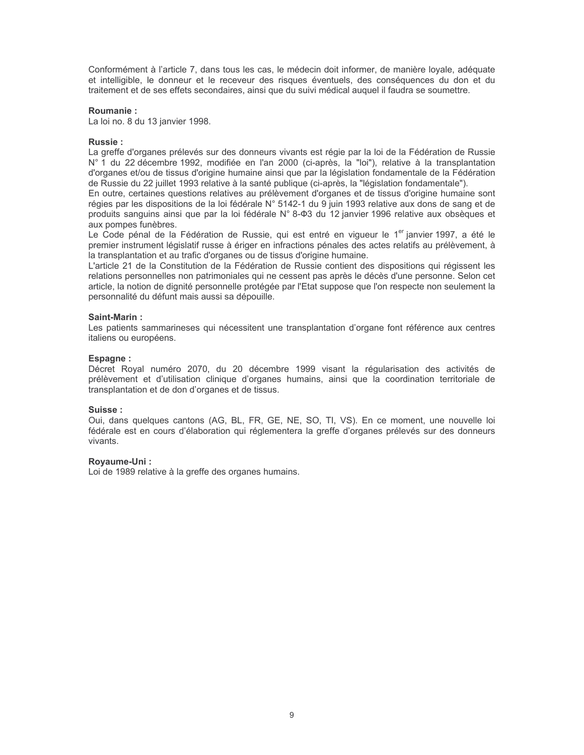Conformément à l'article 7, dans tous les cas, le médecin doit informer, de manière loyale, adéquate et intelligible, le donneur et le receveur des risques éventuels, des conséquences du don et du traitement et de ses effets secondaires, ainsi que du suivi médical auquel il faudra se soumettre.

**Roumanie :**
La loi no. 8 du 13 janvier 1998.

**Russie :**
La greffe d'organes prélevés sur des donneurs vivants est régie par la loi de la Fédération de Russie N° 1 du 22 décembre 1992, modifiée en l'an 2000 (ci-après, la "loi"), relative à la transplantation d'organes et/ou de tissus d'origine humaine ainsi que par la législation fondamentale de la Fédération de Russie du 22 juillet 1993 relative à la santé publique (ci-après, la "législation fondamentale").
En outre, certaines questions relatives au prélèvement d'organes et de tissus d'origine humaine sont régies par les dispositions de la loi fédérale N° 5142-1 du 9 juin 1993 relative aux dons de sang et de produits sanguins ainsi que par la loi fédérale N° 8-Φ3 du 12 janvier 1996 relative aux obsèques et aux pompes funèbres.
Le Code pénal de la Fédération de Russie, qui est entré en vigueur le 1er janvier 1997, a été le premier instrument législatif russe à ériger en infractions pénales des actes relatifs au prélèvement, à la transplantation et au trafic d'organes ou de tissus d'origine humaine.
L'article 21 de la Constitution de la Fédération de Russie contient des dispositions qui régissent les relations personnelles non patrimoniales qui ne cessent pas après le décès d'une personne. Selon cet article, la notion de dignité personnelle protégée par l'Etat suppose que l'on respecte non seulement la personnalité du défunt mais aussi sa dépouille.

**Saint-Marin :**
Les patients sammarineses qui nécessitent une transplantation d'organe font référence aux centres italiens ou européens.

**Espagne :**
Décret Royal numéro 2070, du 20 décembre 1999 visant la régularisation des activités de prélèvement et d'utilisation clinique d'organes humains, ainsi que la coordination territoriale de transplantation et de don d'organes et de tissus.

**Suisse :**
Oui, dans quelques cantons (AG, BL, FR, GE, NE, SO, TI, VS). En ce moment, une nouvelle loi fédérale est en cours d'élaboration qui réglementera la greffe d'organes prélevés sur des donneurs vivants.

**Royaume-Uni :**
Loi de 1989 relative à la greffe des organes humains.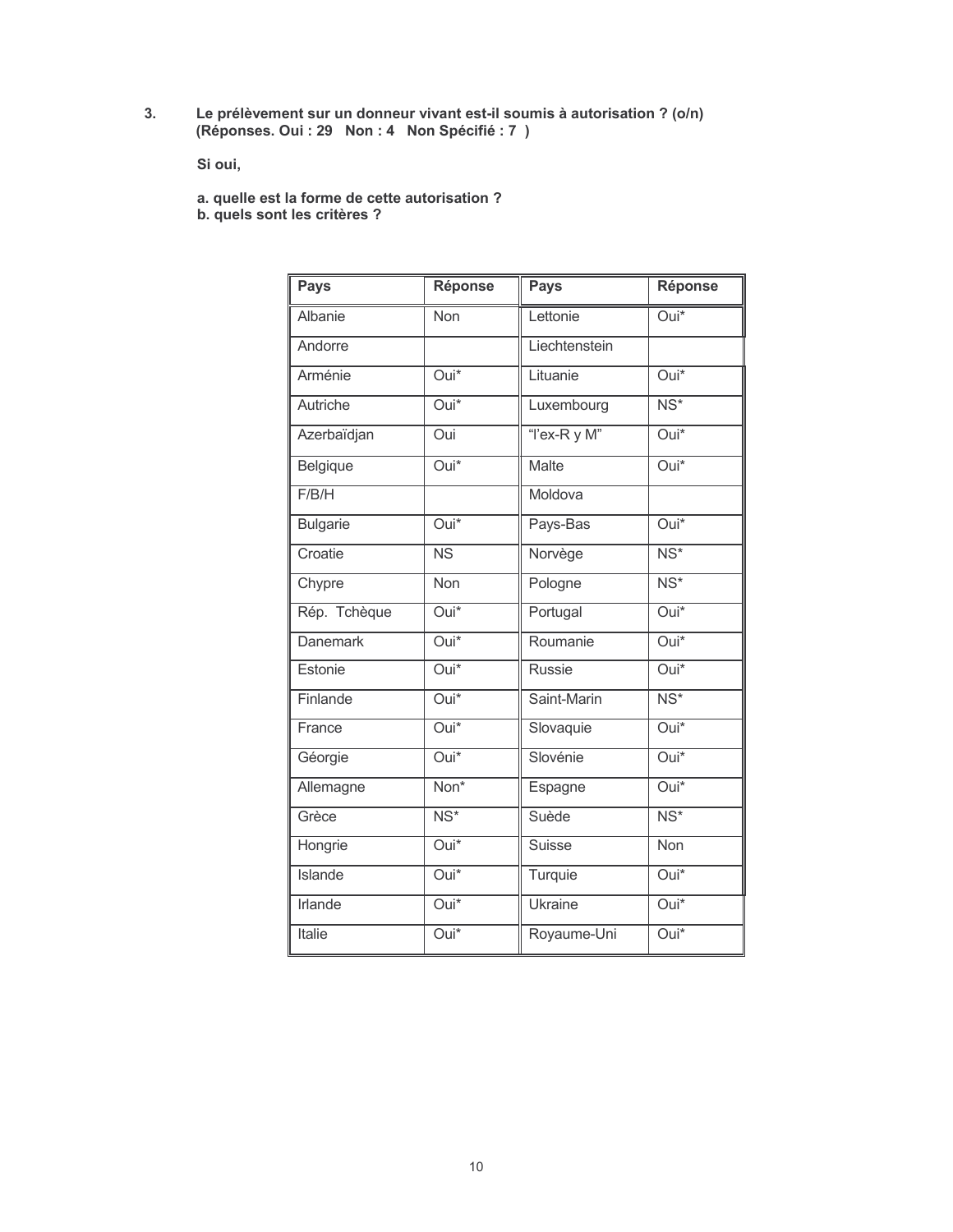3. **Le prélèvement sur un donneur vivant est-il soumis à autorisation ? (o/n)**
   **(Réponses. Oui : 29 Non : 4 Non Spécifié : 7 )**

   **Si oui,**

   **a. quelle est la forme de cette autorisation ?**
   **b. quels sont les critères ?**

| Pays | Réponse | Pays | Réponse |
|---|---|---|---|
| Albanie | Non | Lettonie | Oui* |
| Andorre | | Liechtenstein | |
| Arménie | Oui* | Lituanie | Oui* |
| Autriche | Oui* | Luxembourg | NS* |
| Azerbaïdjan | Oui | "l'ex-R y M" | Oui* |
| Belgique | Oui* | Malte | Oui* |
| F/B/H | | Moldova | |
| Bulgarie | Oui* | Pays-Bas | Oui* |
| Croatie | NS | Norvège | NS* |
| Chypre | Non | Pologne | NS* |
| Rép. Tchèque | Oui* | Portugal | Oui* |
| Danemark | Oui* | Roumanie | Oui* |
| Estonie | Oui* | Russie | Oui* |
| Finlande | Oui* | Saint-Marin | NS* |
| France | Oui* | Slovaquie | Oui* |
| Géorgie | Oui* | Slovénie | Oui* |
| Allemagne | Non* | Espagne | Oui* |
| Grèce | NS* | Suède | NS* |
| Hongrie | Oui* | Suisse | Non |
| Islande | Oui* | Turquie | Oui* |
| Irlande | Oui* | Ukraine | Oui* |
| Italie | Oui* | Royaume-Uni | Oui* |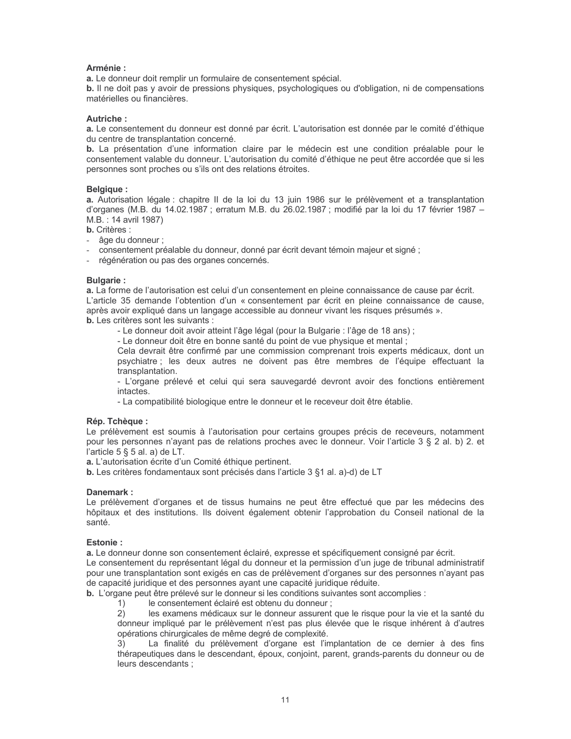**Arménie :**

**a.** Le donneur doit remplir un formulaire de consentement spécial.

**b.** Il ne doit pas y avoir de pressions physiques, psychologiques ou d'obligation, ni de compensations matérielles ou financières.

**Autriche :**

**a.** Le consentement du donneur est donné par écrit. L'autorisation est donnée par le comité d'éthique du centre de transplantation concerné.

**b.** La présentation d'une information claire par le médecin est une condition préalable pour le consentement valable du donneur. L'autorisation du comité d'éthique ne peut être accordée que si les personnes sont proches ou s'ils ont des relations étroites.

**Belgique :**

**a.** Autorisation légale : chapitre II de la loi du 13 juin 1986 sur le prélèvement et a transplantation d'organes (M.B. du 14.02.1987 ; erratum M.B. du 26.02.1987 ; modifié par la loi du 17 février 1987 – M.B. : 14 avril 1987)

**b.** Critères :

- âge du donneur ;
- consentement préalable du donneur, donné par écrit devant témoin majeur et signé ;
- régénération ou pas des organes concernés.

**Bulgarie :**

**a.** La forme de l'autorisation est celui d'un consentement en pleine connaissance de cause par écrit. L'article 35 demande l'obtention d'un « consentement par écrit en pleine connaissance de cause, après avoir expliqué dans un langage accessible au donneur vivant les risques présumés ».

**b.** Les critères sont les suivants :

- Le donneur doit avoir atteint l'âge légal (pour la Bulgarie : l'âge de 18 ans) ;
- Le donneur doit être en bonne santé du point de vue physique et mental ;

Cela devrait être confirmé par une commission comprenant trois experts médicaux, dont un psychiatre ; les deux autres ne doivent pas être membres de l'équipe effectuant la transplantation.

- L'organe prélevé et celui qui sera sauvegardé devront avoir des fonctions entièrement intactes.
- La compatibilité biologique entre le donneur et le receveur doit être établie.

**Rép. Tchèque :**

Le prélèvement est soumis à l'autorisation pour certains groupes précis de receveurs, notamment pour les personnes n'ayant pas de relations proches avec le donneur. Voir l'article 3 § 2 al. b) 2. et l'article 5 § 5 al. a) de LT.

**a.** L'autorisation écrite d'un Comité éthique pertinent.

**b.** Les critères fondamentaux sont précisés dans l'article 3 §1 al. a)-d) de LT

**Danemark :**

Le prélèvement d'organes et de tissus humains ne peut être effectué que par les médecins des hôpitaux et des institutions. Ils doivent également obtenir l'approbation du Conseil national de la santé.

**Estonie :**

**a.** Le donneur donne son consentement éclairé, expresse et spécifiquement consigné par écrit.

Le consentement du représentant légal du donneur et la permission d'un juge de tribunal administratif pour une transplantation sont exigés en cas de prélèvement d'organes sur des personnes n'ayant pas de capacité juridique et des personnes ayant une capacité juridique réduite.

**b.** L'organe peut être prélevé sur le donneur si les conditions suivantes sont accomplies :

1) le consentement éclairé est obtenu du donneur ;
2) les examens médicaux sur le donneur assurent que le risque pour la vie et la santé du donneur impliqué par le prélèvement n'est pas plus élevée que le risque inhérent à d'autres opérations chirurgicales de même degré de complexité.
3) La finalité du prélèvement d'organe est l'implantation de ce dernier à des fins thérapeutiques dans le descendant, époux, conjoint, parent, grands-parents du donneur ou de leurs descendants ;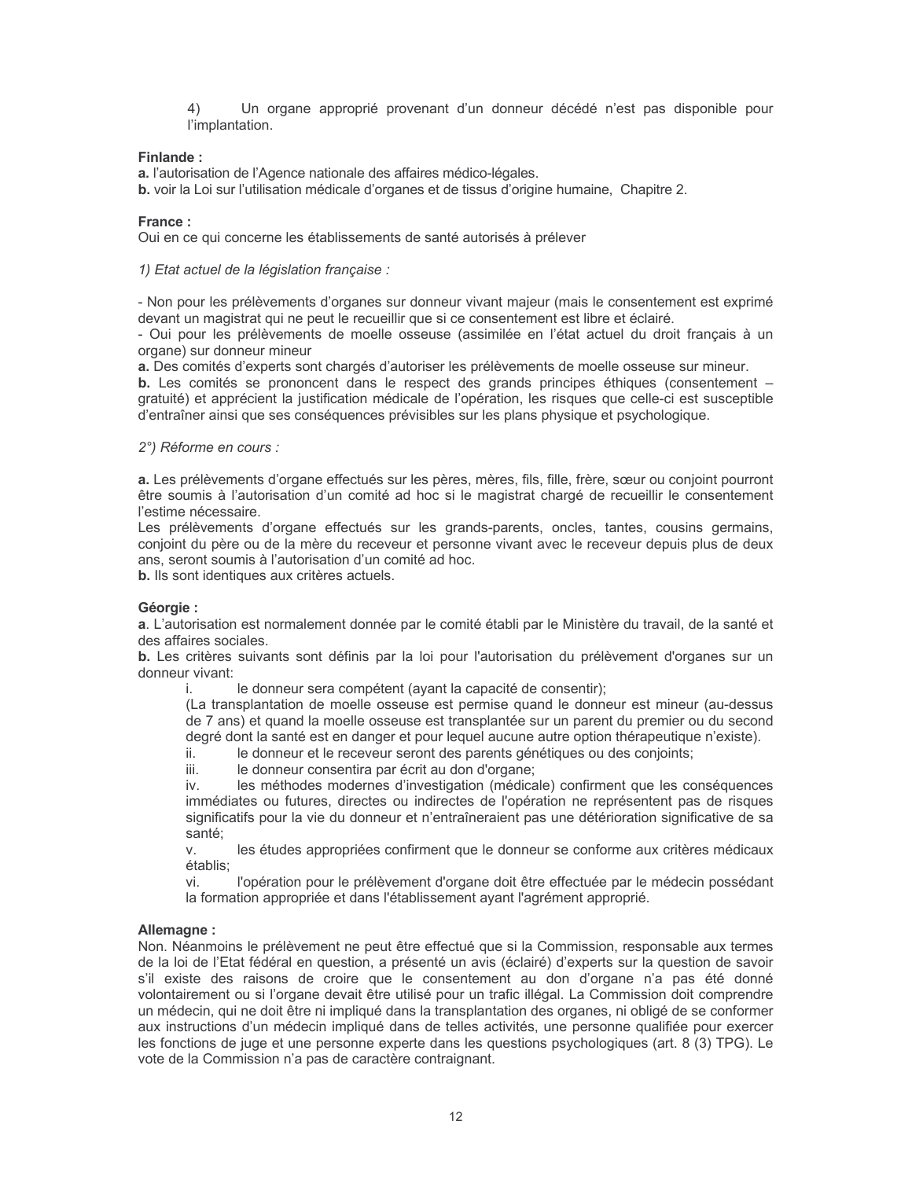4) Un organe approprié provenant d'un donneur décédé n'est pas disponible pour l'implantation.

**Finlande :**
**a.** l'autorisation de l'Agence nationale des affaires médico-légales.
**b.** voir la Loi sur l'utilisation médicale d'organes et de tissus d'origine humaine, Chapitre 2.

**France :**
Oui en ce qui concerne les établissements de santé autorisés à prélever

*1) Etat actuel de la législation française :*

- Non pour les prélèvements d'organes sur donneur vivant majeur (mais le consentement est exprimé devant un magistrat qui ne peut le recueillir que si ce consentement est libre et éclairé.
- Oui pour les prélèvements de moelle osseuse (assimilée en l'état actuel du droit français à un organe) sur donneur mineur

**a.** Des comités d'experts sont chargés d'autoriser les prélèvements de moelle osseuse sur mineur.
**b.** Les comités se prononcent dans le respect des grands principes éthiques (consentement – gratuité) et apprécient la justification médicale de l'opération, les risques que celle-ci est susceptible d'entraîner ainsi que ses conséquences prévisibles sur les plans physique et psychologique.

*2°) Réforme en cours :*

**a.** Les prélèvements d'organe effectués sur les pères, mères, fils, fille, frère, sœur ou conjoint pourront être soumis à l'autorisation d'un comité ad hoc si le magistrat chargé de recueillir le consentement l'estime nécessaire.
Les prélèvements d'organe effectués sur les grands-parents, oncles, tantes, cousins germains, conjoint du père ou de la mère du receveur et personne vivant avec le receveur depuis plus de deux ans, seront soumis à l'autorisation d'un comité ad hoc.
**b.** Ils sont identiques aux critères actuels.

**Géorgie :**
**a**. L'autorisation est normalement donnée par le comité établi par le Ministère du travail, de la santé et des affaires sociales.
**b.** Les critères suivants sont définis par la loi pour l'autorisation du prélèvement d'organes sur un donneur vivant:

i. le donneur sera compétent (ayant la capacité de consentir);
(La transplantation de moelle osseuse est permise quand le donneur est mineur (au-dessus de 7 ans) et quand la moelle osseuse est transplantée sur un parent du premier ou du second degré dont la santé est en danger et pour lequel aucune autre option thérapeutique n'existe).
ii. le donneur et le receveur seront des parents génétiques ou des conjoints;
iii. le donneur consentira par écrit au don d'organe;
iv. les méthodes modernes d'investigation (médicale) confirment que les conséquences immédiates ou futures, directes ou indirectes de l'opération ne représentent pas de risques significatifs pour la vie du donneur et n'entraîneraient pas une détérioration significative de sa santé;
v. les études appropriées confirment que le donneur se conforme aux critères médicaux établis;
vi. l'opération pour le prélèvement d'organe doit être effectuée par le médecin possédant la formation appropriée et dans l'établissement ayant l'agrément approprié.

**Allemagne :**
Non. Néanmoins le prélèvement ne peut être effectué que si la Commission, responsable aux termes de la loi de l'Etat fédéral en question, a présenté un avis (éclairé) d'experts sur la question de savoir s'il existe des raisons de croire que le consentement au don d'organe n'a pas été donné volontairement ou si l'organe devait être utilisé pour un trafic illégal. La Commission doit comprendre un médecin, qui ne doit être ni impliqué dans la transplantation des organes, ni obligé de se conformer aux instructions d'un médecin impliqué dans de telles activités, une personne qualifiée pour exercer les fonctions de juge et une personne experte dans les questions psychologiques (art. 8 (3) TPG). Le vote de la Commission n'a pas de caractère contraignant.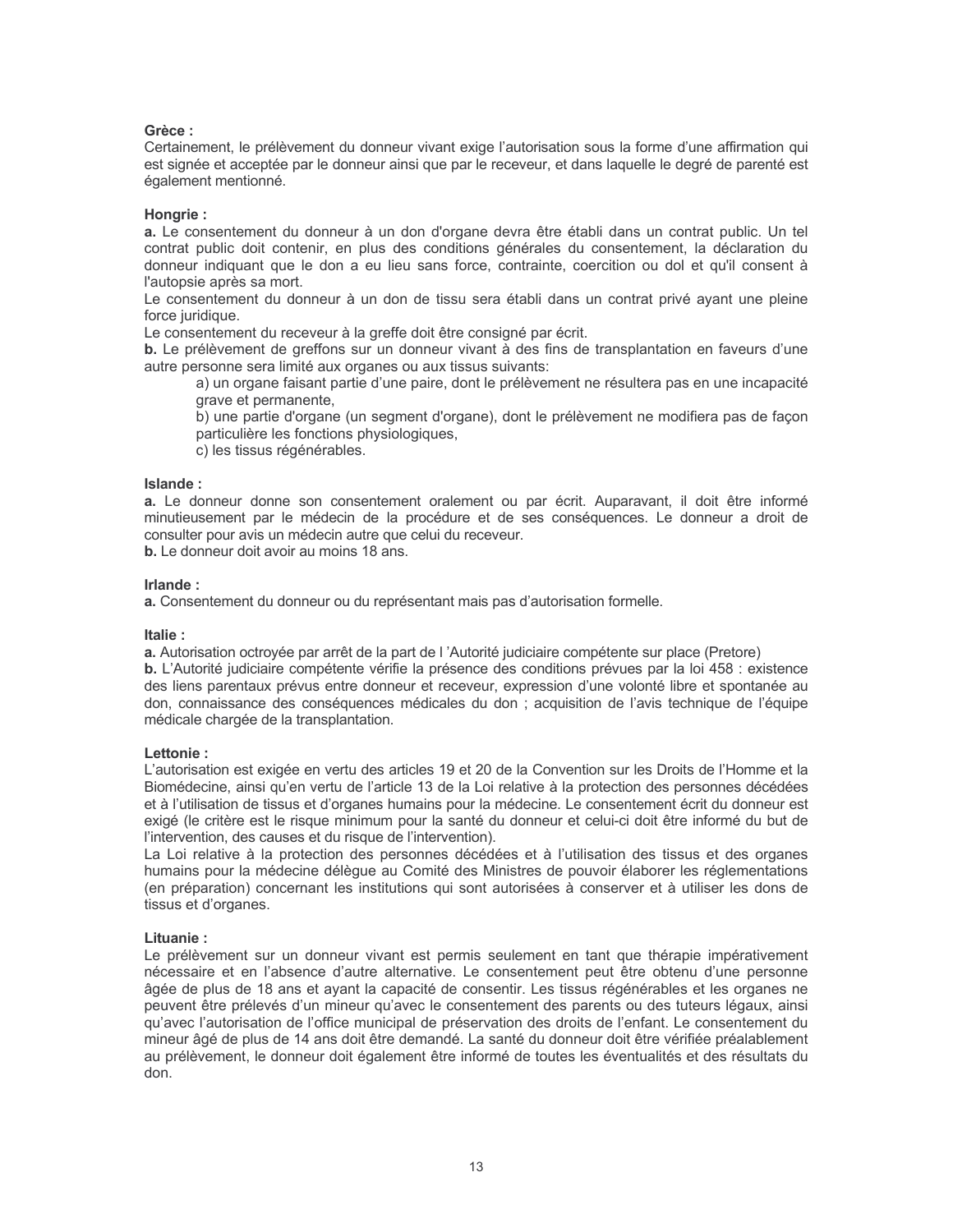**Grèce :**
Certainement, le prélèvement du donneur vivant exige l'autorisation sous la forme d'une affirmation qui est signée et acceptée par le donneur ainsi que par le receveur, et dans laquelle le degré de parenté est également mentionné.

**Hongrie :**
**a.** Le consentement du donneur à un don d'organe devra être établi dans un contrat public. Un tel contrat public doit contenir, en plus des conditions générales du consentement, la déclaration du donneur indiquant que le don a eu lieu sans force, contrainte, coercition ou dol et qu'il consent à l'autopsie après sa mort.
Le consentement du donneur à un don de tissu sera établi dans un contrat privé ayant une pleine force juridique.
Le consentement du receveur à la greffe doit être consigné par écrit.
**b.** Le prélèvement de greffons sur un donneur vivant à des fins de transplantation en faveurs d'une autre personne sera limité aux organes ou aux tissus suivants:

> a) un organe faisant partie d'une paire, dont le prélèvement ne résultera pas en une incapacité grave et permanente,
> b) une partie d'organe (un segment d'organe), dont le prélèvement ne modifiera pas de façon particulière les fonctions physiologiques,
> c) les tissus régénérables.

**Islande :**
**a.** Le donneur donne son consentement oralement ou par écrit. Auparavant, il doit être informé minutieusement par le médecin de la procédure et de ses conséquences. Le donneur a droit de consulter pour avis un médecin autre que celui du receveur.
**b.** Le donneur doit avoir au moins 18 ans.

**Irlande :**
**a.** Consentement du donneur ou du représentant mais pas d'autorisation formelle.

**Italie :**
**a.** Autorisation octroyée par arrêt de la part de l 'Autorité judiciaire compétente sur place (Pretore)
**b.** L'Autorité judiciaire compétente vérifie la présence des conditions prévues par la loi 458 : existence des liens parentaux prévus entre donneur et receveur, expression d'une volonté libre et spontanée au don, connaissance des conséquences médicales du don ; acquisition de l'avis technique de l'équipe médicale chargée de la transplantation.

**Lettonie :**
L'autorisation est exigée en vertu des articles 19 et 20 de la Convention sur les Droits de l'Homme et la Biomédecine, ainsi qu'en vertu de l'article 13 de la Loi relative à la protection des personnes décédées et à l'utilisation de tissus et d'organes humains pour la médecine. Le consentement écrit du donneur est exigé (le critère est le risque minimum pour la santé du donneur et celui-ci doit être informé du but de l'intervention, des causes et du risque de l'intervention).
La Loi relative à la protection des personnes décédées et à l'utilisation des tissus et des organes humains pour la médecine délègue au Comité des Ministres de pouvoir élaborer les réglementations (en préparation) concernant les institutions qui sont autorisées à conserver et à utiliser les dons de tissus et d'organes.

**Lituanie :**
Le prélèvement sur un donneur vivant est permis seulement en tant que thérapie impérativement nécessaire et en l'absence d'autre alternative. Le consentement peut être obtenu d'une personne âgée de plus de 18 ans et ayant la capacité de consentir. Les tissus régénérables et les organes ne peuvent être prélevés d'un mineur qu'avec le consentement des parents ou des tuteurs légaux, ainsi qu'avec l'autorisation de l'office municipal de préservation des droits de l'enfant. Le consentement du mineur âgé de plus de 14 ans doit être demandé. La santé du donneur doit être vérifiée préalablement au prélèvement, le donneur doit également être informé de toutes les éventualités et des résultats du don.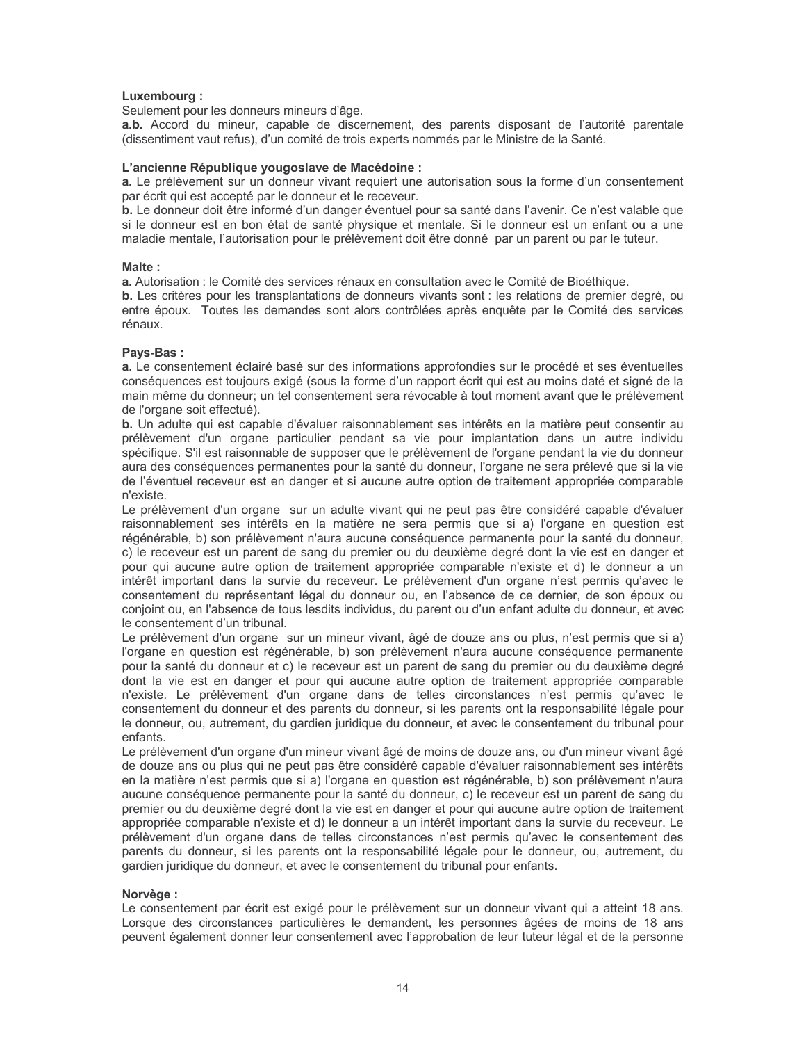**Luxembourg :**
Seulement pour les donneurs mineurs d'âge.
**a.b.** Accord du mineur, capable de discernement, des parents disposant de l'autorité parentale (dissentiment vaut refus), d'un comité de trois experts nommés par le Ministre de la Santé.

**L'ancienne République yougoslave de Macédoine :**
**a.** Le prélèvement sur un donneur vivant requiert une autorisation sous la forme d'un consentement par écrit qui est accepté par le donneur et le receveur.
**b.** Le donneur doit être informé d'un danger éventuel pour sa santé dans l'avenir. Ce n'est valable que si le donneur est en bon état de santé physique et mentale. Si le donneur est un enfant ou a une maladie mentale, l'autorisation pour le prélèvement doit être donné par un parent ou par le tuteur.

**Malte :**
**a.** Autorisation : le Comité des services rénaux en consultation avec le Comité de Bioéthique.
**b.** Les critères pour les transplantations de donneurs vivants sont : les relations de premier degré, ou entre époux. Toutes les demandes sont alors contrôlées après enquête par le Comité des services rénaux.

**Pays-Bas :**
**a.** Le consentement éclairé basé sur des informations approfondies sur le procédé et ses éventuelles conséquences est toujours exigé (sous la forme d'un rapport écrit qui est au moins daté et signé de la main même du donneur; un tel consentement sera révocable à tout moment avant que le prélèvement de l'organe soit effectué).
**b.** Un adulte qui est capable d'évaluer raisonnablement ses intérêts en la matière peut consentir au prélèvement d'un organe particulier pendant sa vie pour implantation dans un autre individu spécifique. S'il est raisonnable de supposer que le prélèvement de l'organe pendant la vie du donneur aura des conséquences permanentes pour la santé du donneur, l'organe ne sera prélevé que si la vie de l'éventuel receveur est en danger et si aucune autre option de traitement appropriée comparable n'existe.
Le prélèvement d'un organe sur un adulte vivant qui ne peut pas être considéré capable d'évaluer raisonnablement ses intérêts en la matière ne sera permis que si a) l'organe en question est régénérable, b) son prélèvement n'aura aucune conséquence permanente pour la santé du donneur, c) le receveur est un parent de sang du premier ou du deuxième degré dont la vie est en danger et pour qui aucune autre option de traitement appropriée comparable n'existe et d) le donneur a un intérêt important dans la survie du receveur. Le prélèvement d'un organe n'est permis qu'avec le consentement du représentant légal du donneur ou, en l'absence de ce dernier, de son époux ou conjoint ou, en l'absence de tous lesdits individus, du parent ou d'un enfant adulte du donneur, et avec le consentement d'un tribunal.
Le prélèvement d'un organe sur un mineur vivant, âgé de douze ans ou plus, n'est permis que si a) l'organe en question est régénérable, b) son prélèvement n'aura aucune conséquence permanente pour la santé du donneur et c) le receveur est un parent de sang du premier ou du deuxième degré dont la vie est en danger et pour qui aucune autre option de traitement appropriée comparable n'existe. Le prélèvement d'un organe dans de telles circonstances n'est permis qu'avec le consentement du donneur et des parents du donneur, si les parents ont la responsabilité légale pour le donneur, ou, autrement, du gardien juridique du donneur, et avec le consentement du tribunal pour enfants.
Le prélèvement d'un organe d'un mineur vivant âgé de moins de douze ans, ou d'un mineur vivant âgé de douze ans ou plus qui ne peut pas être considéré capable d'évaluer raisonnablement ses intérêts en la matière n'est permis que si a) l'organe en question est régénérable, b) son prélèvement n'aura aucune conséquence permanente pour la santé du donneur, c) le receveur est un parent de sang du premier ou du deuxième degré dont la vie est en danger et pour qui aucune autre option de traitement appropriée comparable n'existe et d) le donneur a un intérêt important dans la survie du receveur. Le prélèvement d'un organe dans de telles circonstances n'est permis qu'avec le consentement des parents du donneur, si les parents ont la responsabilité légale pour le donneur, ou, autrement, du gardien juridique du donneur, et avec le consentement du tribunal pour enfants.

**Norvège :**
Le consentement par écrit est exigé pour le prélèvement sur un donneur vivant qui a atteint 18 ans. Lorsque des circonstances particulières le demandent, les personnes âgées de moins de 18 ans peuvent également donner leur consentement avec l'approbation de leur tuteur légal et de la personne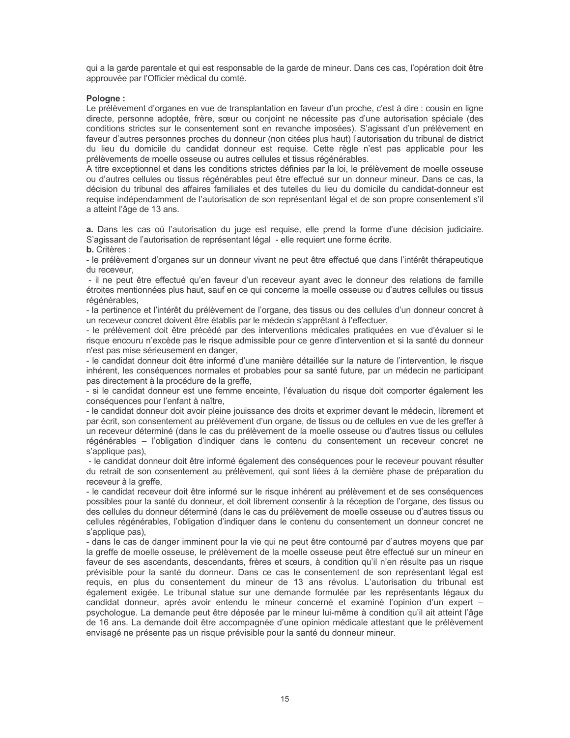qui a la garde parentale et qui est responsable de la garde de mineur. Dans ces cas, l'opération doit être approuvée par l'Officier médical du comté.

**Pologne :**

Le prélèvement d'organes en vue de transplantation en faveur d'un proche, c'est à dire : cousin en ligne directe, personne adoptée, frère, sœur ou conjoint ne nécessite pas d'une autorisation spéciale (des conditions strictes sur le consentement sont en revanche imposées). S'agissant d'un prélèvement en faveur d'autres personnes proches du donneur (non citées plus haut) l'autorisation du tribunal de district du lieu du domicile du candidat donneur est requise. Cette règle n'est pas applicable pour les prélèvements de moelle osseuse ou autres cellules et tissus régénérables.

A titre exceptionnel et dans les conditions strictes définies par la loi, le prélèvement de moelle osseuse ou d'autres cellules ou tissus régénérables peut être effectué sur un donneur mineur. Dans ce cas, la décision du tribunal des affaires familiales et des tutelles du lieu du domicile du candidat-donneur est requise indépendamment de l'autorisation de son représentant légal et de son propre consentement s'il a atteint l'âge de 13 ans.

**a.** Dans les cas où l'autorisation du juge est requise, elle prend la forme d'une décision judiciaire. S'agissant de l'autorisation de représentant légal - elle requiert une forme écrite.

**b.** Critères :

- le prélèvement d'organes sur un donneur vivant ne peut être effectué que dans l'intérêt thérapeutique du receveur,
- il ne peut être effectué qu'en faveur d'un receveur ayant avec le donneur des relations de famille étroites mentionnées plus haut, sauf en ce qui concerne la moelle osseuse ou d'autres cellules ou tissus régénérables,
- la pertinence et l'intérêt du prélèvement de l'organe, des tissus ou des cellules d'un donneur concret à un receveur concret doivent être établis par le médecin s'apprêtant à l'effectuer,
- le prélèvement doit être précédé par des interventions médicales pratiquées en vue d'évaluer si le risque encouru n'excède pas le risque admissible pour ce genre d'intervention et si la santé du donneur n'est pas mise sérieusement en danger,
- le candidat donneur doit être informé d'une manière détaillée sur la nature de l'intervention, le risque inhérent, les conséquences normales et probables pour sa santé future, par un médecin ne participant pas directement à la procédure de la greffe,
- si le candidat donneur est une femme enceinte, l'évaluation du risque doit comporter également les conséquences pour l'enfant à naître,
- le candidat donneur doit avoir pleine jouissance des droits et exprimer devant le médecin, librement et par écrit, son consentement au prélèvement d'un organe, de tissus ou de cellules en vue de les greffer à un receveur déterminé (dans le cas du prélèvement de la moelle osseuse ou d'autres tissus ou cellules régénérables – l'obligation d'indiquer dans le contenu du consentement un receveur concret ne s'applique pas),
- le candidat donneur doit être informé également des conséquences pour le receveur pouvant résulter du retrait de son consentement au prélèvement, qui sont liées à la dernière phase de préparation du receveur à la greffe,
- le candidat receveur doit être informé sur le risque inhérent au prélèvement et de ses conséquences possibles pour la santé du donneur, et doit librement consentir à la réception de l'organe, des tissus ou des cellules du donneur déterminé (dans le cas du prélèvement de moelle osseuse ou d'autres tissus ou cellules régénérables, l'obligation d'indiquer dans le contenu du consentement un donneur concret ne s'applique pas),
- dans le cas de danger imminent pour la vie qui ne peut être contourné par d'autres moyens que par la greffe de moelle osseuse, le prélèvement de la moelle osseuse peut être effectué sur un mineur en faveur de ses ascendants, descendants, frères et sœurs, à condition qu'il n'en résulte pas un risque prévisible pour la santé du donneur. Dans ce cas le consentement de son représentant légal est requis, en plus du consentement du mineur de 13 ans révolus. L'autorisation du tribunal est également exigée. Le tribunal statue sur une demande formulée par les représentants légaux du candidat donneur, après avoir entendu le mineur concerné et examiné l'opinion d'un expert – psychologue. La demande peut être déposée par le mineur lui-même à condition qu'il ait atteint l'âge de 16 ans. La demande doit être accompagnée d'une opinion médicale attestant que le prélèvement envisagé ne présente pas un risque prévisible pour la santé du donneur mineur.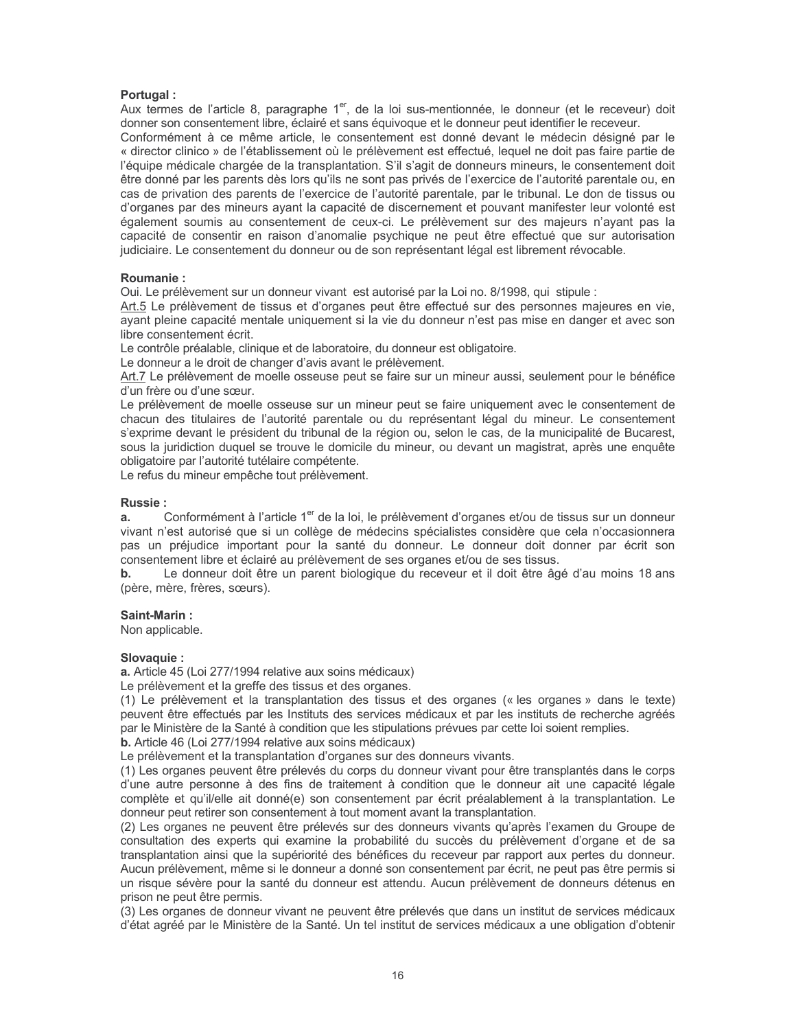**Portugal :**

Aux termes de l'article 8, paragraphe 1[er], de la loi sus-mentionnée, le donneur (et le receveur) doit donner son consentement libre, éclairé et sans équivoque et le donneur peut identifier le receveur.

Conformément à ce même article, le consentement est donné devant le médecin désigné par le « director clinico » de l'établissement où le prélèvement est effectué, lequel ne doit pas faire partie de l'équipe médicale chargée de la transplantation. S'il s'agit de donneurs mineurs, le consentement doit être donné par les parents dès lors qu'ils ne sont pas privés de l'exercice de l'autorité parentale ou, en cas de privation des parents de l'exercice de l'autorité parentale, par le tribunal. Le don de tissus ou d'organes par des mineurs ayant la capacité de discernement et pouvant manifester leur volonté est également soumis au consentement de ceux-ci. Le prélèvement sur des majeurs n'ayant pas la capacité de consentir en raison d'anomalie psychique ne peut être effectué que sur autorisation judiciaire. Le consentement du donneur ou de son représentant légal est librement révocable.

**Roumanie :**

Oui. Le prélèvement sur un donneur vivant est autorisé par la Loi no. 8/1998, qui stipule :

Art.5 Le prélèvement de tissus et d'organes peut être effectué sur des personnes majeures en vie, ayant pleine capacité mentale uniquement si la vie du donneur n'est pas mise en danger et avec son libre consentement écrit.

Le contrôle préalable, clinique et de laboratoire, du donneur est obligatoire.

Le donneur a le droit de changer d'avis avant le prélèvement.

Art.7 Le prélèvement de moelle osseuse peut se faire sur un mineur aussi, seulement pour le bénéfice d'un frère ou d'une sœur.

Le prélèvement de moelle osseuse sur un mineur peut se faire uniquement avec le consentement de chacun des titulaires de l'autorité parentale ou du représentant légal du mineur. Le consentement s'exprime devant le président du tribunal de la région ou, selon le cas, de la municipalité de Bucarest, sous la juridiction duquel se trouve le domicile du mineur, ou devant un magistrat, après une enquête obligatoire par l'autorité tutélaire compétente.

Le refus du mineur empêche tout prélèvement.

**Russie :**

**a.** Conformément à l'article 1[er] de la loi, le prélèvement d'organes et/ou de tissus sur un donneur vivant n'est autorisé que si un collège de médecins spécialistes considère que cela n'occasionnera pas un préjudice important pour la santé du donneur. Le donneur doit donner par écrit son consentement libre et éclairé au prélèvement de ses organes et/ou de ses tissus.

**b.** Le donneur doit être un parent biologique du receveur et il doit être âgé d'au moins 18 ans (père, mère, frères, sœurs).

**Saint-Marin :**

Non applicable.

**Slovaquie :**

**a.** Article 45 (Loi 277/1994 relative aux soins médicaux)

Le prélèvement et la greffe des tissus et des organes.

(1) Le prélèvement et la transplantation des tissus et des organes (« les organes » dans le texte) peuvent être effectués par les Instituts des services médicaux et par les instituts de recherche agréés par le Ministère de la Santé à condition que les stipulations prévues par cette loi soient remplies.

**b.** Article 46 (Loi 277/1994 relative aux soins médicaux)

Le prélèvement et la transplantation d'organes sur des donneurs vivants.

(1) Les organes peuvent être prélevés du corps du donneur vivant pour être transplantés dans le corps d'une autre personne à des fins de traitement à condition que le donneur ait une capacité légale complète et qu'il/elle ait donné(e) son consentement par écrit préalablement à la transplantation. Le donneur peut retirer son consentement à tout moment avant la transplantation.

(2) Les organes ne peuvent être prélevés sur des donneurs vivants qu'après l'examen du Groupe de consultation des experts qui examine la probabilité du succès du prélèvement d'organe et de sa transplantation ainsi que la supériorité des bénéfices du receveur par rapport aux pertes du donneur. Aucun prélèvement, même si le donneur a donné son consentement par écrit, ne peut pas être permis si un risque sévère pour la santé du donneur est attendu. Aucun prélèvement de donneurs détenus en prison ne peut être permis.

(3) Les organes de donneur vivant ne peuvent être prélevés que dans un institut de services médicaux d'état agréé par le Ministère de la Santé. Un tel institut de services médicaux a une obligation d'obtenir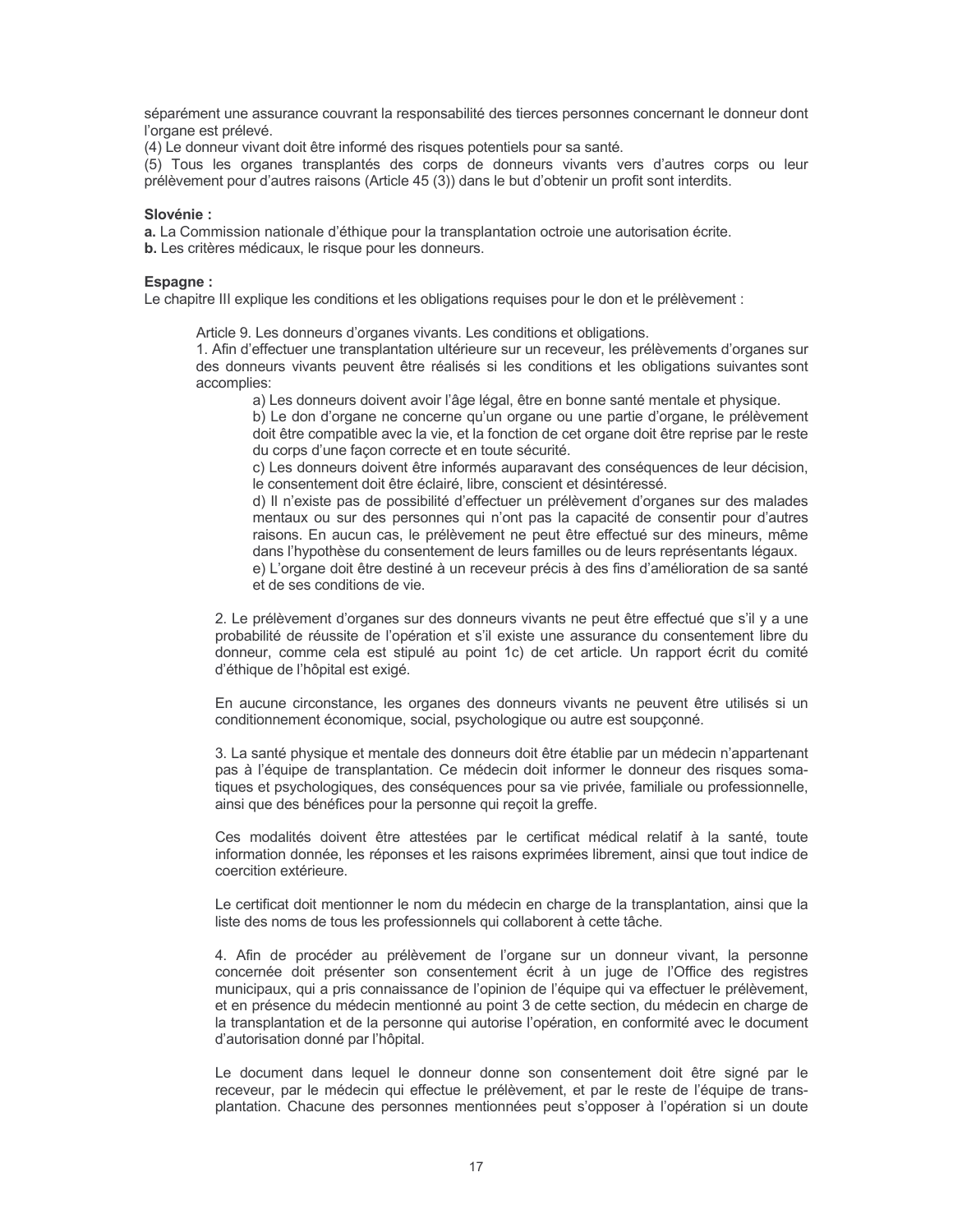séparément une assurance couvrant la responsabilité des tierces personnes concernant le donneur dont l'organe est prélevé.

(4) Le donneur vivant doit être informé des risques potentiels pour sa santé.

(5) Tous les organes transplantés des corps de donneurs vivants vers d'autres corps ou leur prélèvement pour d'autres raisons (Article 45 (3)) dans le but d'obtenir un profit sont interdits.

**Slovénie :**

**a.** La Commission nationale d'éthique pour la transplantation octroie une autorisation écrite.

**b.** Les critères médicaux, le risque pour les donneurs.

**Espagne :**

Le chapitre III explique les conditions et les obligations requises pour le don et le prélèvement :

> Article 9. Les donneurs d'organes vivants. Les conditions et obligations.
>
> 1. Afin d'effectuer une transplantation ultérieure sur un receveur, les prélèvements d'organes sur des donneurs vivants peuvent être réalisés si les conditions et les obligations suivantes sont accomplies:
>
> > a) Les donneurs doivent avoir l'âge légal, être en bonne santé mentale et physique.
> >
> > b) Le don d'organe ne concerne qu'un organe ou une partie d'organe, le prélèvement doit être compatible avec la vie, et la fonction de cet organe doit être reprise par le reste du corps d'une façon correcte et en toute sécurité.
> >
> > c) Les donneurs doivent être informés auparavant des conséquences de leur décision, le consentement doit être éclairé, libre, conscient et désintéressé.
> >
> > d) Il n'existe pas de possibilité d'effectuer un prélèvement d'organes sur des malades mentaux ou sur des personnes qui n'ont pas la capacité de consentir pour d'autres raisons. En aucun cas, le prélèvement ne peut être effectué sur des mineurs, même dans l'hypothèse du consentement de leurs familles ou de leurs représentants légaux.
> >
> > e) L'organe doit être destiné à un receveur précis à des fins d'amélioration de sa santé et de ses conditions de vie.
>
> 2. Le prélèvement d'organes sur des donneurs vivants ne peut être effectué que s'il y a une probabilité de réussite de l'opération et s'il existe une assurance du consentement libre du donneur, comme cela est stipulé au point 1c) de cet article. Un rapport écrit du comité d'éthique de l'hôpital est exigé.
>
> En aucune circonstance, les organes des donneurs vivants ne peuvent être utilisés si un conditionnement économique, social, psychologique ou autre est soupçonné.
>
> 3. La santé physique et mentale des donneurs doit être établie par un médecin n'appartenant pas à l'équipe de transplantation. Ce médecin doit informer le donneur des risques somatiques et psychologiques, des conséquences pour sa vie privée, familiale ou professionnelle, ainsi que des bénéfices pour la personne qui reçoit la greffe.
>
> Ces modalités doivent être attestées par le certificat médical relatif à la santé, toute information donnée, les réponses et les raisons exprimées librement, ainsi que tout indice de coercition extérieure.
>
> Le certificat doit mentionner le nom du médecin en charge de la transplantation, ainsi que la liste des noms de tous les professionnels qui collaborent à cette tâche.
>
> 4. Afin de procéder au prélèvement de l'organe sur un donneur vivant, la personne concernée doit présenter son consentement écrit à un juge de l'Office des registres municipaux, qui a pris connaissance de l'opinion de l'équipe qui va effectuer le prélèvement, et en présence du médecin mentionné au point 3 de cette section, du médecin en charge de la transplantation et de la personne qui autorise l'opération, en conformité avec le document d'autorisation donné par l'hôpital.
>
> Le document dans lequel le donneur donne son consentement doit être signé par le receveur, par le médecin qui effectue le prélèvement, et par le reste de l'équipe de transplantation. Chacune des personnes mentionnées peut s'opposer à l'opération si un doute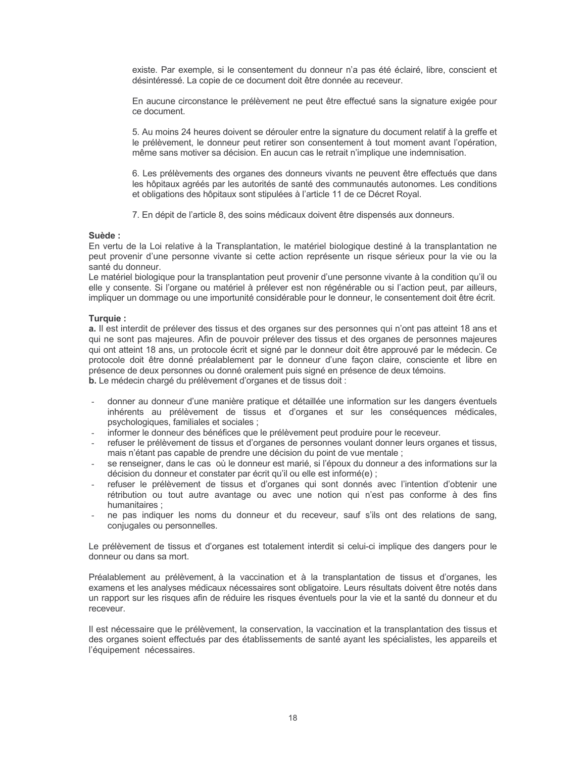existe. Par exemple, si le consentement du donneur n'a pas été éclairé, libre, conscient et désintéressé. La copie de ce document doit être donnée au receveur.

En aucune circonstance le prélèvement ne peut être effectué sans la signature exigée pour ce document.

5. Au moins 24 heures doivent se dérouler entre la signature du document relatif à la greffe et le prélèvement, le donneur peut retirer son consentement à tout moment avant l'opération, même sans motiver sa décision. En aucun cas le retrait n'implique une indemnisation.

6. Les prélèvements des organes des donneurs vivants ne peuvent être effectués que dans les hôpitaux agréés par les autorités de santé des communautés autonomes. Les conditions et obligations des hôpitaux sont stipulées à l'article 11 de ce Décret Royal.

7. En dépit de l'article 8, des soins médicaux doivent être dispensés aux donneurs.

**Suède :**
En vertu de la Loi relative à la Transplantation, le matériel biologique destiné à la transplantation ne peut provenir d'une personne vivante si cette action représente un risque sérieux pour la vie ou la santé du donneur.
Le matériel biologique pour la transplantation peut provenir d'une personne vivante à la condition qu'il ou elle y consente. Si l'organe ou matériel à prélever est non régénérable ou si l'action peut, par ailleurs, impliquer un dommage ou une importunité considérable pour le donneur, le consentement doit être écrit.

**Turquie :**
**a.** Il est interdit de prélever des tissus et des organes sur des personnes qui n'ont pas atteint 18 ans et qui ne sont pas majeures. Afin de pouvoir prélever des tissus et des organes de personnes majeures qui ont atteint 18 ans, un protocole écrit et signé par le donneur doit être approuvé par le médecin. Ce protocole doit être donné préalablement par le donneur d'une façon claire, consciente et libre en présence de deux personnes ou donné oralement puis signé en présence de deux témoins.
**b.** Le médecin chargé du prélèvement d'organes et de tissus doit :

- donner au donneur d'une manière pratique et détaillée une information sur les dangers éventuels inhérents au prélèvement de tissus et d'organes et sur les conséquences médicales, psychologiques, familiales et sociales ;
- informer le donneur des bénéfices que le prélèvement peut produire pour le receveur.
- refuser le prélèvement de tissus et d'organes de personnes voulant donner leurs organes et tissus, mais n'étant pas capable de prendre une décision du point de vue mentale ;
- se renseigner, dans le cas où le donneur est marié, si l'époux du donneur a des informations sur la décision du donneur et constater par écrit qu'il ou elle est informé(e) ;
- refuser le prélèvement de tissus et d'organes qui sont donnés avec l'intention d'obtenir une rétribution ou tout autre avantage ou avec une notion qui n'est pas conforme à des fins humanitaires ;
- ne pas indiquer les noms du donneur et du receveur, sauf s'ils ont des relations de sang, conjugales ou personnelles.

Le prélèvement de tissus et d'organes est totalement interdit si celui-ci implique des dangers pour le donneur ou dans sa mort.

Préalablement au prélèvement, à la vaccination et à la transplantation de tissus et d'organes, les examens et les analyses médicaux nécessaires sont obligatoire. Leurs résultats doivent être notés dans un rapport sur les risques afin de réduire les risques éventuels pour la vie et la santé du donneur et du receveur.

Il est nécessaire que le prélèvement, la conservation, la vaccination et la transplantation des tissus et des organes soient effectués par des établissements de santé ayant les spécialistes, les appareils et l'équipement nécessaires.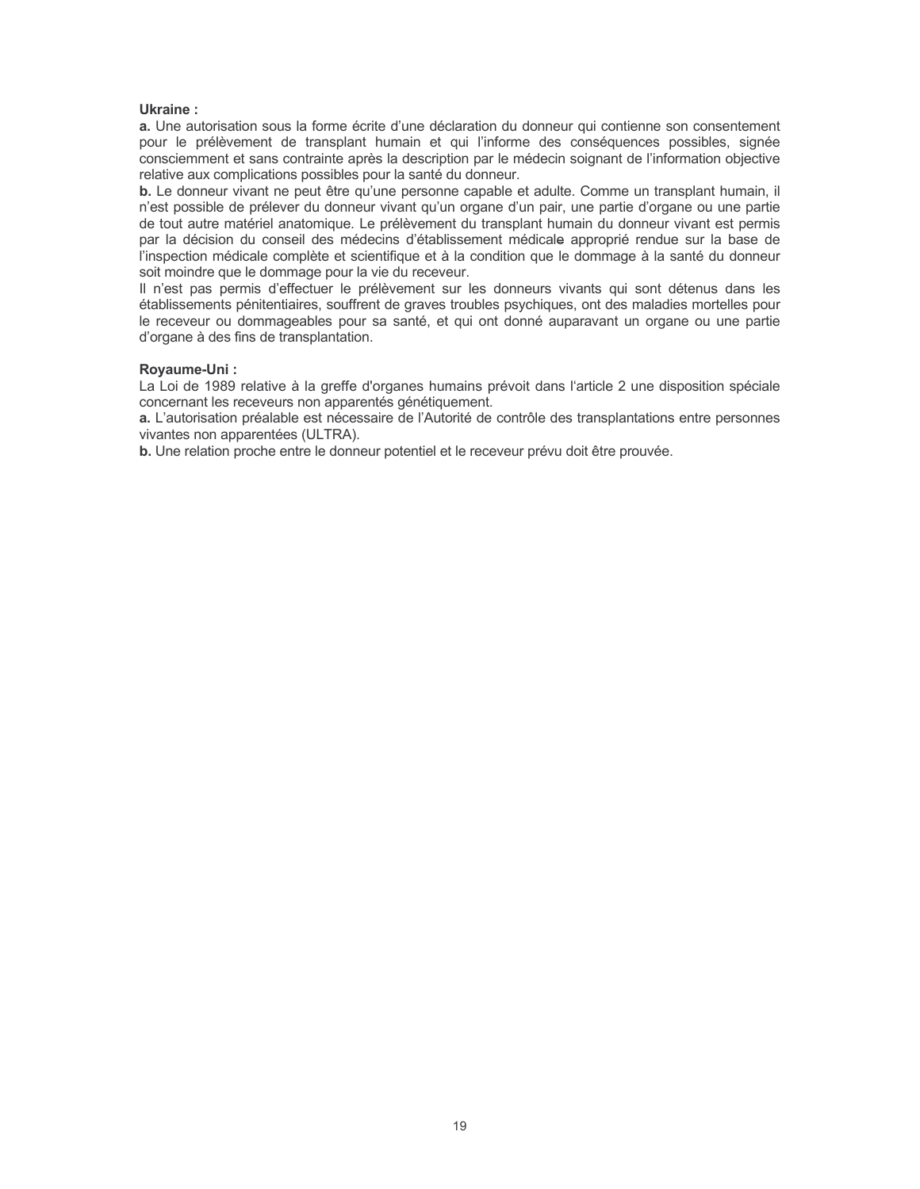**Ukraine :**

**a.** Une autorisation sous la forme écrite d'une déclaration du donneur qui contienne son consentement pour le prélèvement de transplant humain et qui l'informe des conséquences possibles, signée consciemment et sans contrainte après la description par le médecin soignant de l'information objective relative aux complications possibles pour la santé du donneur.

**b.** Le donneur vivant ne peut être qu'une personne capable et adulte. Comme un transplant humain, il n'est possible de prélever du donneur vivant qu'un organe d'un pair, une partie d'organe ou une partie de tout autre matériel anatomique. Le prélèvement du transplant humain du donneur vivant est permis par la décision du conseil des médecins d'établissement médicale approprié rendue sur la base de l'inspection médicale complète et scientifique et à la condition que le dommage à la santé du donneur soit moindre que le dommage pour la vie du receveur.

Il n'est pas permis d'effectuer le prélèvement sur les donneurs vivants qui sont détenus dans les établissements pénitentiaires, souffrent de graves troubles psychiques, ont des maladies mortelles pour le receveur ou dommageables pour sa santé, et qui ont donné auparavant un organe ou une partie d'organe à des fins de transplantation.

**Royaume-Uni :**

La Loi de 1989 relative à la greffe d'organes humains prévoit dans l'article 2 une disposition spéciale concernant les receveurs non apparentés génétiquement.

**a.** L'autorisation préalable est nécessaire de l'Autorité de contrôle des transplantations entre personnes vivantes non apparentées (ULTRA).

**b.** Une relation proche entre le donneur potentiel et le receveur prévu doit être prouvée.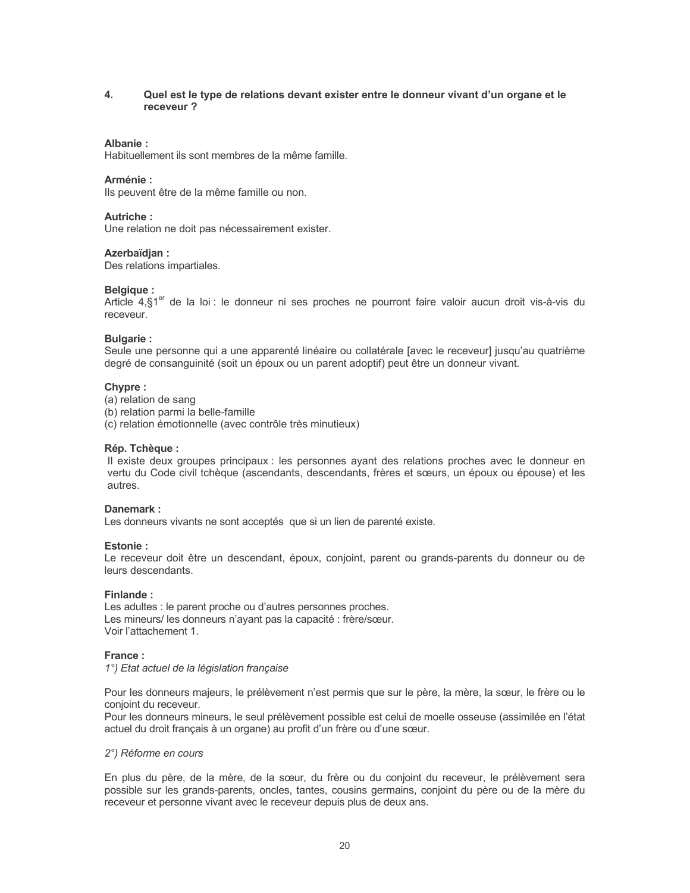## 4. Quel est le type de relations devant exister entre le donneur vivant d'un organe et le receveur ?

**Albanie :**
Habituellement ils sont membres de la même famille.

**Arménie :**
Ils peuvent être de la même famille ou non.

**Autriche :**
Une relation ne doit pas nécessairement exister.

**Azerbaïdjan :**
Des relations impartiales.

**Belgique :**
Article 4,§1[er] de la loi : le donneur ni ses proches ne pourront faire valoir aucun droit vis-à-vis du receveur.

**Bulgarie :**
Seule une personne qui a une apparenté linéaire ou collatérale [avec le receveur] jusqu'au quatrième degré de consanguinité (soit un époux ou un parent adoptif) peut être un donneur vivant.

**Chypre :**
(a) relation de sang
(b) relation parmi la belle-famille
(c) relation émotionnelle (avec contrôle très minutieux)

**Rép. Tchèque :**
Il existe deux groupes principaux : les personnes ayant des relations proches avec le donneur en vertu du Code civil tchèque (ascendants, descendants, frères et sœurs, un époux ou épouse) et les autres.

**Danemark :**
Les donneurs vivants ne sont acceptés que si un lien de parenté existe.

**Estonie :**
Le receveur doit être un descendant, époux, conjoint, parent ou grands-parents du donneur ou de leurs descendants.

**Finlande :**
Les adultes : le parent proche ou d'autres personnes proches.
Les mineurs/ les donneurs n'ayant pas la capacité : frère/sœur.
Voir l'attachement 1.

**France :**
*1°) Etat actuel de la législation française*

Pour les donneurs majeurs, le prélèvement n'est permis que sur le père, la mère, la sœur, le frère ou le conjoint du receveur.
Pour les donneurs mineurs, le seul prélèvement possible est celui de moelle osseuse (assimilée en l'état actuel du droit français à un organe) au profit d'un frère ou d'une sœur.

*2°) Réforme en cours*

En plus du père, de la mère, de la sœur, du frère ou du conjoint du receveur, le prélèvement sera possible sur les grands-parents, oncles, tantes, cousins germains, conjoint du père ou de la mère du receveur et personne vivant avec le receveur depuis plus de deux ans.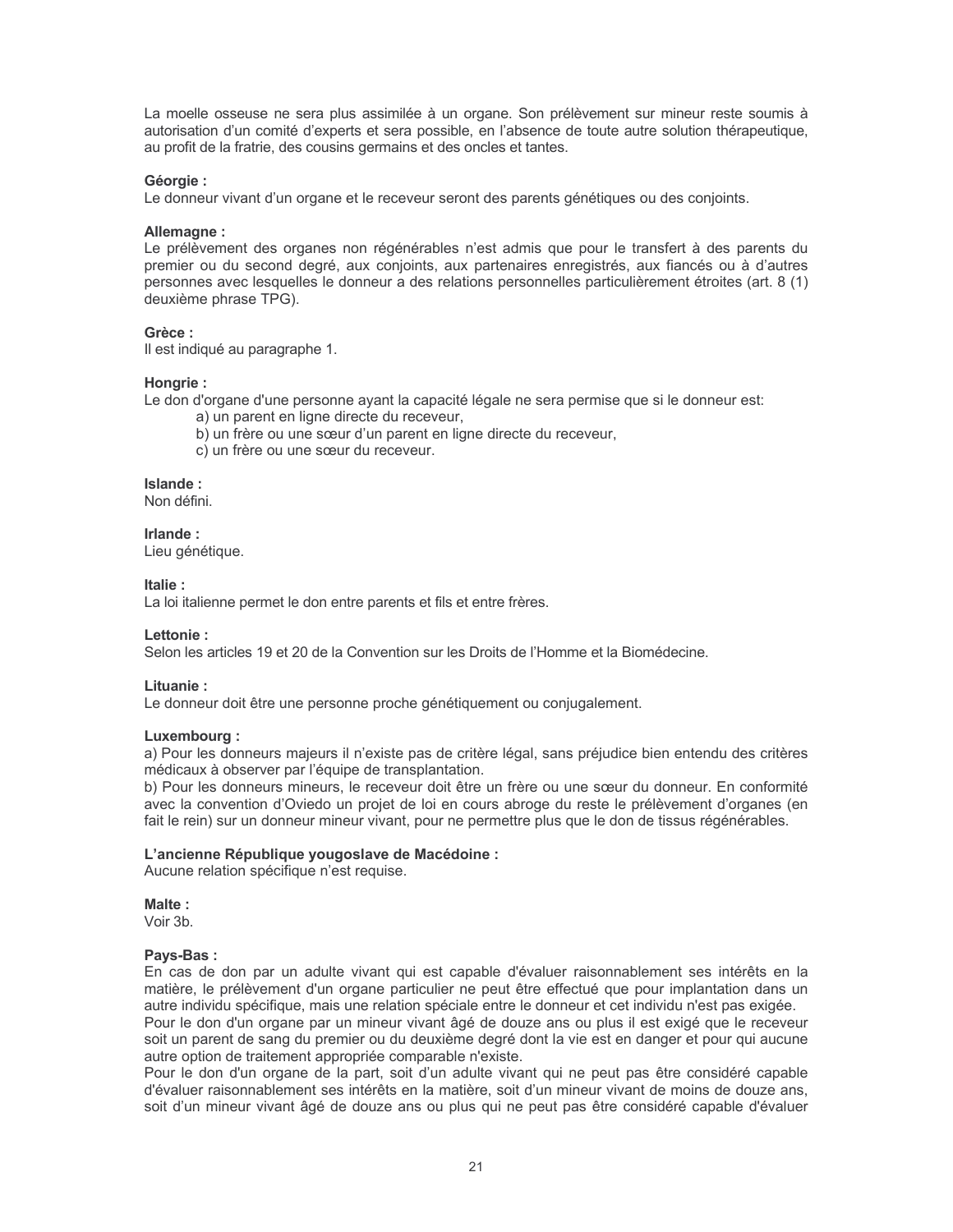La moelle osseuse ne sera plus assimilée à un organe. Son prélèvement sur mineur reste soumis à autorisation d'un comité d'experts et sera possible, en l'absence de toute autre solution thérapeutique, au profit de la fratrie, des cousins germains et des oncles et tantes.

**Géorgie :**
Le donneur vivant d'un organe et le receveur seront des parents génétiques ou des conjoints.

**Allemagne :**
Le prélèvement des organes non régénérables n'est admis que pour le transfert à des parents du premier ou du second degré, aux conjoints, aux partenaires enregistrés, aux fiancés ou à d'autres personnes avec lesquelles le donneur a des relations personnelles particulièrement étroites (art. 8 (1) deuxième phrase TPG).

**Grèce :**
Il est indiqué au paragraphe 1.

**Hongrie :**
Le don d'organe d'une personne ayant la capacité légale ne sera permise que si le donneur est:

a) un parent en ligne directe du receveur,
b) un frère ou une sœur d'un parent en ligne directe du receveur,
c) un frère ou une sœur du receveur.

**Islande :**
Non défini.

**Irlande :**
Lieu génétique.

**Italie :**
La loi italienne permet le don entre parents et fils et entre frères.

**Lettonie :**
Selon les articles 19 et 20 de la Convention sur les Droits de l'Homme et la Biomédecine.

**Lituanie :**
Le donneur doit être une personne proche génétiquement ou conjugalement.

**Luxembourg :**
a) Pour les donneurs majeurs il n'existe pas de critère légal, sans préjudice bien entendu des critères médicaux à observer par l'équipe de transplantation.
b) Pour les donneurs mineurs, le receveur doit être un frère ou une sœur du donneur. En conformité avec la convention d'Oviedo un projet de loi en cours abroge du reste le prélèvement d'organes (en fait le rein) sur un donneur mineur vivant, pour ne permettre plus que le don de tissus régénérables.

**L'ancienne République yougoslave de Macédoine :**
Aucune relation spécifique n'est requise.

**Malte :**
Voir 3b.

**Pays-Bas :**
En cas de don par un adulte vivant qui est capable d'évaluer raisonnablement ses intérêts en la matière, le prélèvement d'un organe particulier ne peut être effectué que pour implantation dans un autre individu spécifique, mais une relation spéciale entre le donneur et cet individu n'est pas exigée.
Pour le don d'un organe par un mineur vivant âgé de douze ans ou plus il est exigé que le receveur soit un parent de sang du premier ou du deuxième degré dont la vie est en danger et pour qui aucune autre option de traitement appropriée comparable n'existe.
Pour le don d'un organe de la part, soit d'un adulte vivant qui ne peut pas être considéré capable d'évaluer raisonnablement ses intérêts en la matière, soit d'un mineur vivant de moins de douze ans, soit d'un mineur vivant âgé de douze ans ou plus qui ne peut pas être considéré capable d'évaluer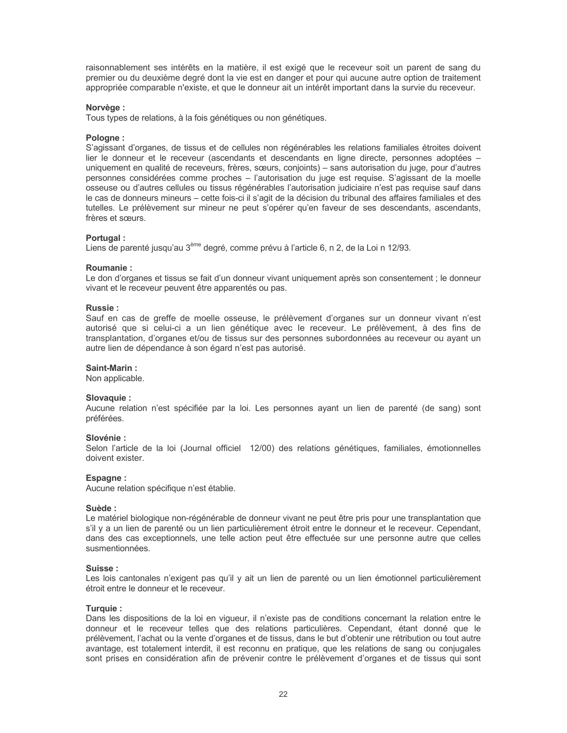raisonnablement ses intérêts en la matière, il est exigé que le receveur soit un parent de sang du premier ou du deuxième degré dont la vie est en danger et pour qui aucune autre option de traitement appropriée comparable n'existe, et que le donneur ait un intérêt important dans la survie du receveur.

**Norvège :**
Tous types de relations, à la fois génétiques ou non génétiques.

**Pologne :**
S'agissant d'organes, de tissus et de cellules non régénérables les relations familiales étroites doivent lier le donneur et le receveur (ascendants et descendants en ligne directe, personnes adoptées – uniquement en qualité de receveurs, frères, sœurs, conjoints) – sans autorisation du juge, pour d'autres personnes considérées comme proches – l'autorisation du juge est requise. S'agissant de la moelle osseuse ou d'autres cellules ou tissus régénérables l'autorisation judiciaire n'est pas requise sauf dans le cas de donneurs mineurs – cette fois-ci il s'agit de la décision du tribunal des affaires familiales et des tutelles. Le prélèvement sur mineur ne peut s'opérer qu'en faveur de ses descendants, ascendants, frères et sœurs.

**Portugal :**
Liens de parenté jusqu'au 3ème degré, comme prévu à l'article 6, n 2, de la Loi n 12/93.

**Roumanie :**
Le don d'organes et tissus se fait d'un donneur vivant uniquement après son consentement ; le donneur vivant et le receveur peuvent être apparentés ou pas.

**Russie :**
Sauf en cas de greffe de moelle osseuse, le prélèvement d'organes sur un donneur vivant n'est autorisé que si celui-ci a un lien génétique avec le receveur. Le prélèvement, à des fins de transplantation, d'organes et/ou de tissus sur des personnes subordonnées au receveur ou ayant un autre lien de dépendance à son égard n'est pas autorisé.

**Saint-Marin :**
Non applicable.

**Slovaquie :**
Aucune relation n'est spécifiée par la loi. Les personnes ayant un lien de parenté (de sang) sont préférées.

**Slovénie :**
Selon l'article de la loi (Journal officiel 12/00) des relations génétiques, familiales, émotionnelles doivent exister.

**Espagne :**
Aucune relation spécifique n'est établie.

**Suède :**
Le matériel biologique non-régénérable de donneur vivant ne peut être pris pour une transplantation que s'il y a un lien de parenté ou un lien particulièrement étroit entre le donneur et le receveur. Cependant, dans des cas exceptionnels, une telle action peut être effectuée sur une personne autre que celles susmentionnées.

**Suisse :**
Les lois cantonales n'exigent pas qu'il y ait un lien de parenté ou un lien émotionnel particulièrement étroit entre le donneur et le receveur.

**Turquie :**
Dans les dispositions de la loi en vigueur, il n'existe pas de conditions concernant la relation entre le donneur et le receveur telles que des relations particulières. Cependant, étant donné que le prélèvement, l'achat ou la vente d'organes et de tissus, dans le but d'obtenir une rétribution ou tout autre avantage, est totalement interdit, il est reconnu en pratique, que les relations de sang ou conjugales sont prises en considération afin de prévenir contre le prélèvement d'organes et de tissus qui sont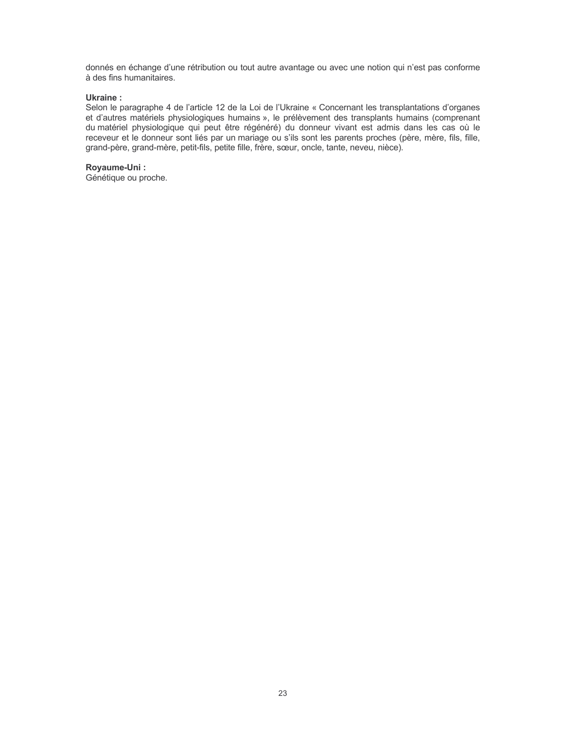donnés en échange d'une rétribution ou tout autre avantage ou avec une notion qui n'est pas conforme à des fins humanitaires.

**Ukraine :**
Selon le paragraphe 4 de l'article 12 de la Loi de l'Ukraine « Concernant les transplantations d'organes et d'autres matériels physiologiques humains », le prélèvement des transplants humains (comprenant du matériel physiologique qui peut être régénéré) du donneur vivant est admis dans les cas où le receveur et le donneur sont liés par un mariage ou s'ils sont les parents proches (père, mère, fils, fille, grand-père, grand-mère, petit-fils, petite fille, frère, sœur, oncle, tante, neveu, nièce).

**Royaume-Uni :**
Génétique ou proche.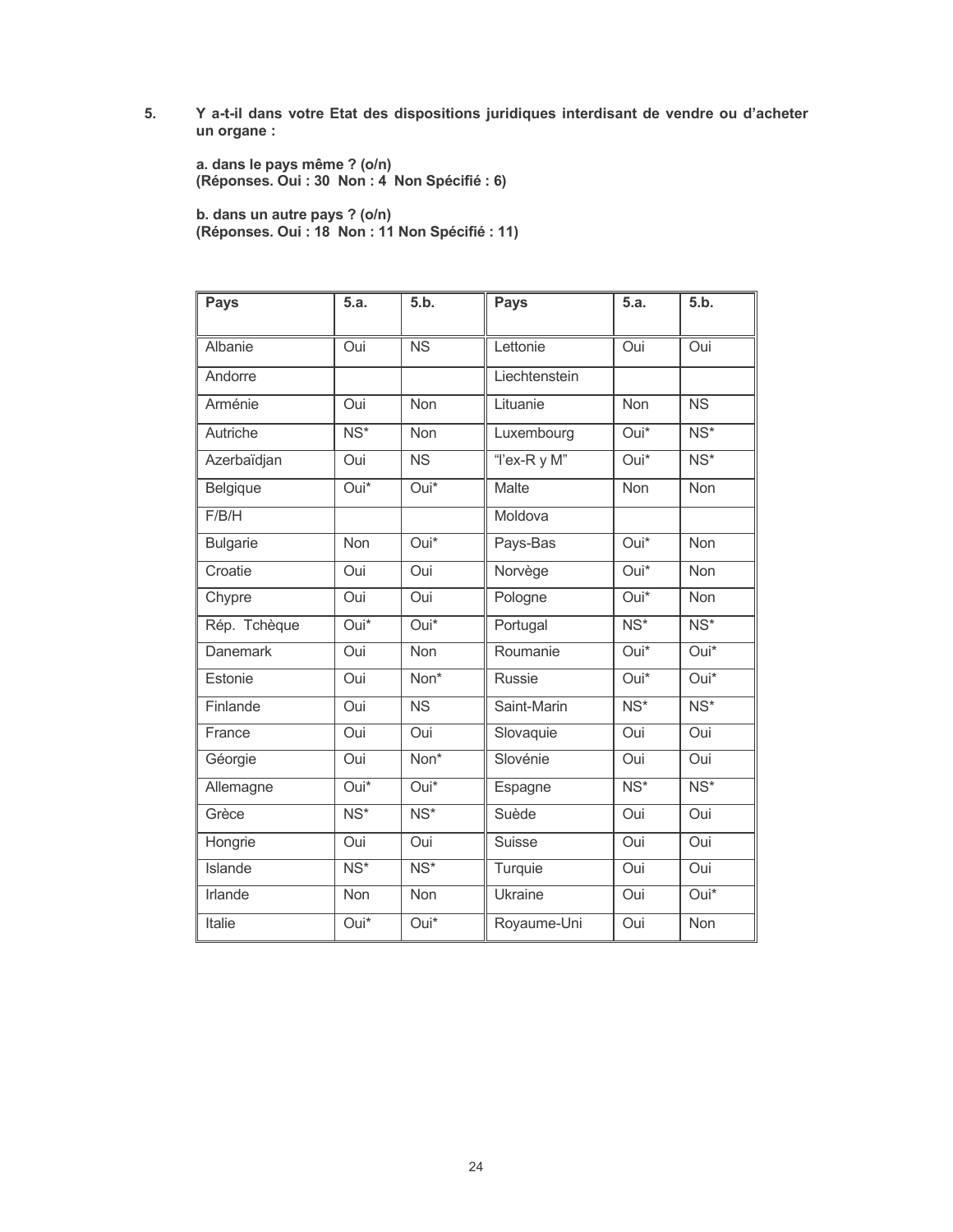5. **Y a-t-il dans votre Etat des dispositions juridiques interdisant de vendre ou d'acheter un organe :**

**a. dans le pays même ? (o/n)**
**(Réponses. Oui : 30 Non : 4 Non Spécifié : 6)**

**b. dans un autre pays ? (o/n)**
**(Réponses. Oui : 18 Non : 11 Non Spécifié : 11)**

| Pays | 5.a. | 5.b. | Pays | 5.a. | 5.b. |
|---|---|---|---|---|---|
| Albanie | Oui | NS | Lettonie | Oui | Oui |
| Andorre | | | Liechtenstein | | |
| Arménie | Oui | Non | Lituanie | Non | NS |
| Autriche | NS* | Non | Luxembourg | Oui* | NS* |
| Azerbaïdjan | Oui | NS | "l'ex-R y M" | Oui* | NS* |
| Belgique | Oui* | Oui* | Malte | Non | Non |
| F/B/H | | | Moldova | | |
| Bulgarie | Non | Oui* | Pays-Bas | Oui* | Non |
| Croatie | Oui | Oui | Norvège | Oui* | Non |
| Chypre | Oui | Oui | Pologne | Oui* | Non |
| Rép. Tchèque | Oui* | Oui* | Portugal | NS* | NS* |
| Danemark | Oui | Non | Roumanie | Oui* | Oui* |
| Estonie | Oui | Non* | Russie | Oui* | Oui* |
| Finlande | Oui | NS | Saint-Marin | NS* | NS* |
| France | Oui | Oui | Slovaquie | Oui | Oui |
| Géorgie | Oui | Non* | Slovénie | Oui | Oui |
| Allemagne | Oui* | Oui* | Espagne | NS* | NS* |
| Grèce | NS* | NS* | Suède | Oui | Oui |
| Hongrie | Oui | Oui | Suisse | Oui | Oui |
| Islande | NS* | NS* | Turquie | Oui | Oui |
| Irlande | Non | Non | Ukraine | Oui | Oui* |
| Italie | Oui* | Oui* | Royaume-Uni | Oui | Non |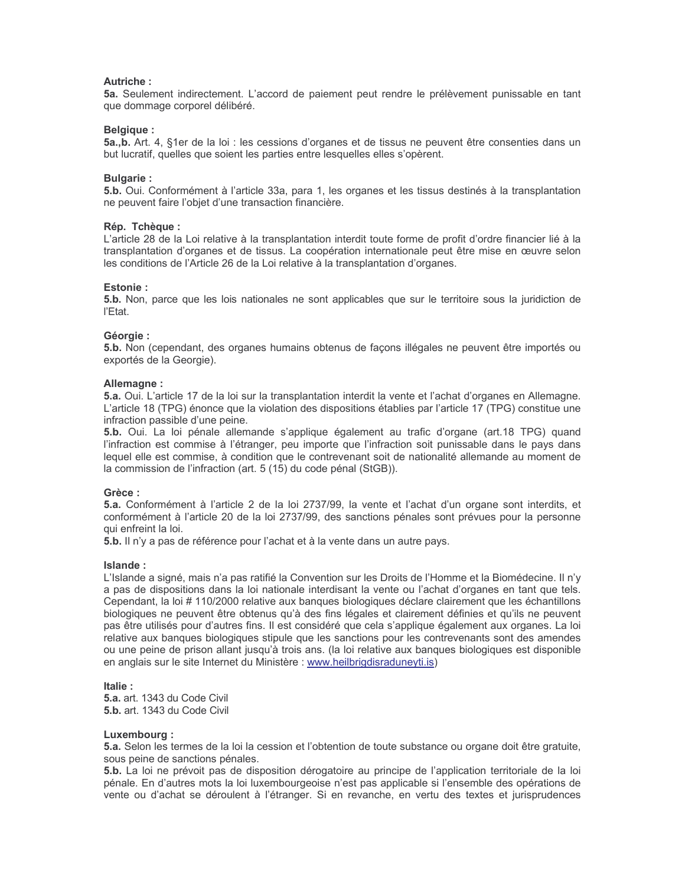**Autriche :**
**5a.** Seulement indirectement. L'accord de paiement peut rendre le prélèvement punissable en tant que dommage corporel délibéré.

**Belgique :**
**5a.,b.** Art. 4, §1er de la loi : les cessions d'organes et de tissus ne peuvent être consenties dans un but lucratif, quelles que soient les parties entre lesquelles elles s'opèrent.

**Bulgarie :**
**5.b.** Oui. Conformément à l'article 33a, para 1, les organes et les tissus destinés à la transplantation ne peuvent faire l'objet d'une transaction financière.

**Rép. Tchèque :**
L'article 28 de la Loi relative à la transplantation interdit toute forme de profit d'ordre financier lié à la transplantation d'organes et de tissus. La coopération internationale peut être mise en œuvre selon les conditions de l'Article 26 de la Loi relative à la transplantation d'organes.

**Estonie :**
**5.b.** Non, parce que les lois nationales ne sont applicables que sur le territoire sous la juridiction de l'Etat.

**Géorgie :**
**5.b.** Non (cependant, des organes humains obtenus de façons illégales ne peuvent être importés ou exportés de la Georgie).

**Allemagne :**
**5.a.** Oui. L'article 17 de la loi sur la transplantation interdit la vente et l'achat d'organes en Allemagne. L'article 18 (TPG) énonce que la violation des dispositions établies par l'article 17 (TPG) constitue une infraction passible d'une peine.
**5.b.** Oui. La loi pénale allemande s'applique également au trafic d'organe (art.18 TPG) quand l'infraction est commise à l'étranger, peu importe que l'infraction soit punissable dans le pays dans lequel elle est commise, à condition que le contrevenant soit de nationalité allemande au moment de la commission de l'infraction (art. 5 (15) du code pénal (StGB)).

**Grèce :**
**5.a.** Conformément à l'article 2 de la loi 2737/99, la vente et l'achat d'un organe sont interdits, et conformément à l'article 20 de la loi 2737/99, des sanctions pénales sont prévues pour la personne qui enfreint la loi.
**5.b.** Il n'y a pas de référence pour l'achat et à la vente dans un autre pays.

**Islande :**
L'Islande a signé, mais n'a pas ratifié la Convention sur les Droits de l'Homme et la Biomédecine. Il n'y a pas de dispositions dans la loi nationale interdisant la vente ou l'achat d'organes en tant que tels. Cependant, la loi # 110/2000 relative aux banques biologiques déclare clairement que les échantillons biologiques ne peuvent être obtenus qu'à des fins légales et clairement définies et qu'ils ne peuvent pas être utilisés pour d'autres fins. Il est considéré que cela s'applique également aux organes. La loi relative aux banques biologiques stipule que les sanctions pour les contrevenants sont des amendes ou une peine de prison allant jusqu'à trois ans. (la loi relative aux banques biologiques est disponible en anglais sur le site Internet du Ministère : www.heilbrigdisraduneyti.is)

**Italie :**
**5.a.** art. 1343 du Code Civil
**5.b.** art. 1343 du Code Civil

**Luxembourg :**
**5.a.** Selon les termes de la loi la cession et l'obtention de toute substance ou organe doit être gratuite, sous peine de sanctions pénales.
**5.b.** La loi ne prévoit pas de disposition dérogatoire au principe de l'application territoriale de la loi pénale. En d'autres mots la loi luxembourgeoise n'est pas applicable si l'ensemble des opérations de vente ou d'achat se déroulent à l'étranger. Si en revanche, en vertu des textes et jurisprudences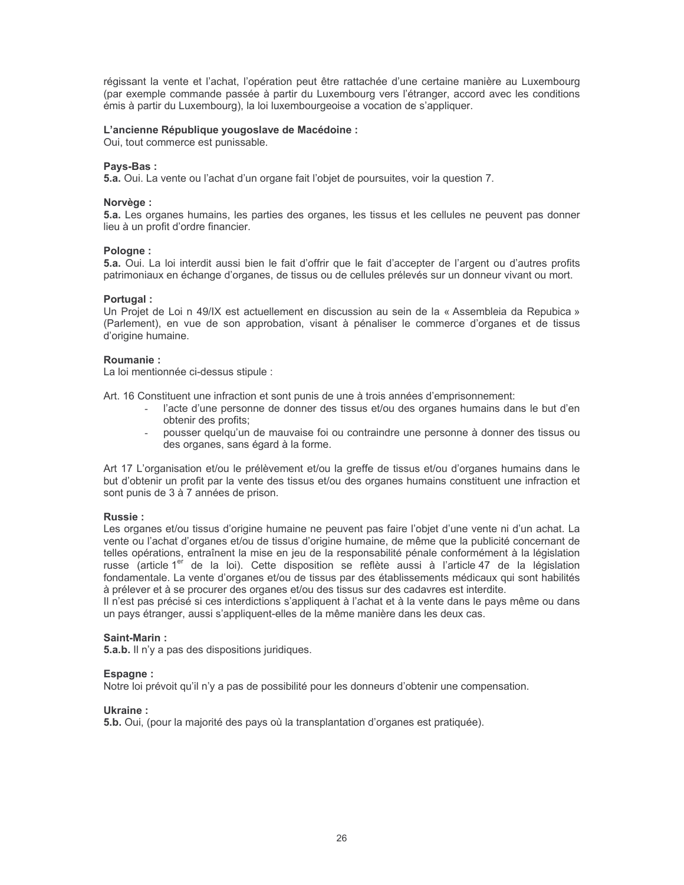régissant la vente et l'achat, l'opération peut être rattachée d'une certaine manière au Luxembourg (par exemple commande passée à partir du Luxembourg vers l'étranger, accord avec les conditions émis à partir du Luxembourg), la loi luxembourgeoise a vocation de s'appliquer.

**L'ancienne République yougoslave de Macédoine :**
Oui, tout commerce est punissable.

**Pays-Bas :**
**5.a.** Oui. La vente ou l'achat d'un organe fait l'objet de poursuites, voir la question 7.

**Norvège :**
**5.a.** Les organes humains, les parties des organes, les tissus et les cellules ne peuvent pas donner lieu à un profit d'ordre financier.

**Pologne :**
**5.a.** Oui. La loi interdit aussi bien le fait d'offrir que le fait d'accepter de l'argent ou d'autres profits patrimoniaux en échange d'organes, de tissus ou de cellules prélevés sur un donneur vivant ou mort.

**Portugal :**
Un Projet de Loi n 49/IX est actuellement en discussion au sein de la « Assembleia da Republica » (Parlement), en vue de son approbation, visant à pénaliser le commerce d'organes et de tissus d'origine humaine.

**Roumanie :**
La loi mentionnée ci-dessus stipule :

Art. 16 Constituent une infraction et sont punis de une à trois années d'emprisonnement:

- l'acte d'une personne de donner des tissus et/ou des organes humains dans le but d'en obtenir des profits;
- pousser quelqu'un de mauvaise foi ou contraindre une personne à donner des tissus ou des organes, sans égard à la forme.

Art 17 L'organisation et/ou le prélèvement et/ou la greffe de tissus et/ou d'organes humains dans le but d'obtenir un profit par la vente des tissus et/ou des organes humains constituent une infraction et sont punis de 3 à 7 années de prison.

**Russie :**
Les organes et/ou tissus d'origine humaine ne peuvent pas faire l'objet d'une vente ni d'un achat. La vente ou l'achat d'organes et/ou de tissus d'origine humaine, de même que la publicité concernant de telles opérations, entraînent la mise en jeu de la responsabilité pénale conformément à la législation russe (article 1[er] de la loi). Cette disposition se reflète aussi à l'article 47 de la législation fondamentale. La vente d'organes et/ou de tissus par des établissements médicaux qui sont habilités à prélever et à se procurer des organes et/ou des tissus sur des cadavres est interdite.
Il n'est pas précisé si ces interdictions s'appliquent à l'achat et à la vente dans le pays même ou dans un pays étranger, aussi s'appliquent-elles de la même manière dans les deux cas.

**Saint-Marin :**
**5.a.b.** Il n'y a pas des dispositions juridiques.

**Espagne :**
Notre loi prévoit qu'il n'y a pas de possibilité pour les donneurs d'obtenir une compensation.

**Ukraine :**
**5.b.** Oui, (pour la majorité des pays où la transplantation d'organes est pratiquée).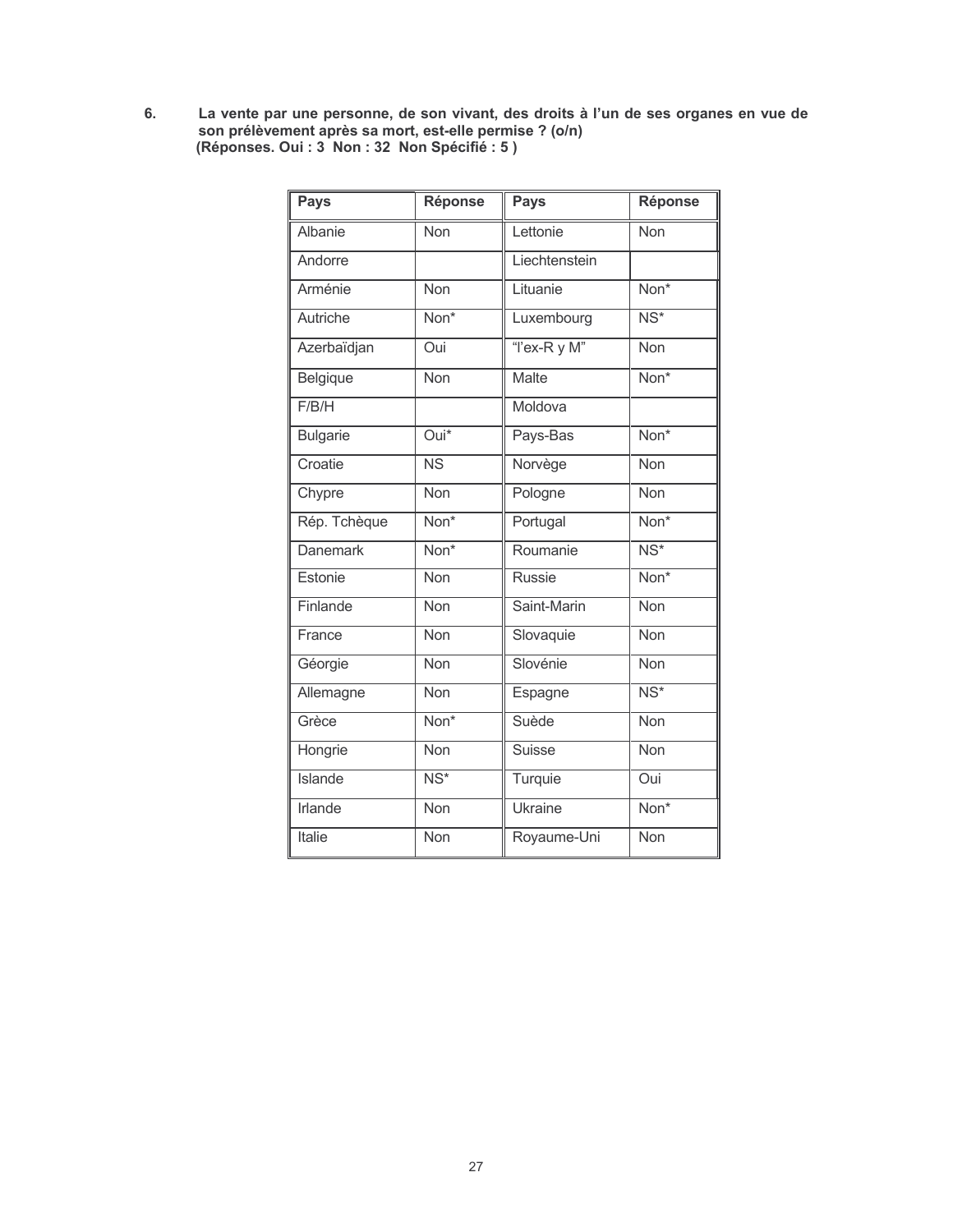6. **La vente par une personne, de son vivant, des droits à l'un de ses organes en vue de son prélèvement après sa mort, est-elle permise ? (o/n)**
**(Réponses. Oui : 3 Non : 32 Non Spécifié : 5 )**

| Pays | Réponse | Pays | Réponse |
|---|---|---|---|
| Albanie | Non | Lettonie | Non |
| Andorre | | Liechtenstein | |
| Arménie | Non | Lituanie | Non* |
| Autriche | Non* | Luxembourg | NS* |
| Azerbaïdjan | Oui | "l'ex-R y M" | Non |
| Belgique | Non | Malte | Non* |
| F/B/H | | Moldova | |
| Bulgarie | Oui* | Pays-Bas | Non* |
| Croatie | NS | Norvège | Non |
| Chypre | Non | Pologne | Non |
| Rép. Tchèque | Non* | Portugal | Non* |
| Danemark | Non* | Roumanie | NS* |
| Estonie | Non | Russie | Non* |
| Finlande | Non | Saint-Marin | Non |
| France | Non | Slovaquie | Non |
| Géorgie | Non | Slovénie | Non |
| Allemagne | Non | Espagne | NS* |
| Grèce | Non* | Suède | Non |
| Hongrie | Non | Suisse | Non |
| Islande | NS* | Turquie | Oui |
| Irlande | Non | Ukraine | Non* |
| Italie | Non | Royaume-Uni | Non |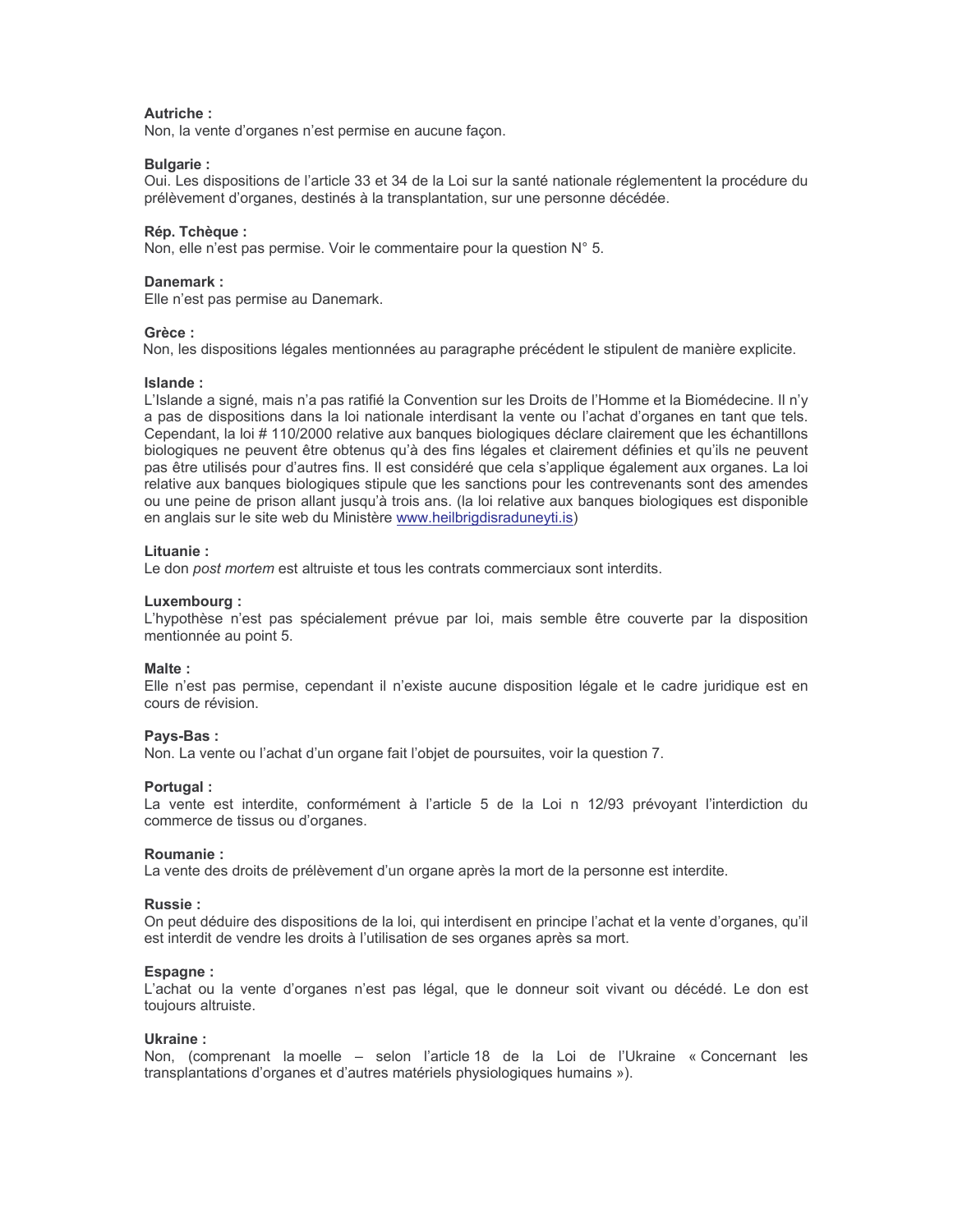**Autriche :**
Non, la vente d'organes n'est permise en aucune façon.

**Bulgarie :**
Oui. Les dispositions de l'article 33 et 34 de la Loi sur la santé nationale réglementent la procédure du prélèvement d'organes, destinés à la transplantation, sur une personne décédée.

**Rép. Tchèque :**
Non, elle n'est pas permise. Voir le commentaire pour la question N° 5.

**Danemark :**
Elle n'est pas permise au Danemark.

**Grèce :**
Non, les dispositions légales mentionnées au paragraphe précédent le stipulent de manière explicite.

**Islande :**
L'Islande a signé, mais n'a pas ratifié la Convention sur les Droits de l'Homme et la Biomédecine. Il n'y a pas de dispositions dans la loi nationale interdisant la vente ou l'achat d'organes en tant que tels. Cependant, la loi # 110/2000 relative aux banques biologiques déclare clairement que les échantillons biologiques ne peuvent être obtenus qu'à des fins légales et clairement définies et qu'ils ne peuvent pas être utilisés pour d'autres fins. Il est considéré que cela s'applique également aux organes. La loi relative aux banques biologiques stipule que les sanctions pour les contrevenants sont des amendes ou une peine de prison allant jusqu'à trois ans. (la loi relative aux banques biologiques est disponible en anglais sur le site web du Ministère www.heilbrigdisraduneyti.is)

**Lituanie :**
Le don *post mortem* est altruiste et tous les contrats commerciaux sont interdits.

**Luxembourg :**
L'hypothèse n'est pas spécialement prévue par loi, mais semble être couverte par la disposition mentionnée au point 5.

**Malte :**
Elle n'est pas permise, cependant il n'existe aucune disposition légale et le cadre juridique est en cours de révision.

**Pays-Bas :**
Non. La vente ou l'achat d'un organe fait l'objet de poursuites, voir la question 7.

**Portugal :**
La vente est interdite, conformément à l'article 5 de la Loi n 12/93 prévoyant l'interdiction du commerce de tissus ou d'organes.

**Roumanie :**
La vente des droits de prélèvement d'un organe après la mort de la personne est interdite.

**Russie :**
On peut déduire des dispositions de la loi, qui interdisent en principe l'achat et la vente d'organes, qu'il est interdit de vendre les droits à l'utilisation de ses organes après sa mort.

**Espagne :**
L'achat ou la vente d'organes n'est pas légal, que le donneur soit vivant ou décédé. Le don est toujours altruiste.

**Ukraine :**
Non, (comprenant la moelle – selon l'article 18 de la Loi de l'Ukraine « Concernant les transplantations d'organes et d'autres matériels physiologiques humains »).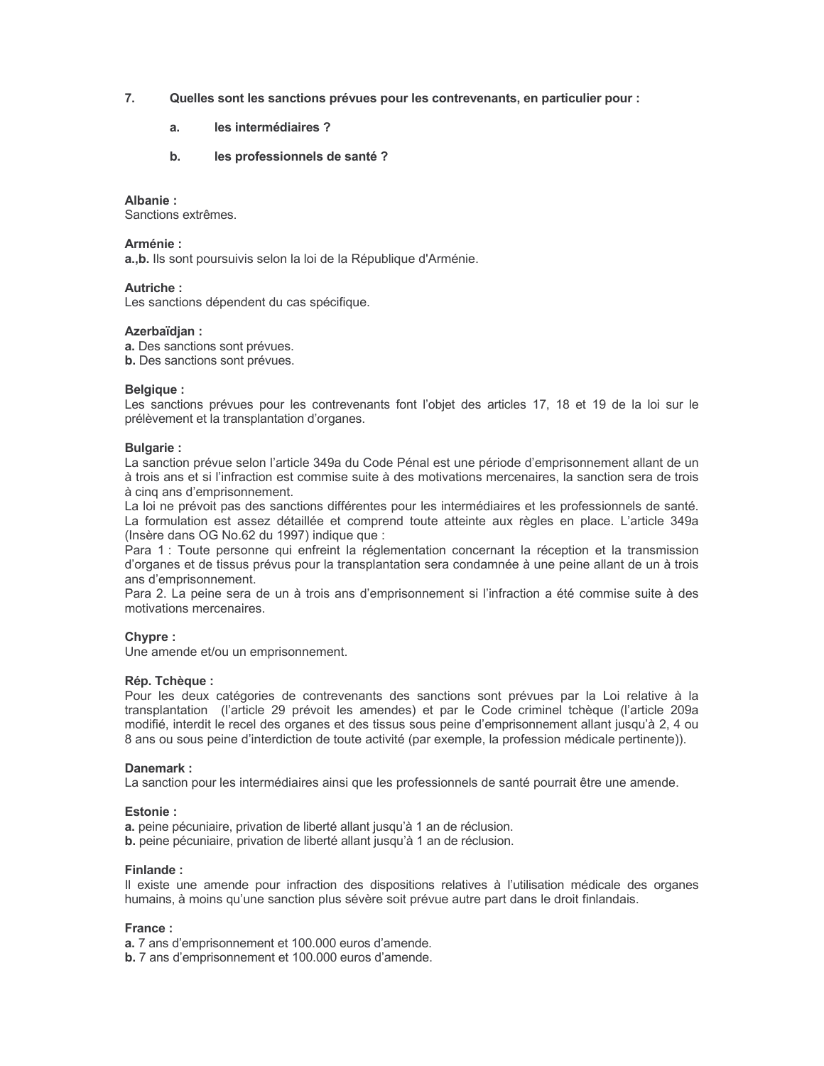7. **Quelles sont les sanctions prévues pour les contrevenants, en particulier pour :**

   a. **les intermédiaires ?**

   b. **les professionnels de santé ?**

**Albanie :**
Sanctions extrêmes.

**Arménie :**
**a.,b.** Ils sont poursuivis selon la loi de la République d'Arménie.

**Autriche :**
Les sanctions dépendent du cas spécifique.

**Azerbaïdjan :**
**a.** Des sanctions sont prévues.
**b.** Des sanctions sont prévues.

**Belgique :**
Les sanctions prévues pour les contrevenants font l'objet des articles 17, 18 et 19 de la loi sur le prélèvement et la transplantation d'organes.

**Bulgarie :**
La sanction prévue selon l'article 349a du Code Pénal est une période d'emprisonnement allant de un à trois ans et si l'infraction est commise suite à des motivations mercenaires, la sanction sera de trois à cinq ans d'emprisonnement.
La loi ne prévoit pas des sanctions différentes pour les intermédiaires et les professionnels de santé. La formulation est assez détaillée et comprend toute atteinte aux règles en place. L'article 349a (Insère dans OG No.62 du 1997) indique que :
Para 1 : Toute personne qui enfreint la réglementation concernant la réception et la transmission d'organes et de tissus prévus pour la transplantation sera condamnée à une peine allant de un à trois ans d'emprisonnement.
Para 2. La peine sera de un à trois ans d'emprisonnement si l'infraction a été commise suite à des motivations mercenaires.

**Chypre :**
Une amende et/ou un emprisonnement.

**Rép. Tchèque :**
Pour les deux catégories de contrevenants des sanctions sont prévues par la Loi relative à la transplantation (l'article 29 prévoit les amendes) et par le Code criminel tchèque (l'article 209a modifié, interdit le recel des organes et des tissus sous peine d'emprisonnement allant jusqu'à 2, 4 ou 8 ans ou sous peine d'interdiction de toute activité (par exemple, la profession médicale pertinente)).

**Danemark :**
La sanction pour les intermédiaires ainsi que les professionnels de santé pourrait être une amende.

**Estonie :**
**a.** peine pécuniaire, privation de liberté allant jusqu'à 1 an de réclusion.
**b.** peine pécuniaire, privation de liberté allant jusqu'à 1 an de réclusion.

**Finlande :**
Il existe une amende pour infraction des dispositions relatives à l'utilisation médicale des organes humains, à moins qu'une sanction plus sévère soit prévue autre part dans le droit finlandais.

**France :**
**a.** 7 ans d'emprisonnement et 100.000 euros d'amende.
**b.** 7 ans d'emprisonnement et 100.000 euros d'amende.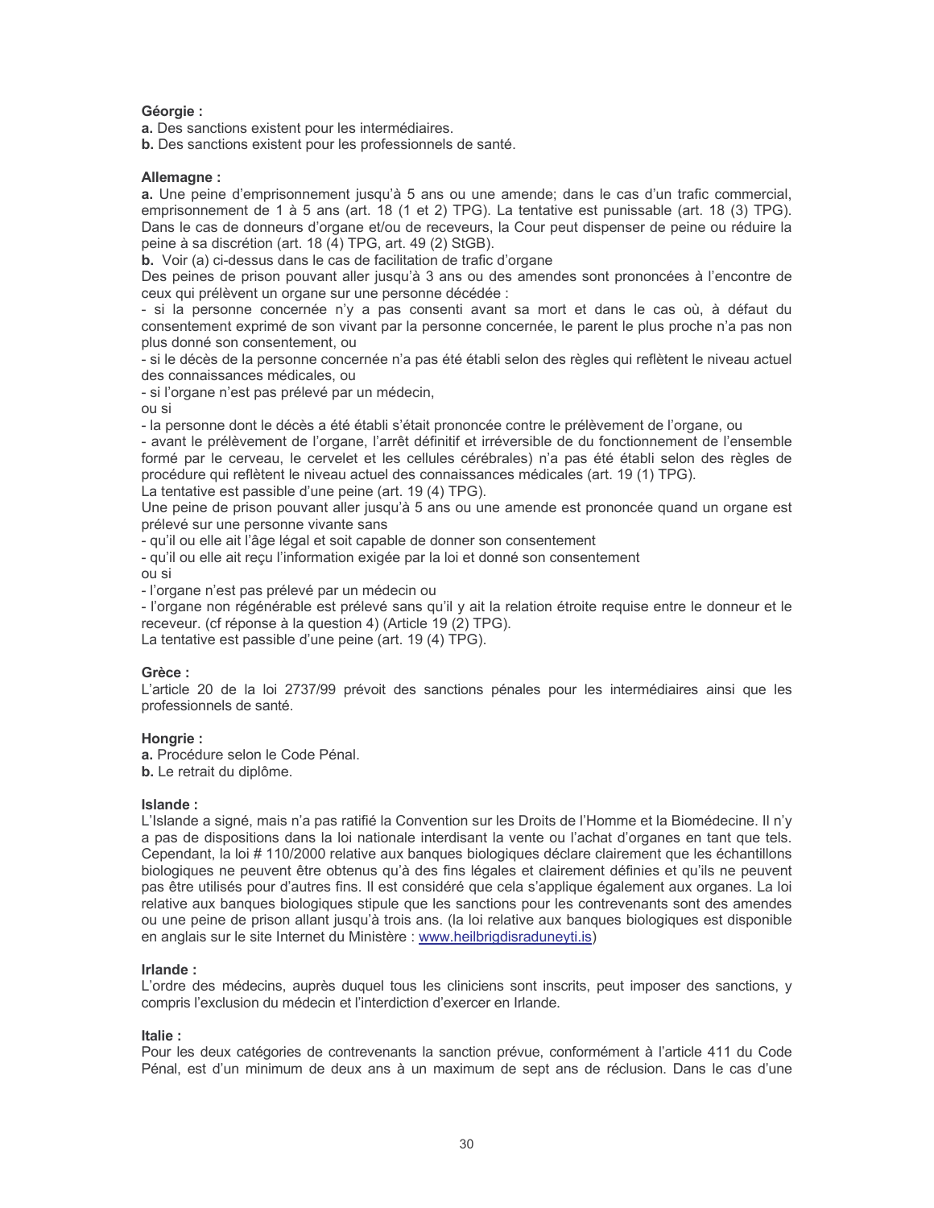**Géorgie :**

**a.** Des sanctions existent pour les intermédiaires.

**b.** Des sanctions existent pour les professionnels de santé.

**Allemagne :**

**a.** Une peine d'emprisonnement jusqu'à 5 ans ou une amende; dans le cas d'un trafic commercial, emprisonnement de 1 à 5 ans (art. 18 (1 et 2) TPG). La tentative est punissable (art. 18 (3) TPG). Dans le cas de donneurs d'organe et/ou de receveurs, la Cour peut dispenser de peine ou réduire la peine à sa discrétion (art. 18 (4) TPG, art. 49 (2) StGB).

**b.** Voir (a) ci-dessus dans le cas de facilitation de trafic d'organe

Des peines de prison pouvant aller jusqu'à 3 ans ou des amendes sont prononcées à l'encontre de ceux qui prélèvent un organe sur une personne décédée :

- si la personne concernée n'y a pas consenti avant sa mort et dans le cas où, à défaut du consentement exprimé de son vivant par la personne concernée, le parent le plus proche n'a pas non plus donné son consentement, ou
- si le décès de la personne concernée n'a pas été établi selon des règles qui reflètent le niveau actuel des connaissances médicales, ou
- si l'organe n'est pas prélevé par un médecin,

ou si

- la personne dont le décès a été établi s'était prononcée contre le prélèvement de l'organe, ou
- avant le prélèvement de l'organe, l'arrêt définitif et irréversible de du fonctionnement de l'ensemble formé par le cerveau, le cervelet et les cellules cérébrales) n'a pas été établi selon des règles de procédure qui reflètent le niveau actuel des connaissances médicales (art. 19 (1) TPG).

La tentative est passible d'une peine (art. 19 (4) TPG).

Une peine de prison pouvant aller jusqu'à 5 ans ou une amende est prononcée quand un organe est prélevé sur une personne vivante sans

- qu'il ou elle ait l'âge légal et soit capable de donner son consentement
- qu'il ou elle ait reçu l'information exigée par la loi et donné son consentement

ou si

- l'organe n'est pas prélevé par un médecin ou
- l'organe non régénérable est prélevé sans qu'il y ait la relation étroite requise entre le donneur et le receveur. (cf réponse à la question 4) (Article 19 (2) TPG).

La tentative est passible d'une peine (art. 19 (4) TPG).

**Grèce :**

L'article 20 de la loi 2737/99 prévoit des sanctions pénales pour les intermédiaires ainsi que les professionnels de santé.

**Hongrie :**

**a.** Procédure selon le Code Pénal.

**b.** Le retrait du diplôme.

**Islande :**

L'Islande a signé, mais n'a pas ratifié la Convention sur les Droits de l'Homme et la Biomédecine. Il n'y a pas de dispositions dans la loi nationale interdisant la vente ou l'achat d'organes en tant que tels. Cependant, la loi # 110/2000 relative aux banques biologiques déclare clairement que les échantillons biologiques ne peuvent être obtenus qu'à des fins légales et clairement définies et qu'ils ne peuvent pas être utilisés pour d'autres fins. Il est considéré que cela s'applique également aux organes. La loi relative aux banques biologiques stipule que les sanctions pour les contrevenants sont des amendes ou une peine de prison allant jusqu'à trois ans. (la loi relative aux banques biologiques est disponible en anglais sur le site Internet du Ministère : www.heilbrigdisraduneyti.is)

**Irlande :**

L'ordre des médecins, auprès duquel tous les cliniciens sont inscrits, peut imposer des sanctions, y compris l'exclusion du médecin et l'interdiction d'exercer en Irlande.

**Italie :**

Pour les deux catégories de contrevenants la sanction prévue, conformément à l'article 411 du Code Pénal, est d'un minimum de deux ans à un maximum de sept ans de réclusion. Dans le cas d'une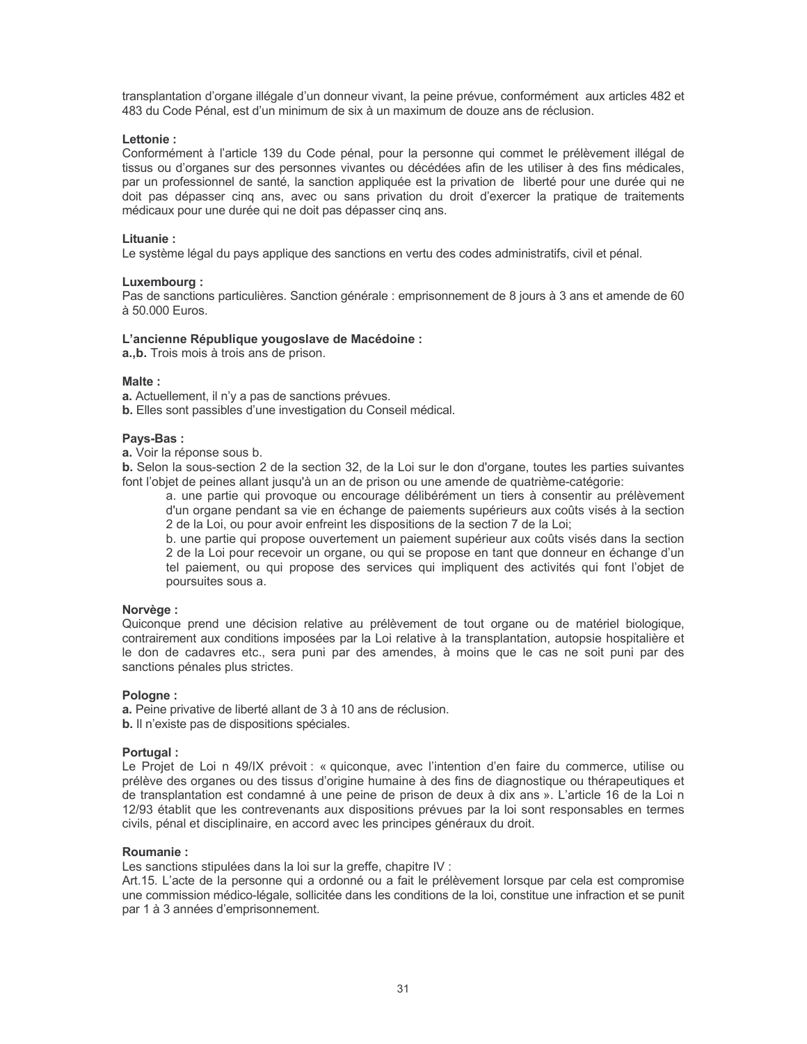transplantation d'organe illégale d'un donneur vivant, la peine prévue, conformément aux articles 482 et 483 du Code Pénal, est d'un minimum de six à un maximum de douze ans de réclusion.

**Lettonie :**
Conformément à l'article 139 du Code pénal, pour la personne qui commet le prélèvement illégal de tissus ou d'organes sur des personnes vivantes ou décédées afin de les utiliser à des fins médicales, par un professionnel de santé, la sanction appliquée est la privation de liberté pour une durée qui ne doit pas dépasser cinq ans, avec ou sans privation du droit d'exercer la pratique de traitements médicaux pour une durée qui ne doit pas dépasser cinq ans.

**Lituanie :**
Le système légal du pays applique des sanctions en vertu des codes administratifs, civil et pénal.

**Luxembourg :**
Pas de sanctions particulières. Sanction générale : emprisonnement de 8 jours à 3 ans et amende de 60 à 50.000 Euros.

**L'ancienne République yougoslave de Macédoine :**
**a.,b.** Trois mois à trois ans de prison.

**Malte :**
**a.** Actuellement, il n'y a pas de sanctions prévues.
**b.** Elles sont passibles d'une investigation du Conseil médical.

**Pays-Bas :**
**a.** Voir la réponse sous b.
**b.** Selon la sous-section 2 de la section 32, de la Loi sur le don d'organe, toutes les parties suivantes font l'objet de peines allant jusqu'à un an de prison ou une amende de quatrième-catégorie:

> a. une partie qui provoque ou encourage délibérément un tiers à consentir au prélèvement d'un organe pendant sa vie en échange de paiements supérieurs aux coûts visés à la section 2 de la Loi, ou pour avoir enfreint les dispositions de la section 7 de la Loi;
>
> b. une partie qui propose ouvertement un paiement supérieur aux coûts visés dans la section 2 de la Loi pour recevoir un organe, ou qui se propose en tant que donneur en échange d'un tel paiement, ou qui propose des services qui impliquent des activités qui font l'objet de poursuites sous a.

**Norvège :**
Quiconque prend une décision relative au prélèvement de tout organe ou de matériel biologique, contrairement aux conditions imposées par la Loi relative à la transplantation, autopsie hospitalière et le don de cadavres etc., sera puni par des amendes, à moins que le cas ne soit puni par des sanctions pénales plus strictes.

**Pologne :**
**a.** Peine privative de liberté allant de 3 à 10 ans de réclusion.
**b.** Il n'existe pas de dispositions spéciales.

**Portugal :**
Le Projet de Loi n 49/IX prévoit : « quiconque, avec l'intention d'en faire du commerce, utilise ou prélève des organes ou des tissus d'origine humaine à des fins de diagnostique ou thérapeutiques et de transplantation est condamné à une peine de prison de deux à dix ans ». L'article 16 de la Loi n 12/93 établit que les contrevenants aux dispositions prévues par la loi sont responsables en termes civils, pénal et disciplinaire, en accord avec les principes généraux du droit.

**Roumanie :**
Les sanctions stipulées dans la loi sur la greffe, chapitre IV :
Art.15. L'acte de la personne qui a ordonné ou a fait le prélèvement lorsque par cela est compromise une commission médico-légale, sollicitée dans les conditions de la loi, constitue une infraction et se punit par 1 à 3 années d'emprisonnement.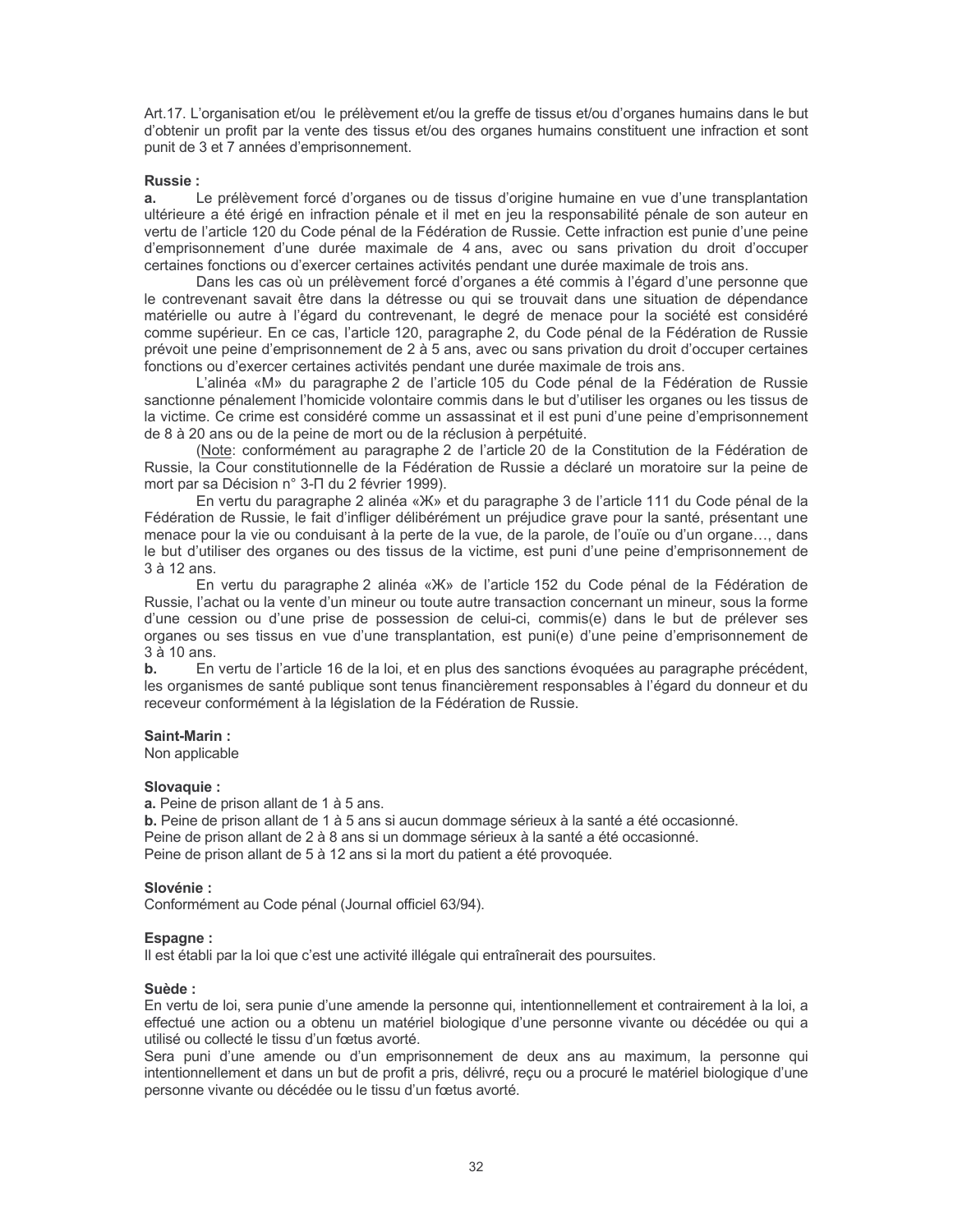Art.17. L'organisation et/ou le prélèvement et/ou la greffe de tissus et/ou d'organes humains dans le but d'obtenir un profit par la vente des tissus et/ou des organes humains constituent une infraction et sont punit de 3 et 7 années d'emprisonnement.

**Russie :**

**a.** Le prélèvement forcé d'organes ou de tissus d'origine humaine en vue d'une transplantation ultérieure a été érigé en infraction pénale et il met en jeu la responsabilité pénale de son auteur en vertu de l'article 120 du Code pénal de la Fédération de Russie. Cette infraction est punie d'une peine d'emprisonnement d'une durée maximale de 4 ans, avec ou sans privation du droit d'occuper certaines fonctions ou d'exercer certaines activités pendant une durée maximale de trois ans.

Dans les cas où un prélèvement forcé d'organes a été commis à l'égard d'une personne que le contrevenant savait être dans la détresse ou qui se trouvait dans une situation de dépendance matérielle ou autre à l'égard du contrevenant, le degré de menace pour la société est considéré comme supérieur. En ce cas, l'article 120, paragraphe 2, du Code pénal de la Fédération de Russie prévoit une peine d'emprisonnement de 2 à 5 ans, avec ou sans privation du droit d'occuper certaines fonctions ou d'exercer certaines activités pendant une durée maximale de trois ans.

L'alinéa «M» du paragraphe 2 de l'article 105 du Code pénal de la Fédération de Russie sanctionne pénalement l'homicide volontaire commis dans le but d'utiliser les organes ou les tissus de la victime. Ce crime est considéré comme un assassinat et il est puni d'une peine d'emprisonnement de 8 à 20 ans ou de la peine de mort ou de la réclusion à perpétuité.

(Note: conformément au paragraphe 2 de l'article 20 de la Constitution de la Fédération de Russie, la Cour constitutionnelle de la Fédération de Russie a déclaré un moratoire sur la peine de mort par sa Décision n° 3-П du 2 février 1999).

En vertu du paragraphe 2 alinéa «Ж» et du paragraphe 3 de l'article 111 du Code pénal de la Fédération de Russie, le fait d'infliger délibérément un préjudice grave pour la santé, présentant une menace pour la vie ou conduisant à la perte de la vue, de la parole, de l'ouïe ou d'un organe…, dans le but d'utiliser des organes ou des tissus de la victime, est puni d'une peine d'emprisonnement de 3 à 12 ans.

En vertu du paragraphe 2 alinéa «Ж» de l'article 152 du Code pénal de la Fédération de Russie, l'achat ou la vente d'un mineur ou toute autre transaction concernant un mineur, sous la forme d'une cession ou d'une prise de possession de celui-ci, commis(e) dans le but de prélever ses organes ou ses tissus en vue d'une transplantation, est puni(e) d'une peine d'emprisonnement de 3 à 10 ans.

**b.** En vertu de l'article 16 de la loi, et en plus des sanctions évoquées au paragraphe précédent, les organismes de santé publique sont tenus financièrement responsables à l'égard du donneur et du receveur conformément à la législation de la Fédération de Russie.

**Saint-Marin :**
Non applicable

**Slovaquie :**
**a.** Peine de prison allant de 1 à 5 ans.
**b.** Peine de prison allant de 1 à 5 ans si aucun dommage sérieux à la santé a été occasionné.
Peine de prison allant de 2 à 8 ans si un dommage sérieux à la santé a été occasionné.
Peine de prison allant de 5 à 12 ans si la mort du patient a été provoquée.

**Slovénie :**
Conformément au Code pénal (Journal officiel 63/94).

**Espagne :**
Il est établi par la loi que c'est une activité illégale qui entraînerait des poursuites.

**Suède :**
En vertu de loi, sera punie d'une amende la personne qui, intentionnellement et contrairement à la loi, a effectué une action ou a obtenu un matériel biologique d'une personne vivante ou décédée ou qui a utilisé ou collecté le tissu d'un fœtus avorté.
Sera puni d'une amende ou d'un emprisonnement de deux ans au maximum, la personne qui intentionnellement et dans un but de profit a pris, délivré, reçu ou a procuré le matériel biologique d'une personne vivante ou décédée ou le tissu d'un fœtus avorté.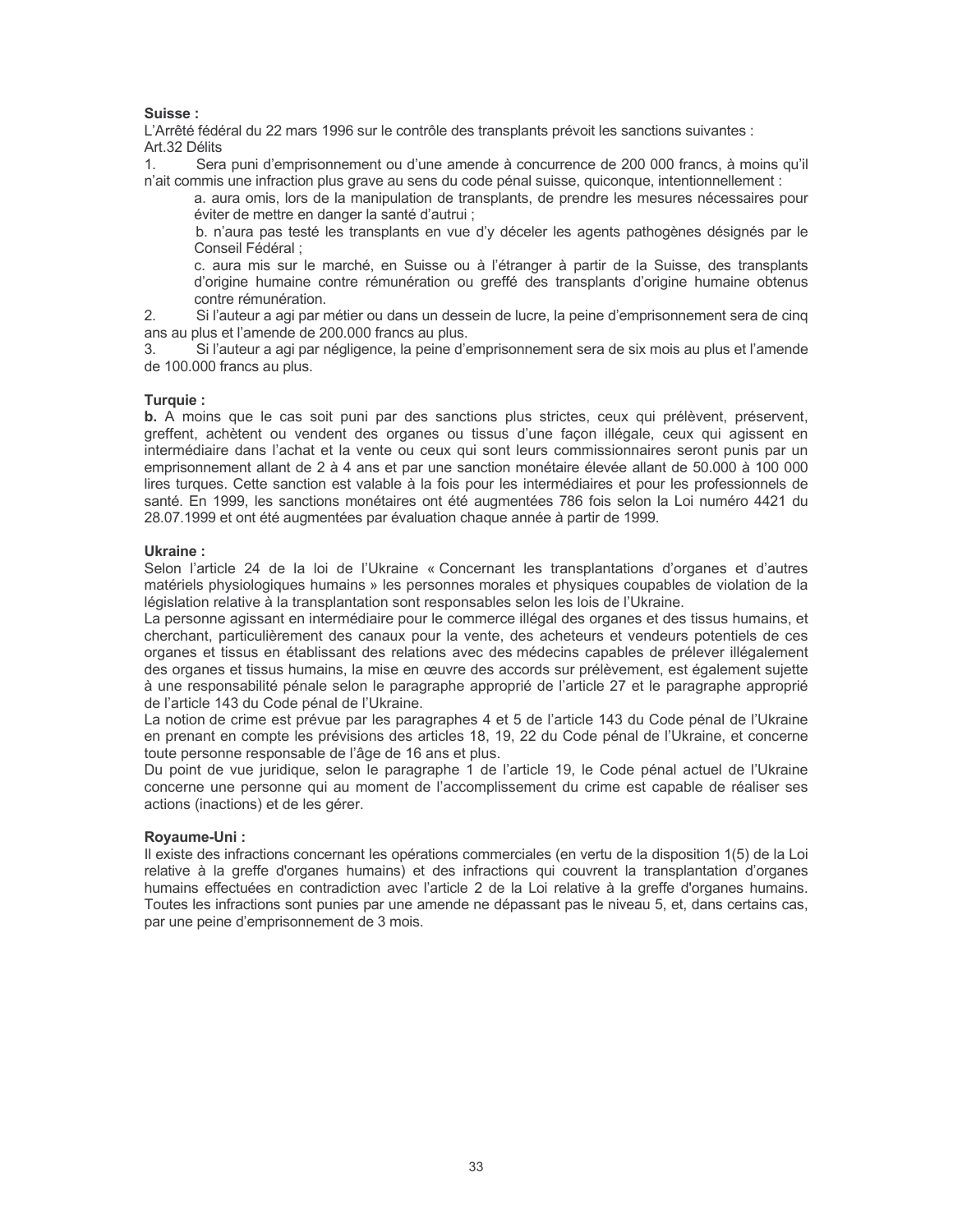**Suisse :**

L'Arrêté fédéral du 22 mars 1996 sur le contrôle des transplants prévoit les sanctions suivantes :
Art.32 Délits

1. Sera puni d'emprisonnement ou d'une amende à concurrence de 200 000 francs, à moins qu'il n'ait commis une infraction plus grave au sens du code pénal suisse, quiconque, intentionnellement :
   a. aura omis, lors de la manipulation de transplants, de prendre les mesures nécessaires pour éviter de mettre en danger la santé d'autrui ;
   b. n'aura pas testé les transplants en vue d'y déceler les agents pathogènes désignés par le Conseil Fédéral ;
   c. aura mis sur le marché, en Suisse ou à l'étranger à partir de la Suisse, des transplants d'origine humaine contre rémunération ou greffé des transplants d'origine humaine obtenus contre rémunération.
2. Si l'auteur a agi par métier ou dans un dessein de lucre, la peine d'emprisonnement sera de cinq ans au plus et l'amende de 200.000 francs au plus.
3. Si l'auteur a agi par négligence, la peine d'emprisonnement sera de six mois au plus et l'amende de 100.000 francs au plus.

**Turquie :**

**b.** A moins que le cas soit puni par des sanctions plus strictes, ceux qui prélèvent, préservent, greffent, achètent ou vendent des organes ou tissus d'une façon illégale, ceux qui agissent en intermédiaire dans l'achat et la vente ou ceux qui sont leurs commissionnaires seront punis par un emprisonnement allant de 2 à 4 ans et par une sanction monétaire élevée allant de 50.000 à 100 000 lires turques. Cette sanction est valable à la fois pour les intermédiaires et pour les professionnels de santé. En 1999, les sanctions monétaires ont été augmentées 786 fois selon la Loi numéro 4421 du 28.07.1999 et ont été augmentées par évaluation chaque année à partir de 1999.

**Ukraine :**

Selon l'article 24 de la loi de l'Ukraine « Concernant les transplantations d'organes et d'autres matériels physiologiques humains » les personnes morales et physiques coupables de violation de la législation relative à la transplantation sont responsables selon les lois de l'Ukraine.

La personne agissant en intermédiaire pour le commerce illégal des organes et des tissus humains, et cherchant, particulièrement des canaux pour la vente, des acheteurs et vendeurs potentiels de ces organes et tissus en établissant des relations avec des médecins capables de prélever illégalement des organes et tissus humains, la mise en œuvre des accords sur prélèvement, est également sujette à une responsabilité pénale selon le paragraphe approprié de l'article 27 et le paragraphe approprié de l'article 143 du Code pénal de l'Ukraine.

La notion de crime est prévue par les paragraphes 4 et 5 de l'article 143 du Code pénal de l'Ukraine en prenant en compte les prévisions des articles 18, 19, 22 du Code pénal de l'Ukraine, et concerne toute personne responsable de l'âge de 16 ans et plus.

Du point de vue juridique, selon le paragraphe 1 de l'article 19, le Code pénal actuel de l'Ukraine concerne une personne qui au moment de l'accomplissement du crime est capable de réaliser ses actions (inactions) et de les gérer.

**Royaume-Uni :**

Il existe des infractions concernant les opérations commerciales (en vertu de la disposition 1(5) de la Loi relative à la greffe d'organes humains) et des infractions qui couvrent la transplantation d'organes humains effectuées en contradiction avec l'article 2 de la Loi relative à la greffe d'organes humains. Toutes les infractions sont punies par une amende ne dépassant pas le niveau 5, et, dans certains cas, par une peine d'emprisonnement de 3 mois.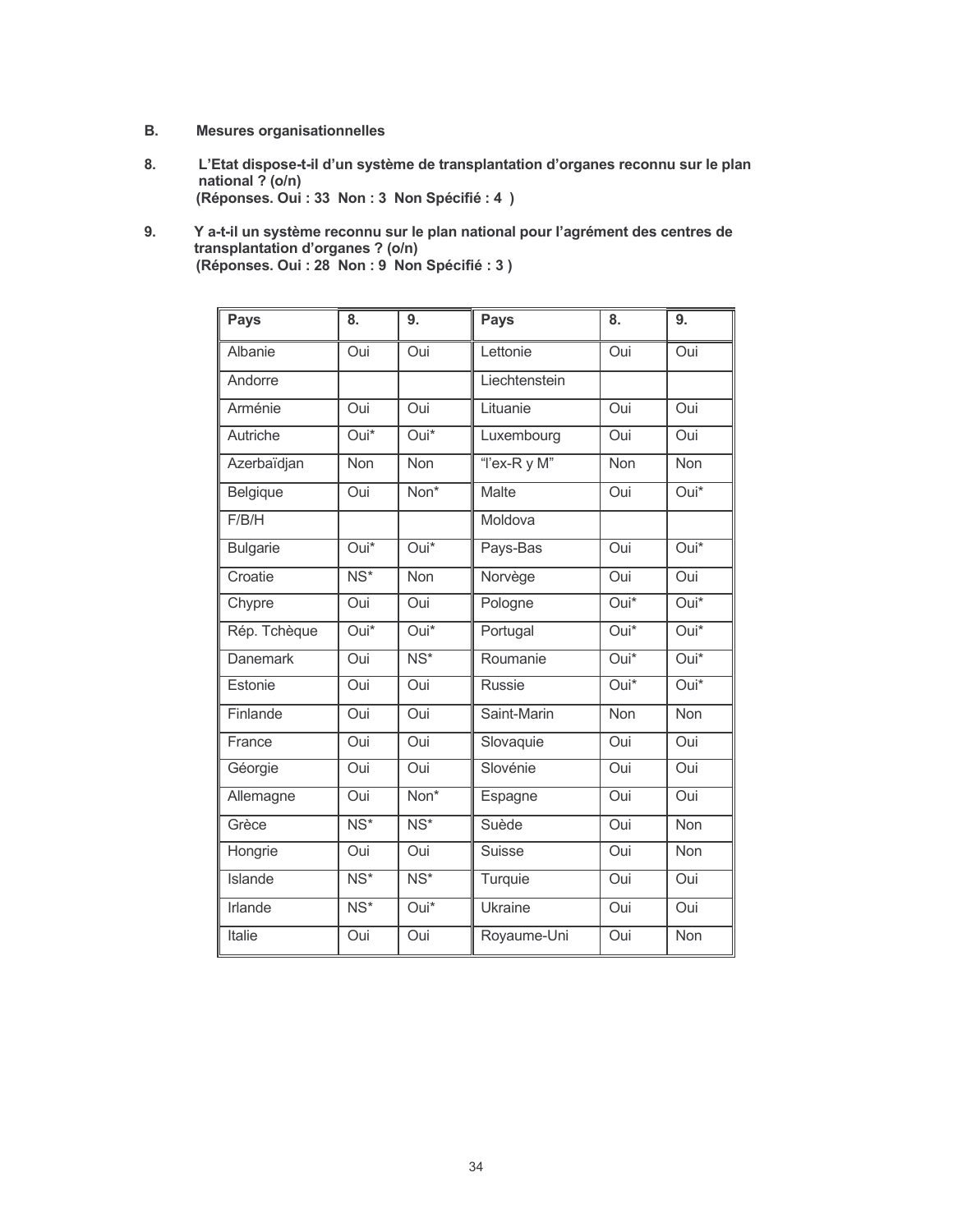**B. Mesures organisationnelles**

**8. L'Etat dispose-t-il d'un système de transplantation d'organes reconnu sur le plan national ? (o/n)**
**(Réponses. Oui : 33 Non : 3 Non Spécifié : 4 )**

**9. Y a-t-il un système reconnu sur le plan national pour l'agrément des centres de transplantation d'organes ? (o/n)**
**(Réponses. Oui : 28 Non : 9 Non Spécifié : 3 )**

| Pays | 8. | 9. | Pays | 8. | 9. |
|---|---|---|---|---|---|
| Albanie | Oui | Oui | Lettonie | Oui | Oui |
| Andorre | | | Liechtenstein | | |
| Arménie | Oui | Oui | Lituanie | Oui | Oui |
| Autriche | Oui* | Oui* | Luxembourg | Oui | Oui |
| Azerbaïdjan | Non | Non | "l'ex-R y M" | Non | Non |
| Belgique | Oui | Non* | Malte | Oui | Oui* |
| F/B/H | | | Moldova | | |
| Bulgarie | Oui* | Oui* | Pays-Bas | Oui | Oui* |
| Croatie | NS* | Non | Norvège | Oui | Oui |
| Chypre | Oui | Oui | Pologne | Oui* | Oui* |
| Rép. Tchèque | Oui* | Oui* | Portugal | Oui* | Oui* |
| Danemark | Oui | NS* | Roumanie | Oui* | Oui* |
| Estonie | Oui | Oui | Russie | Oui* | Oui* |
| Finlande | Oui | Oui | Saint-Marin | Non | Non |
| France | Oui | Oui | Slovaquie | Oui | Oui |
| Géorgie | Oui | Oui | Slovénie | Oui | Oui |
| Allemagne | Oui | Non* | Espagne | Oui | Oui |
| Grèce | NS* | NS* | Suède | Oui | Non |
| Hongrie | Oui | Oui | Suisse | Oui | Non |
| Islande | NS* | NS* | Turquie | Oui | Oui |
| Irlande | NS* | Oui* | Ukraine | Oui | Oui |
| Italie | Oui | Oui | Royaume-Uni | Oui | Non |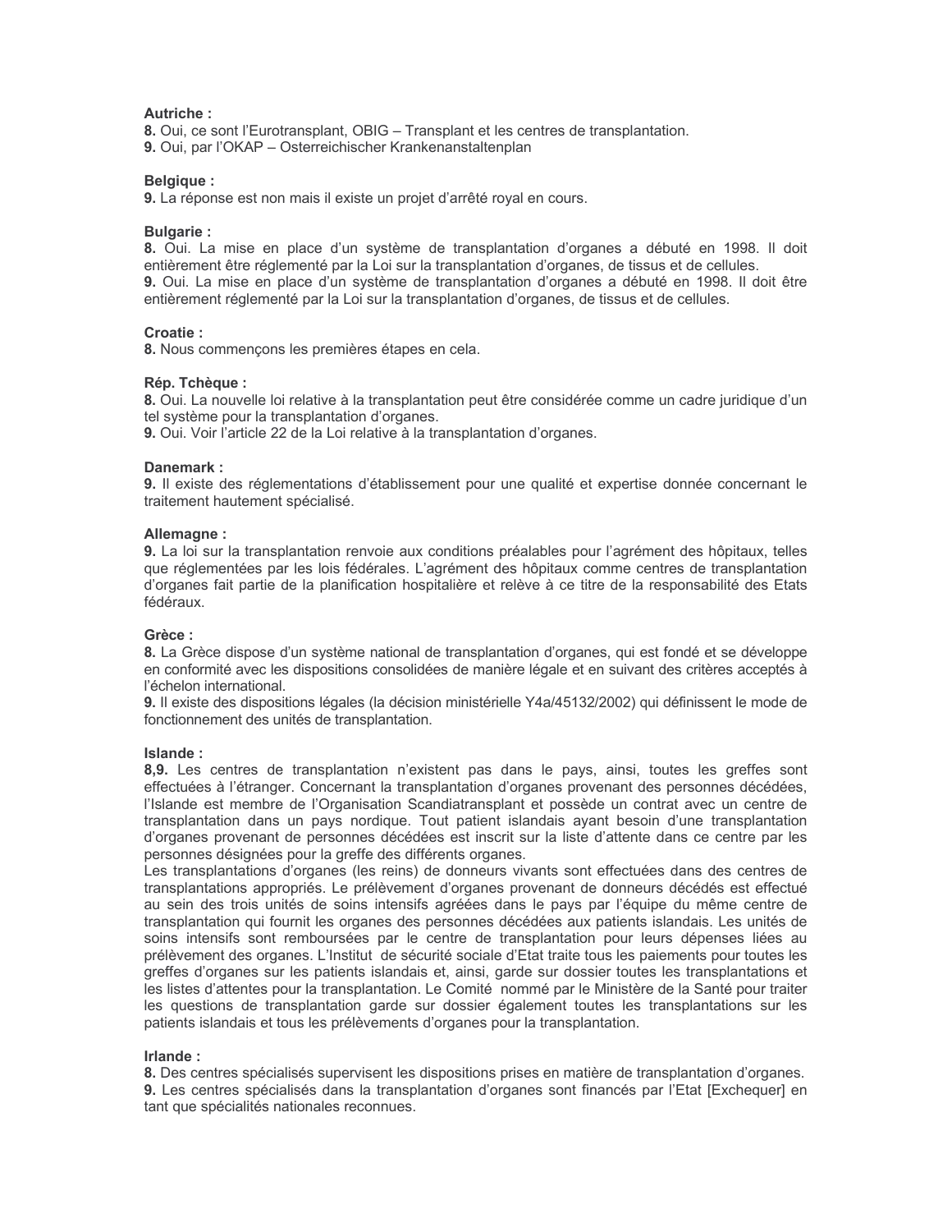**Autriche :**

**8.** Oui, ce sont l'Eurotransplant, OBIG – Transplant et les centres de transplantation.

**9.** Oui, par l'OKAP – Osterreichischer Krankenanstaltenplan

**Belgique :**

**9.** La réponse est non mais il existe un projet d'arrêté royal en cours.

**Bulgarie :**

**8.** Oui. La mise en place d'un système de transplantation d'organes a débuté en 1998. Il doit entièrement être réglementé par la Loi sur la transplantation d'organes, de tissus et de cellules.

**9.** Oui. La mise en place d'un système de transplantation d'organes a débuté en 1998. Il doit être entièrement réglementé par la Loi sur la transplantation d'organes, de tissus et de cellules.

**Croatie :**

**8.** Nous commençons les premières étapes en cela.

**Rép. Tchèque :**

**8.** Oui. La nouvelle loi relative à la transplantation peut être considérée comme un cadre juridique d'un tel système pour la transplantation d'organes.

**9.** Oui. Voir l'article 22 de la Loi relative à la transplantation d'organes.

**Danemark :**

**9.** Il existe des réglementations d'établissement pour une qualité et expertise donnée concernant le traitement hautement spécialisé.

**Allemagne :**

**9.** La loi sur la transplantation renvoie aux conditions préalables pour l'agrément des hôpitaux, telles que réglementées par les lois fédérales. L'agrément des hôpitaux comme centres de transplantation d'organes fait partie de la planification hospitalière et relève à ce titre de la responsabilité des Etats fédéraux.

**Grèce :**

**8.** La Grèce dispose d'un système national de transplantation d'organes, qui est fondé et se développe en conformité avec les dispositions consolidées de manière légale et en suivant des critères acceptés à l'échelon international.

**9.** Il existe des dispositions légales (la décision ministérielle Y4a/45132/2002) qui définissent le mode de fonctionnement des unités de transplantation.

**Islande :**

**8,9.** Les centres de transplantation n'existent pas dans le pays, ainsi, toutes les greffes sont effectuées à l'étranger. Concernant la transplantation d'organes provenant des personnes décédées, l'Islande est membre de l'Organisation Scandiatransplant et possède un contrat avec un centre de transplantation dans un pays nordique. Tout patient islandais ayant besoin d'une transplantation d'organes provenant de personnes décédées est inscrit sur la liste d'attente dans ce centre par les personnes désignées pour la greffe des différents organes.

Les transplantations d'organes (les reins) de donneurs vivants sont effectuées dans des centres de transplantations appropriés. Le prélèvement d'organes provenant de donneurs décédés est effectué au sein des trois unités de soins intensifs agréées dans le pays par l'équipe du même centre de transplantation qui fournit les organes des personnes décédées aux patients islandais. Les unités de soins intensifs sont remboursées par le centre de transplantation pour leurs dépenses liées au prélèvement des organes. L'Institut de sécurité sociale d'Etat traite tous les paiements pour toutes les greffes d'organes sur les patients islandais et, ainsi, garde sur dossier toutes les transplantations et les listes d'attentes pour la transplantation. Le Comité nommé par le Ministère de la Santé pour traiter les questions de transplantation garde sur dossier également toutes les transplantations sur les patients islandais et tous les prélèvements d'organes pour la transplantation.

**Irlande :**

**8.** Des centres spécialisés supervisent les dispositions prises en matière de transplantation d'organes.

**9.** Les centres spécialisés dans la transplantation d'organes sont financés par l'Etat [Exchequer] en tant que spécialités nationales reconnues.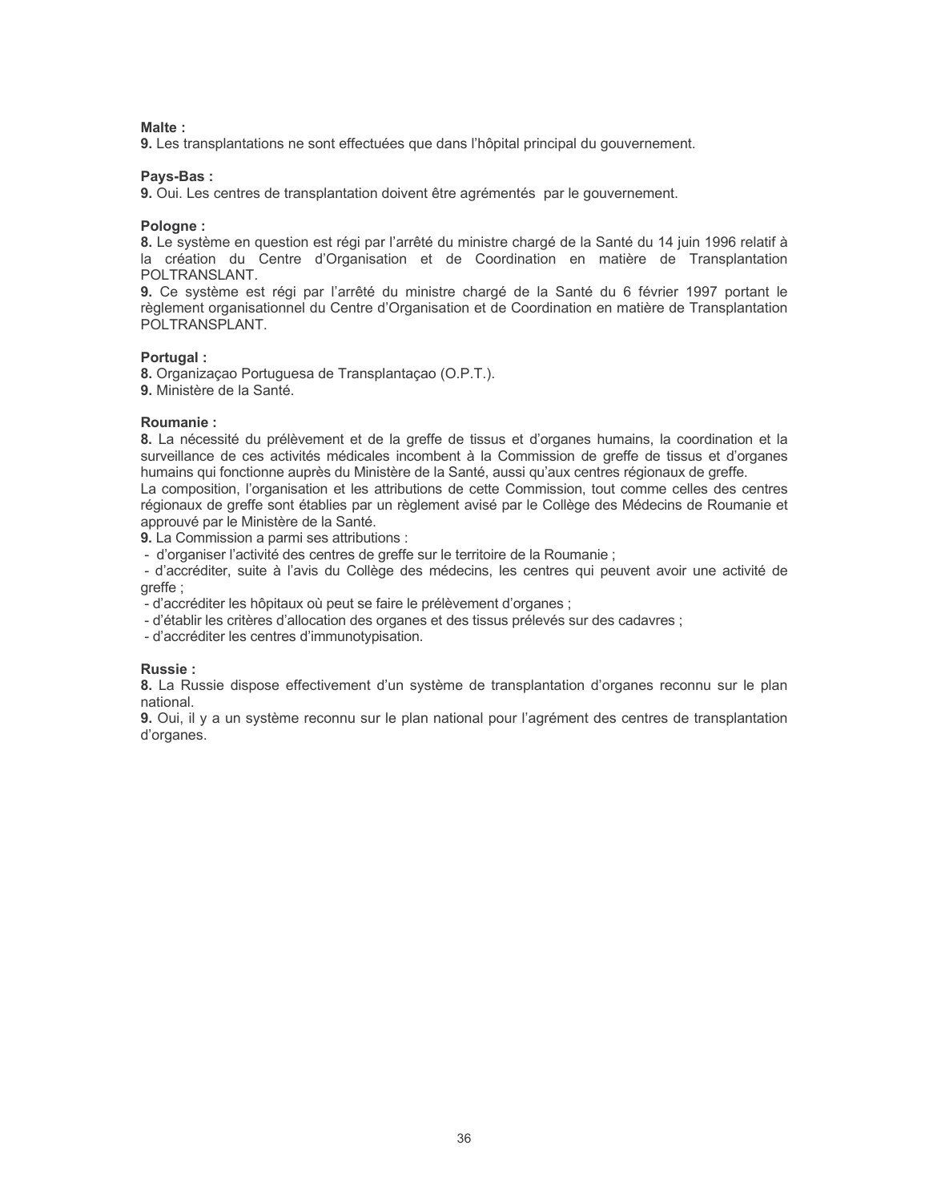**Malte :**
**9.** Les transplantations ne sont effectuées que dans l'hôpital principal du gouvernement.

**Pays-Bas :**
**9.** Oui. Les centres de transplantation doivent être agrémentés par le gouvernement.

**Pologne :**
**8.** Le système en question est régi par l'arrêté du ministre chargé de la Santé du 14 juin 1996 relatif à la création du Centre d'Organisation et de Coordination en matière de Transplantation POLTRANSLANT.
**9.** Ce système est régi par l'arrêté du ministre chargé de la Santé du 6 février 1997 portant le règlement organisationnel du Centre d'Organisation et de Coordination en matière de Transplantation POLTRANSPLANT.

**Portugal :**
**8.** Organizaçao Portuguesa de Transplantaçao (O.P.T.).
**9.** Ministère de la Santé.

**Roumanie :**
**8.** La nécessité du prélèvement et de la greffe de tissus et d'organes humains, la coordination et la surveillance de ces activités médicales incombent à la Commission de greffe de tissus et d'organes humains qui fonctionne auprès du Ministère de la Santé, aussi qu'aux centres régionaux de greffe.
La composition, l'organisation et les attributions de cette Commission, tout comme celles des centres régionaux de greffe sont établies par un règlement avisé par le Collège des Médecins de Roumanie et approuvé par le Ministère de la Santé.
**9.** La Commission a parmi ses attributions :
- d'organiser l'activité des centres de greffe sur le territoire de la Roumanie ;
- d'accréditer, suite à l'avis du Collège des médecins, les centres qui peuvent avoir une activité de greffe ;
- d'accréditer les hôpitaux où peut se faire le prélèvement d'organes ;
- d'établir les critères d'allocation des organes et des tissus prélevés sur des cadavres ;
- d'accréditer les centres d'immunotypisation.

**Russie :**
**8.** La Russie dispose effectivement d'un système de transplantation d'organes reconnu sur le plan national.
**9.** Oui, il y a un système reconnu sur le plan national pour l'agrément des centres de transplantation d'organes.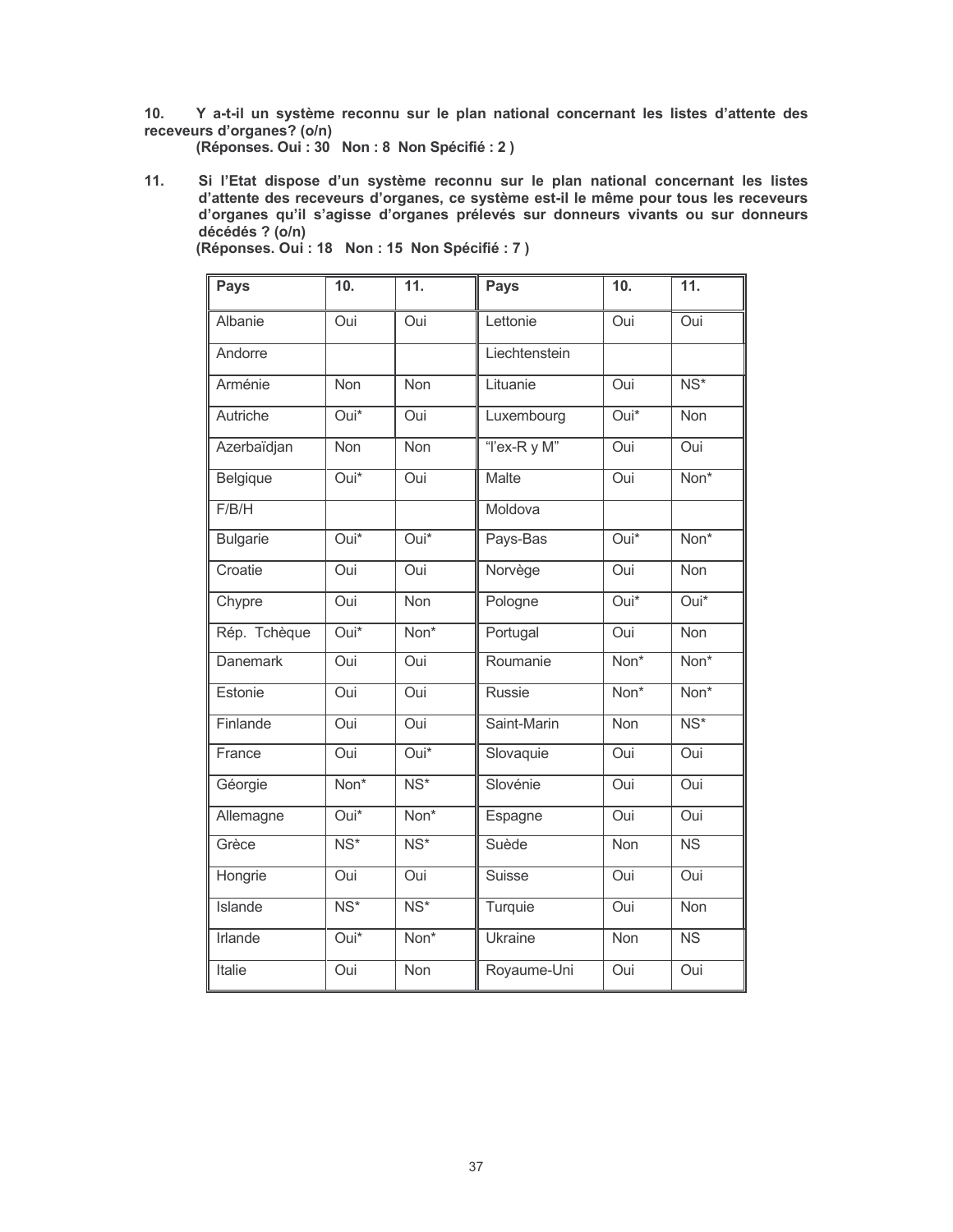10. **Y a-t-il un système reconnu sur le plan national concernant les listes d'attente des receveurs d'organes? (o/n)**
**(Réponses. Oui : 30 Non : 8 Non Spécifié : 2 )**

11. **Si l'Etat dispose d'un système reconnu sur le plan national concernant les listes d'attente des receveurs d'organes, ce système est-il le même pour tous les receveurs d'organes qu'il s'agisse d'organes prélevés sur donneurs vivants ou sur donneurs décédés ? (o/n)**
**(Réponses. Oui : 18 Non : 15 Non Spécifié : 7 )**

| Pays | 10. | 11. | Pays | 10. | 11. |
|---|---|---|---|---|---|
| Albanie | Oui | Oui | Lettonie | Oui | Oui |
| Andorre | | | Liechtenstein | | |
| Arménie | Non | Non | Lituanie | Oui | NS* |
| Autriche | Oui* | Oui | Luxembourg | Oui* | Non |
| Azerbaïdjan | Non | Non | "l'ex-R y M" | Oui | Oui |
| Belgique | Oui* | Oui | Malte | Oui | Non* |
| F/B/H | | | Moldova | | |
| Bulgarie | Oui* | Oui* | Pays-Bas | Oui* | Non* |
| Croatie | Oui | Oui | Norvège | Oui | Non |
| Chypre | Oui | Non | Pologne | Oui* | Oui* |
| Rép. Tchèque | Oui* | Non* | Portugal | Oui | Non |
| Danemark | Oui | Oui | Roumanie | Non* | Non* |
| Estonie | Oui | Oui | Russie | Non* | Non* |
| Finlande | Oui | Oui | Saint-Marin | Non | NS* |
| France | Oui | Oui* | Slovaquie | Oui | Oui |
| Géorgie | Non* | NS* | Slovénie | Oui | Oui |
| Allemagne | Oui* | Non* | Espagne | Oui | Oui |
| Grèce | NS* | NS* | Suède | Non | NS |
| Hongrie | Oui | Oui | Suisse | Oui | Oui |
| Islande | NS* | NS* | Turquie | Oui | Non |
| Irlande | Oui* | Non* | Ukraine | Non | NS |
| Italie | Oui | Non | Royaume-Uni | Oui | Oui |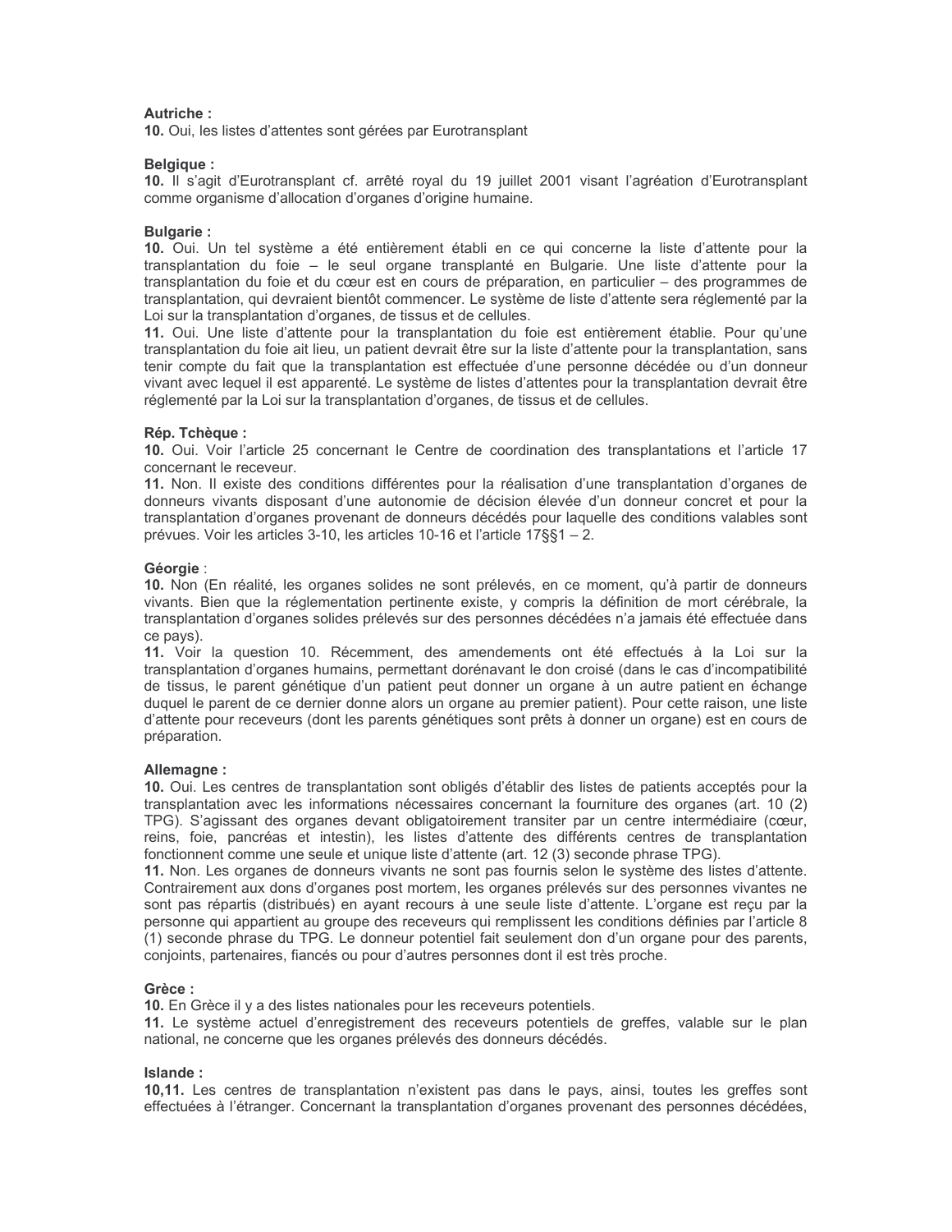**Autriche :**
**10.** Oui, les listes d'attentes sont gérées par Eurotransplant

**Belgique :**
**10.** Il s'agit d'Eurotransplant cf. arrêté royal du 19 juillet 2001 visant l'agréation d'Eurotransplant comme organisme d'allocation d'organes d'origine humaine.

**Bulgarie :**
**10.** Oui. Un tel système a été entièrement établi en ce qui concerne la liste d'attente pour la transplantation du foie – le seul organe transplanté en Bulgarie. Une liste d'attente pour la transplantation du foie et du cœur est en cours de préparation, en particulier – des programmes de transplantation, qui devraient bientôt commencer. Le système de liste d'attente sera réglementé par la Loi sur la transplantation d'organes, de tissus et de cellules.
**11.** Oui. Une liste d'attente pour la transplantation du foie est entièrement établie. Pour qu'une transplantation du foie ait lieu, un patient devrait être sur la liste d'attente pour la transplantation, sans tenir compte du fait que la transplantation est effectuée d'une personne décédée ou d'un donneur vivant avec lequel il est apparenté. Le système de listes d'attentes pour la transplantation devrait être réglementé par la Loi sur la transplantation d'organes, de tissus et de cellules.

**Rép. Tchèque :**
**10.** Oui. Voir l'article 25 concernant le Centre de coordination des transplantations et l'article 17 concernant le receveur.
**11.** Non. Il existe des conditions différentes pour la réalisation d'une transplantation d'organes de donneurs vivants disposant d'une autonomie de décision élevée d'un donneur concret et pour la transplantation d'organes provenant de donneurs décédés pour laquelle des conditions valables sont prévues. Voir les articles 3-10, les articles 10-16 et l'article 17§§1 – 2.

**Géorgie** :
**10.** Non (En réalité, les organes solides ne sont prélevés, en ce moment, qu'à partir de donneurs vivants. Bien que la réglementation pertinente existe, y compris la définition de mort cérébrale, la transplantation d'organes solides prélevés sur des personnes décédées n'a jamais été effectuée dans ce pays).
**11.** Voir la question 10. Récemment, des amendements ont été effectués à la Loi sur la transplantation d'organes humains, permettant dorénavant le don croisé (dans le cas d'incompatibilité de tissus, le parent génétique d'un patient peut donner un organe à un autre patient en échange duquel le parent de ce dernier donne alors un organe au premier patient). Pour cette raison, une liste d'attente pour receveurs (dont les parents génétiques sont prêts à donner un organe) est en cours de préparation.

**Allemagne :**
**10.** Oui. Les centres de transplantation sont obligés d'établir des listes de patients acceptés pour la transplantation avec les informations nécessaires concernant la fourniture des organes (art. 10 (2) TPG). S'agissant des organes devant obligatoirement transiter par un centre intermédiaire (cœur, reins, foie, pancréas et intestin), les listes d'attente des différents centres de transplantation fonctionnent comme une seule et unique liste d'attente (art. 12 (3) seconde phrase TPG).
**11.** Non. Les organes de donneurs vivants ne sont pas fournis selon le système des listes d'attente. Contrairement aux dons d'organes post mortem, les organes prélevés sur des personnes vivantes ne sont pas répartis (distribués) en ayant recours à une seule liste d'attente. L'organe est reçu par la personne qui appartient au groupe des receveurs qui remplissent les conditions définies par l'article 8 (1) seconde phrase du TPG. Le donneur potentiel fait seulement don d'un organe pour des parents, conjoints, partenaires, fiancés ou pour d'autres personnes dont il est très proche.

**Grèce :**
**10.** En Grèce il y a des listes nationales pour les receveurs potentiels.
**11.** Le système actuel d'enregistrement des receveurs potentiels de greffes, valable sur le plan national, ne concerne que les organes prélevés des donneurs décédés.

**Islande :**
**10,11.** Les centres de transplantation n'existent pas dans le pays, ainsi, toutes les greffes sont effectuées à l'étranger. Concernant la transplantation d'organes provenant des personnes décédées,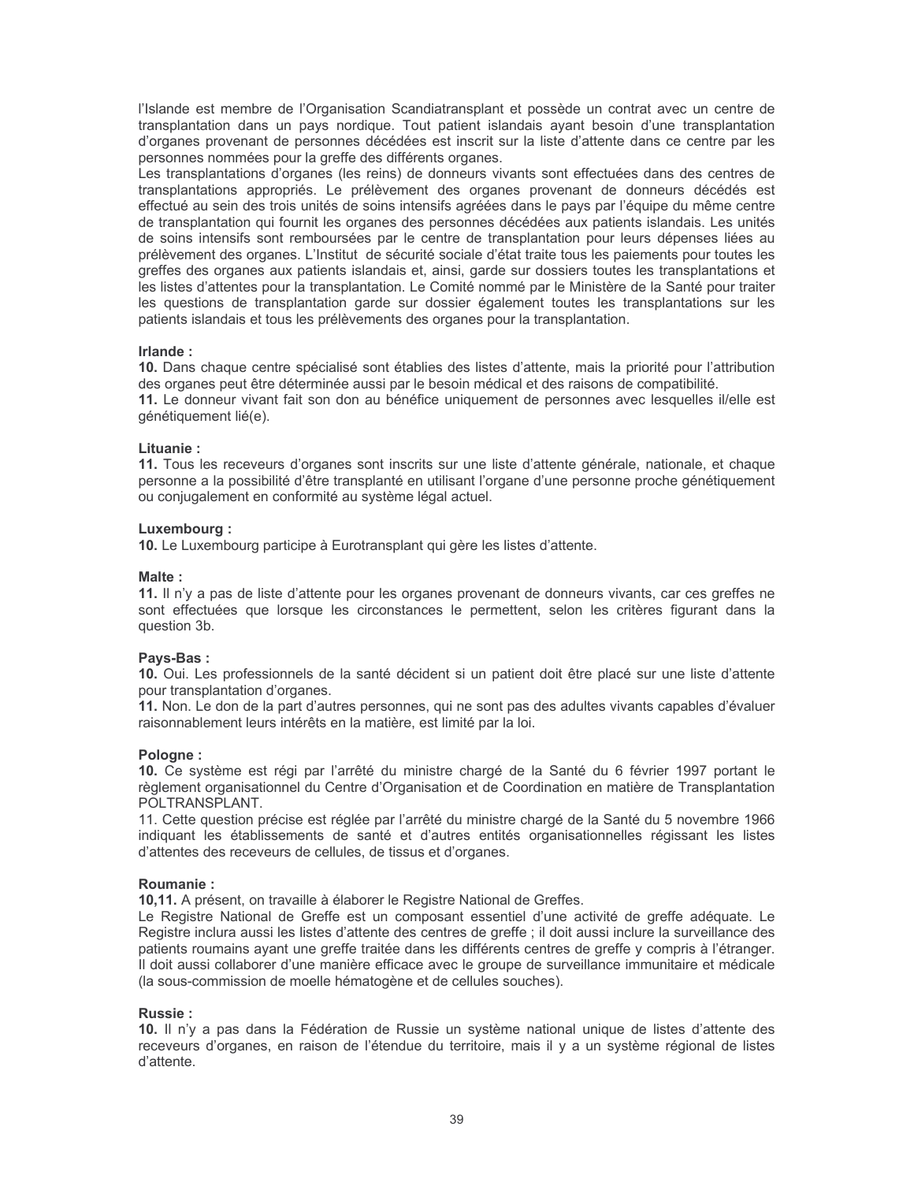l'Islande est membre de l'Organisation Scandiatransplant et possède un contrat avec un centre de transplantation dans un pays nordique. Tout patient islandais ayant besoin d'une transplantation d'organes provenant de personnes décédées est inscrit sur la liste d'attente dans ce centre par les personnes nommées pour la greffe des différents organes.

Les transplantations d'organes (les reins) de donneurs vivants sont effectuées dans des centres de transplantations appropriés. Le prélèvement des organes provenant de donneurs décédés est effectué au sein des trois unités de soins intensifs agréées dans le pays par l'équipe du même centre de transplantation qui fournit les organes des personnes décédées aux patients islandais. Les unités de soins intensifs sont remboursées par le centre de transplantation pour leurs dépenses liées au prélèvement des organes. L'Institut de sécurité sociale d'état traite tous les paiements pour toutes les greffes des organes aux patients islandais et, ainsi, garde sur dossiers toutes les transplantations et les listes d'attentes pour la transplantation. Le Comité nommé par le Ministère de la Santé pour traiter les questions de transplantation garde sur dossier également toutes les transplantations sur les patients islandais et tous les prélèvements des organes pour la transplantation.

**Irlande :**

**10.** Dans chaque centre spécialisé sont établies des listes d'attente, mais la priorité pour l'attribution des organes peut être déterminée aussi par le besoin médical et des raisons de compatibilité.

**11.** Le donneur vivant fait son don au bénéfice uniquement de personnes avec lesquelles il/elle est génétiquement lié(e).

**Lituanie :**

**11.** Tous les receveurs d'organes sont inscrits sur une liste d'attente générale, nationale, et chaque personne a la possibilité d'être transplanté en utilisant l'organe d'une personne proche génétiquement ou conjugalement en conformité au système légal actuel.

**Luxembourg :**

**10.** Le Luxembourg participe à Eurotransplant qui gère les listes d'attente.

**Malte :**

**11.** Il n'y a pas de liste d'attente pour les organes provenant de donneurs vivants, car ces greffes ne sont effectuées que lorsque les circonstances le permettent, selon les critères figurant dans la question 3b.

**Pays-Bas :**

**10.** Oui. Les professionnels de la santé décident si un patient doit être placé sur une liste d'attente pour transplantation d'organes.

**11.** Non. Le don de la part d'autres personnes, qui ne sont pas des adultes vivants capables d'évaluer raisonnablement leurs intérêts en la matière, est limité par la loi.

**Pologne :**

**10.** Ce système est régi par l'arrêté du ministre chargé de la Santé du 6 février 1997 portant le règlement organisationnel du Centre d'Organisation et de Coordination en matière de Transplantation POLTRANSPLANT.

11. Cette question précise est réglée par l'arrêté du ministre chargé de la Santé du 5 novembre 1966 indiquant les établissements de santé et d'autres entités organisationnelles régissant les listes d'attentes des receveurs de cellules, de tissus et d'organes.

**Roumanie :**

**10,11.** A présent, on travaille à élaborer le Registre National de Greffes.

Le Registre National de Greffe est un composant essentiel d'une activité de greffe adéquate. Le Registre inclura aussi les listes d'attente des centres de greffe ; il doit aussi inclure la surveillance des patients roumains ayant une greffe traitée dans les différents centres de greffe y compris à l'étranger. Il doit aussi collaborer d'une manière efficace avec le groupe de surveillance immunitaire et médicale (la sous-commission de moelle hématogène et de cellules souches).

**Russie :**

**10.** Il n'y a pas dans la Fédération de Russie un système national unique de listes d'attente des receveurs d'organes, en raison de l'étendue du territoire, mais il y a un système régional de listes d'attente.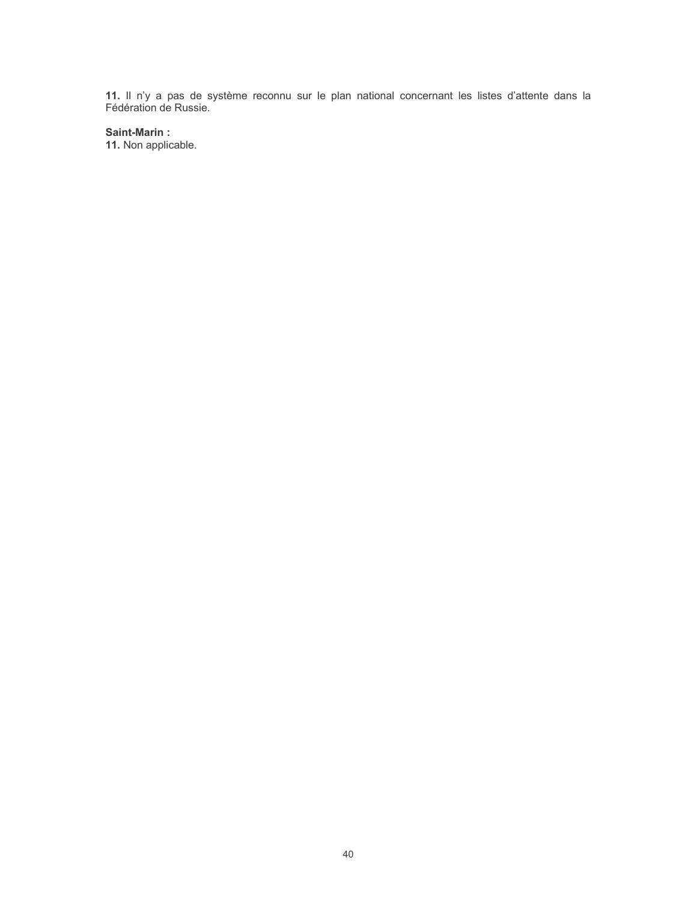**11.** Il n'y a pas de système reconnu sur le plan national concernant les listes d'attente dans la Fédération de Russie.

**Saint-Marin :**
**11.** Non applicable.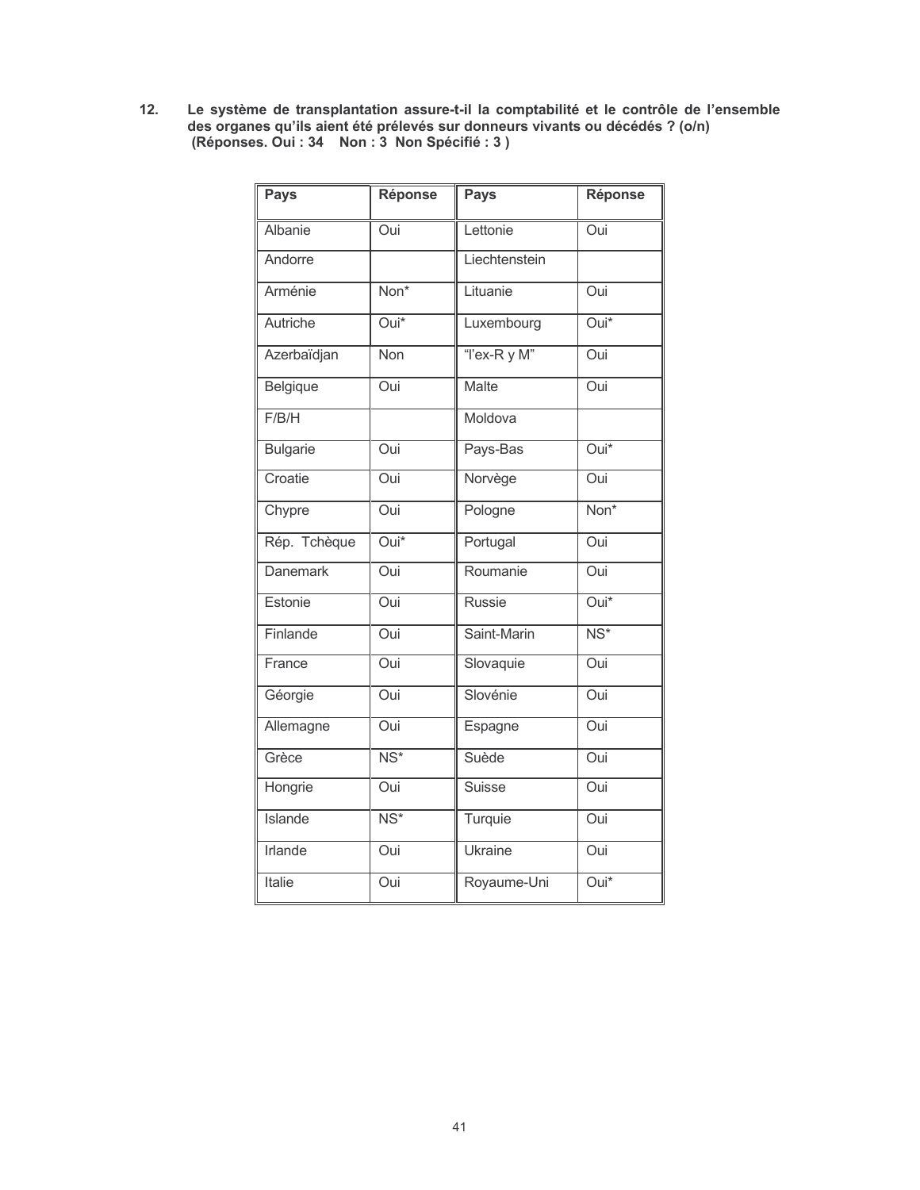**12. Le système de transplantation assure-t-il la comptabilité et le contrôle de l'ensemble des organes qu'ils aient été prélevés sur donneurs vivants ou décédés ? (o/n) (Réponses. Oui : 34 Non : 3 Non Spécifié : 3 )**

| Pays | Réponse | Pays | Réponse |
|---|---|---|---|
| Albanie | Oui | Lettonie | Oui |
| Andorre | | Liechtenstein | |
| Arménie | Non* | Lituanie | Oui |
| Autriche | Oui* | Luxembourg | Oui* |
| Azerbaïdjan | Non | "l'ex-R y M" | Oui |
| Belgique | Oui | Malte | Oui |
| F/B/H | | Moldova | |
| Bulgarie | Oui | Pays-Bas | Oui* |
| Croatie | Oui | Norvège | Oui |
| Chypre | Oui | Pologne | Non* |
| Rép. Tchèque | Oui* | Portugal | Oui |
| Danemark | Oui | Roumanie | Oui |
| Estonie | Oui | Russie | Oui* |
| Finlande | Oui | Saint-Marin | NS* |
| France | Oui | Slovaquie | Oui |
| Géorgie | Oui | Slovénie | Oui |
| Allemagne | Oui | Espagne | Oui |
| Grèce | NS* | Suède | Oui |
| Hongrie | Oui | Suisse | Oui |
| Islande | NS* | Turquie | Oui |
| Irlande | Oui | Ukraine | Oui |
| Italie | Oui | Royaume-Uni | Oui* |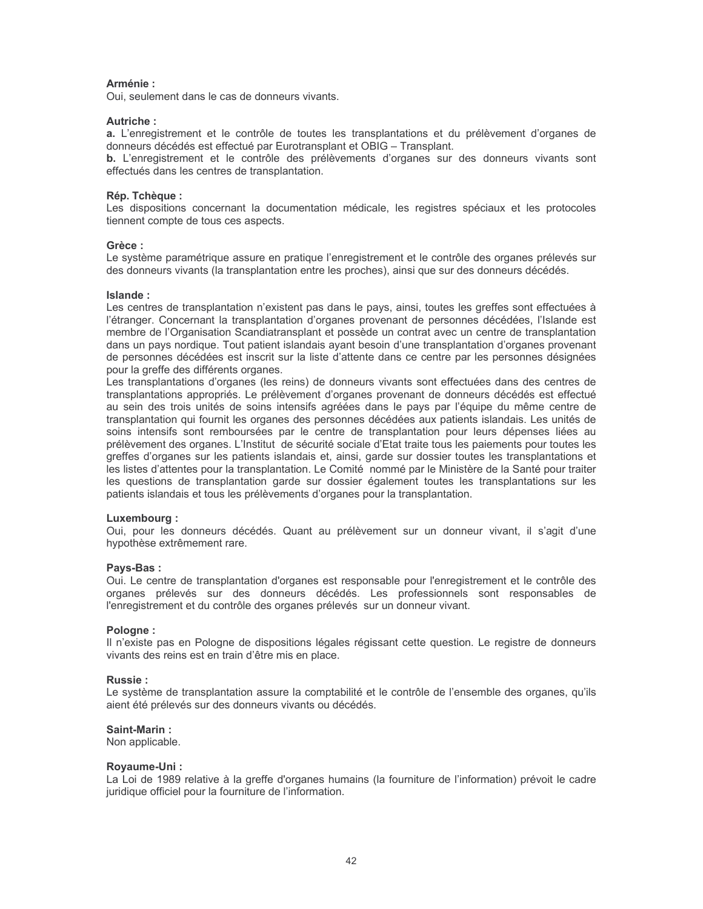**Arménie :**
Oui, seulement dans le cas de donneurs vivants.

**Autriche :**
**a.** L'enregistrement et le contrôle de toutes les transplantations et du prélèvement d'organes de donneurs décédés est effectué par Eurotransplant et OBIG – Transplant.
**b.** L'enregistrement et le contrôle des prélèvements d'organes sur des donneurs vivants sont effectués dans les centres de transplantation.

**Rép. Tchèque :**
Les dispositions concernant la documentation médicale, les registres spéciaux et les protocoles tiennent compte de tous ces aspects.

**Grèce :**
Le système paramétrique assure en pratique l'enregistrement et le contrôle des organes prélevés sur des donneurs vivants (la transplantation entre les proches), ainsi que sur des donneurs décédés.

**Islande :**
Les centres de transplantation n'existent pas dans le pays, ainsi, toutes les greffes sont effectuées à l'étranger. Concernant la transplantation d'organes provenant de personnes décédées, l'Islande est membre de l'Organisation Scandiatransplant et possède un contrat avec un centre de transplantation dans un pays nordique. Tout patient islandais ayant besoin d'une transplantation d'organes provenant de personnes décédées est inscrit sur la liste d'attente dans ce centre par les personnes désignées pour la greffe des différents organes.
Les transplantations d'organes (les reins) de donneurs vivants sont effectuées dans des centres de transplantations appropriés. Le prélèvement d'organes provenant de donneurs décédés est effectué au sein des trois unités de soins intensifs agréées dans le pays par l'équipe du même centre de transplantation qui fournit les organes des personnes décédées aux patients islandais. Les unités de soins intensifs sont remboursées par le centre de transplantation pour leurs dépenses liées au prélèvement des organes. L'Institut de sécurité sociale d'Etat traite tous les paiements pour toutes les greffes d'organes sur les patients islandais et, ainsi, garde sur dossier toutes les transplantations et les listes d'attentes pour la transplantation. Le Comité nommé par le Ministère de la Santé pour traiter les questions de transplantation garde sur dossier également toutes les transplantations sur les patients islandais et tous les prélèvements d'organes pour la transplantation.

**Luxembourg :**
Oui, pour les donneurs décédés. Quant au prélèvement sur un donneur vivant, il s'agit d'une hypothèse extrêmement rare.

**Pays-Bas :**
Oui. Le centre de transplantation d'organes est responsable pour l'enregistrement et le contrôle des organes prélevés sur des donneurs décédés. Les professionnels sont responsables de l'enregistrement et du contrôle des organes prélevés sur un donneur vivant.

**Pologne :**
Il n'existe pas en Pologne de dispositions légales régissant cette question. Le registre de donneurs vivants des reins est en train d'être mis en place.

**Russie :**
Le système de transplantation assure la comptabilité et le contrôle de l'ensemble des organes, qu'ils aient été prélevés sur des donneurs vivants ou décédés.

**Saint-Marin :**
Non applicable.

**Royaume-Uni :**
La Loi de 1989 relative à la greffe d'organes humains (la fourniture de l'information) prévoit le cadre juridique officiel pour la fourniture de l'information.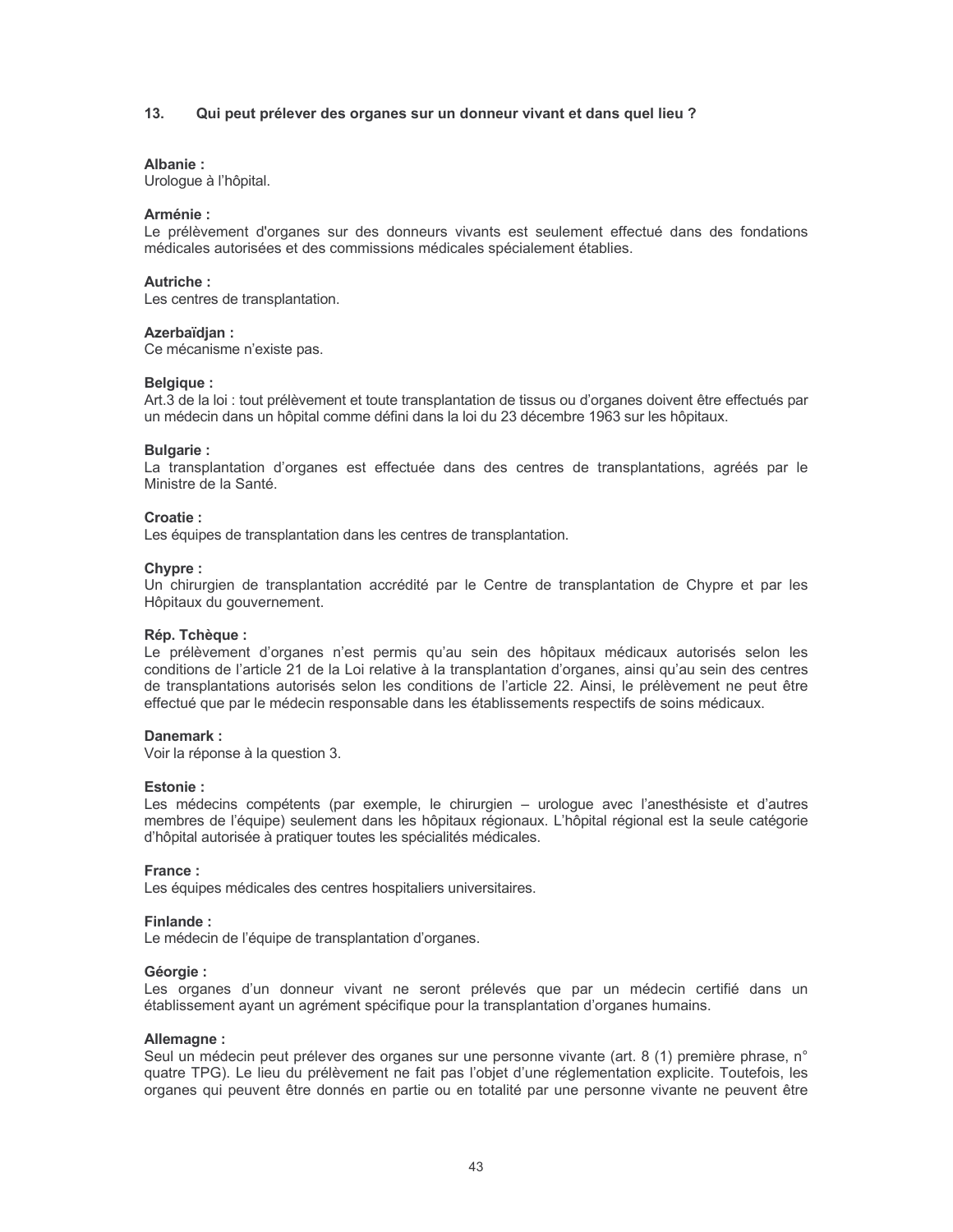### 13. Qui peut prélever des organes sur un donneur vivant et dans quel lieu ?

**Albanie :**
Urologue à l'hôpital.

**Arménie :**
Le prélèvement d'organes sur des donneurs vivants est seulement effectué dans des fondations médicales autorisées et des commissions médicales spécialement établies.

**Autriche :**
Les centres de transplantation.

**Azerbaïdjan :**
Ce mécanisme n'existe pas.

**Belgique :**
Art.3 de la loi : tout prélèvement et toute transplantation de tissus ou d'organes doivent être effectués par un médecin dans un hôpital comme défini dans la loi du 23 décembre 1963 sur les hôpitaux.

**Bulgarie :**
La transplantation d'organes est effectuée dans des centres de transplantations, agréés par le Ministre de la Santé.

**Croatie :**
Les équipes de transplantation dans les centres de transplantation.

**Chypre :**
Un chirurgien de transplantation accrédité par le Centre de transplantation de Chypre et par les Hôpitaux du gouvernement.

**Rép. Tchèque :**
Le prélèvement d'organes n'est permis qu'au sein des hôpitaux médicaux autorisés selon les conditions de l'article 21 de la Loi relative à la transplantation d'organes, ainsi qu'au sein des centres de transplantations autorisés selon les conditions de l'article 22. Ainsi, le prélèvement ne peut être effectué que par le médecin responsable dans les établissements respectifs de soins médicaux.

**Danemark :**
Voir la réponse à la question 3.

**Estonie :**
Les médecins compétents (par exemple, le chirurgien – urologue avec l'anesthésiste et d'autres membres de l'équipe) seulement dans les hôpitaux régionaux. L'hôpital régional est la seule catégorie d'hôpital autorisée à pratiquer toutes les spécialités médicales.

**France :**
Les équipes médicales des centres hospitaliers universitaires.

**Finlande :**
Le médecin de l'équipe de transplantation d'organes.

**Géorgie :**
Les organes d'un donneur vivant ne seront prélevés que par un médecin certifié dans un établissement ayant un agrément spécifique pour la transplantation d'organes humains.

**Allemagne :**
Seul un médecin peut prélever des organes sur une personne vivante (art. 8 (1) première phrase, n° quatre TPG). Le lieu du prélèvement ne fait pas l'objet d'une réglementation explicite. Toutefois, les organes qui peuvent être donnés en partie ou en totalité par une personne vivante ne peuvent être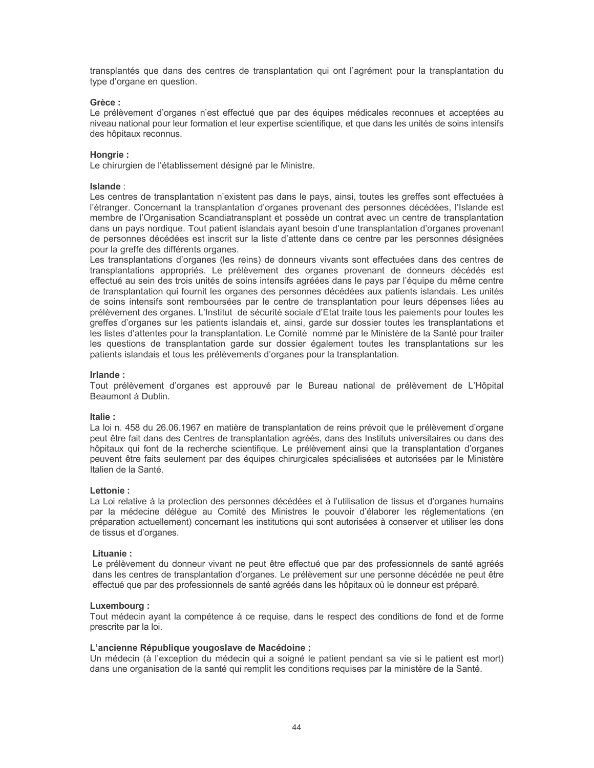transplantés que dans des centres de transplantation qui ont l'agrément pour la transplantation du type d'organe en question.

**Grèce :**
Le prélèvement d'organes n'est effectué que par des équipes médicales reconnues et acceptées au niveau national pour leur formation et leur expertise scientifique, et que dans les unités de soins intensifs des hôpitaux reconnus.

**Hongrie :**
Le chirurgien de l'établissement désigné par le Ministre.

**Islande** :
Les centres de transplantation n'existent pas dans le pays, ainsi, toutes les greffes sont effectuées à l'étranger. Concernant la transplantation d'organes provenant des personnes décédées, l'Islande est membre de l'Organisation Scandiatransplant et possède un contrat avec un centre de transplantation dans un pays nordique. Tout patient islandais ayant besoin d'une transplantation d'organes provenant de personnes décédées est inscrit sur la liste d'attente dans ce centre par les personnes désignées pour la greffe des différents organes.
Les transplantations d'organes (les reins) de donneurs vivants sont effectuées dans des centres de transplantations appropriés. Le prélèvement des organes provenant de donneurs décédés est effectué au sein des trois unités de soins intensifs agréées dans le pays par l'équipe du même centre de transplantation qui fournit les organes des personnes décédées aux patients islandais. Les unités de soins intensifs sont remboursées par le centre de transplantation pour leurs dépenses liées au prélèvement des organes. L'Institut de sécurité sociale d'Etat traite tous les paiements pour toutes les greffes d'organes sur les patients islandais et, ainsi, garde sur dossier toutes les transplantations et les listes d'attentes pour la transplantation. Le Comité nommé par le Ministère de la Santé pour traiter les questions de transplantation garde sur dossier également toutes les transplantations sur les patients islandais et tous les prélèvements d'organes pour la transplantation.

**Irlande :**
Tout prélèvement d'organes est approuvé par le Bureau national de prélèvement de L'Hôpital Beaumont à Dublin.

**Italie :**
La loi n. 458 du 26.06.1967 en matière de transplantation de reins prévoit que le prélèvement d'organe peut être fait dans des Centres de transplantation agréés, dans des Instituts universitaires ou dans des hôpitaux qui font de la recherche scientifique. Le prélèvement ainsi que la transplantation d'organes peuvent être faits seulement par des équipes chirurgicales spécialisées et autorisées par le Ministère Italien de la Santé.

**Lettonie :**
La Loi relative à la protection des personnes décédées et à l'utilisation de tissus et d'organes humains par la médecine délègue au Comité des Ministres le pouvoir d'élaborer les réglementations (en préparation actuellement) concernant les institutions qui sont autorisées à conserver et utiliser les dons de tissus et d'organes.

**Lituanie :**
Le prélèvement du donneur vivant ne peut être effectué que par des professionnels de santé agréés dans les centres de transplantation d'organes. Le prélèvement sur une personne décédée ne peut être effectué que par des professionnels de santé agréés dans les hôpitaux où le donneur est préparé.

**Luxembourg :**
Tout médecin ayant la compétence à ce requise, dans le respect des conditions de fond et de forme prescrite par la loi.

**L'ancienne République yougoslave de Macédoine :**
Un médecin (à l'exception du médecin qui a soigné le patient pendant sa vie si le patient est mort) dans une organisation de la santé qui remplit les conditions requises par la ministère de la Santé.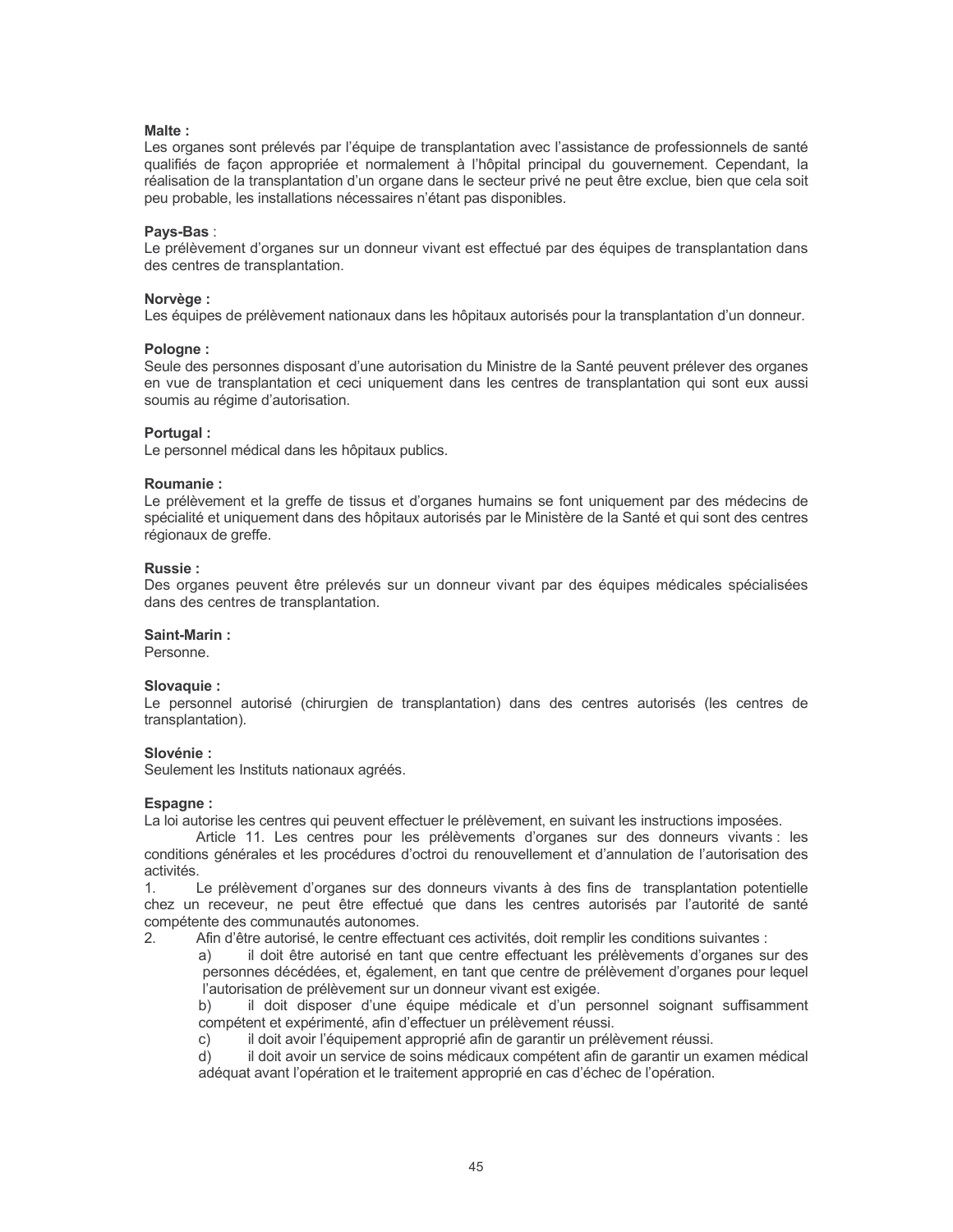**Malte :**
Les organes sont prélevés par l'équipe de transplantation avec l'assistance de professionnels de santé qualifiés de façon appropriée et normalement à l'hôpital principal du gouvernement. Cependant, la réalisation de la transplantation d'un organe dans le secteur privé ne peut être exclue, bien que cela soit peu probable, les installations nécessaires n'étant pas disponibles.

**Pays-Bas** :
Le prélèvement d'organes sur un donneur vivant est effectué par des équipes de transplantation dans des centres de transplantation.

**Norvège :**
Les équipes de prélèvement nationaux dans les hôpitaux autorisés pour la transplantation d'un donneur.

**Pologne :**
Seule des personnes disposant d'une autorisation du Ministre de la Santé peuvent prélever des organes en vue de transplantation et ceci uniquement dans les centres de transplantation qui sont eux aussi soumis au régime d'autorisation.

**Portugal :**
Le personnel médical dans les hôpitaux publics.

**Roumanie :**
Le prélèvement et la greffe de tissus et d'organes humains se font uniquement par des médecins de spécialité et uniquement dans des hôpitaux autorisés par le Ministère de la Santé et qui sont des centres régionaux de greffe.

**Russie :**
Des organes peuvent être prélevés sur un donneur vivant par des équipes médicales spécialisées dans des centres de transplantation.

**Saint-Marin :**
Personne.

**Slovaquie :**
Le personnel autorisé (chirurgien de transplantation) dans des centres autorisés (les centres de transplantation).

**Slovénie :**
Seulement les Instituts nationaux agréés.

**Espagne :**
La loi autorise les centres qui peuvent effectuer le prélèvement, en suivant les instructions imposées.

Article 11. Les centres pour les prélèvements d'organes sur des donneurs vivants : les conditions générales et les procédures d'octroi du renouvellement et d'annulation de l'autorisation des activités.

1. Le prélèvement d'organes sur des donneurs vivants à des fins de transplantation potentielle chez un receveur, ne peut être effectué que dans les centres autorisés par l'autorité de santé compétente des communautés autonomes.
2. Afin d'être autorisé, le centre effectuant ces activités, doit remplir les conditions suivantes :
   a) il doit être autorisé en tant que centre effectuant les prélèvements d'organes sur des personnes décédées, et, également, en tant que centre de prélèvement d'organes pour lequel l'autorisation de prélèvement sur un donneur vivant est exigée.
   b) il doit disposer d'une équipe médicale et d'un personnel soignant suffisamment compétent et expérimenté, afin d'effectuer un prélèvement réussi.
   c) il doit avoir l'équipement approprié afin de garantir un prélèvement réussi.
   d) il doit avoir un service de soins médicaux compétent afin de garantir un examen médical adéquat avant l'opération et le traitement approprié en cas d'échec de l'opération.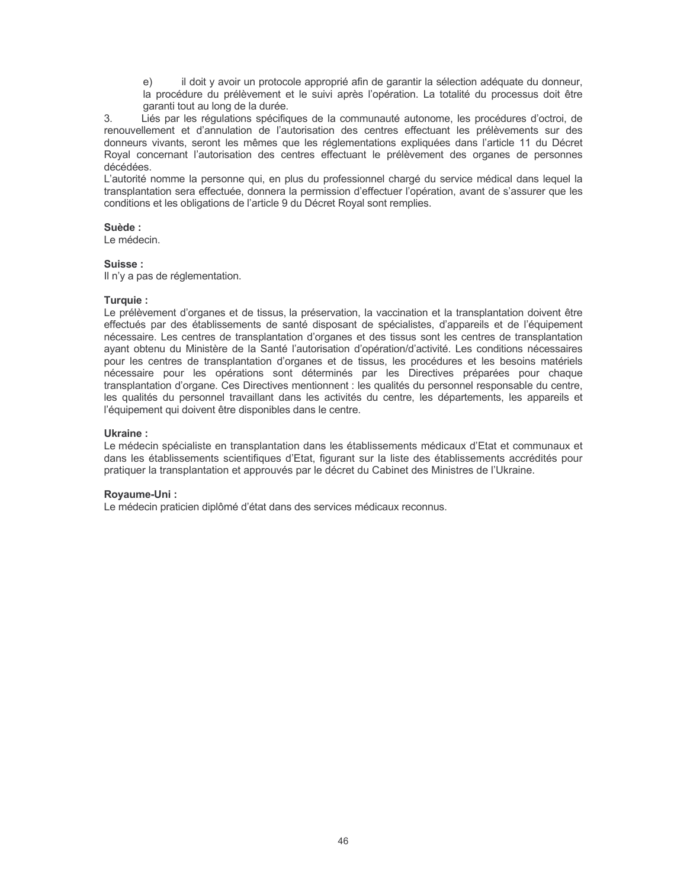e) il doit y avoir un protocole approprié afin de garantir la sélection adéquate du donneur, la procédure du prélèvement et le suivi après l'opération. La totalité du processus doit être garanti tout au long de la durée.

3. Liés par les régulations spécifiques de la communauté autonome, les procédures d'octroi, de renouvellement et d'annulation de l'autorisation des centres effectuant les prélèvements sur des donneurs vivants, seront les mêmes que les réglementations expliquées dans l'article 11 du Décret Royal concernant l'autorisation des centres effectuant le prélèvement des organes de personnes décédées.

L'autorité nomme la personne qui, en plus du professionnel chargé du service médical dans lequel la transplantation sera effectuée, donnera la permission d'effectuer l'opération, avant de s'assurer que les conditions et les obligations de l'article 9 du Décret Royal sont remplies.

**Suède :**
Le médecin.

**Suisse :**
Il n'y a pas de réglementation.

**Turquie :**
Le prélèvement d'organes et de tissus, la préservation, la vaccination et la transplantation doivent être effectués par des établissements de santé disposant de spécialistes, d'appareils et de l'équipement nécessaire. Les centres de transplantation d'organes et des tissus sont les centres de transplantation ayant obtenu du Ministère de la Santé l'autorisation d'opération/d'activité. Les conditions nécessaires pour les centres de transplantation d'organes et de tissus, les procédures et les besoins matériels nécessaire pour les opérations sont déterminés par les Directives préparées pour chaque transplantation d'organe. Ces Directives mentionnent : les qualités du personnel responsable du centre, les qualités du personnel travaillant dans les activités du centre, les départements, les appareils et l'équipement qui doivent être disponibles dans le centre.

**Ukraine :**
Le médecin spécialiste en transplantation dans les établissements médicaux d'Etat et communaux et dans les établissements scientifiques d'Etat, figurant sur la liste des établissements accrédités pour pratiquer la transplantation et approuvés par le décret du Cabinet des Ministres de l'Ukraine.

**Royaume-Uni :**
Le médecin praticien diplômé d'état dans des services médicaux reconnus.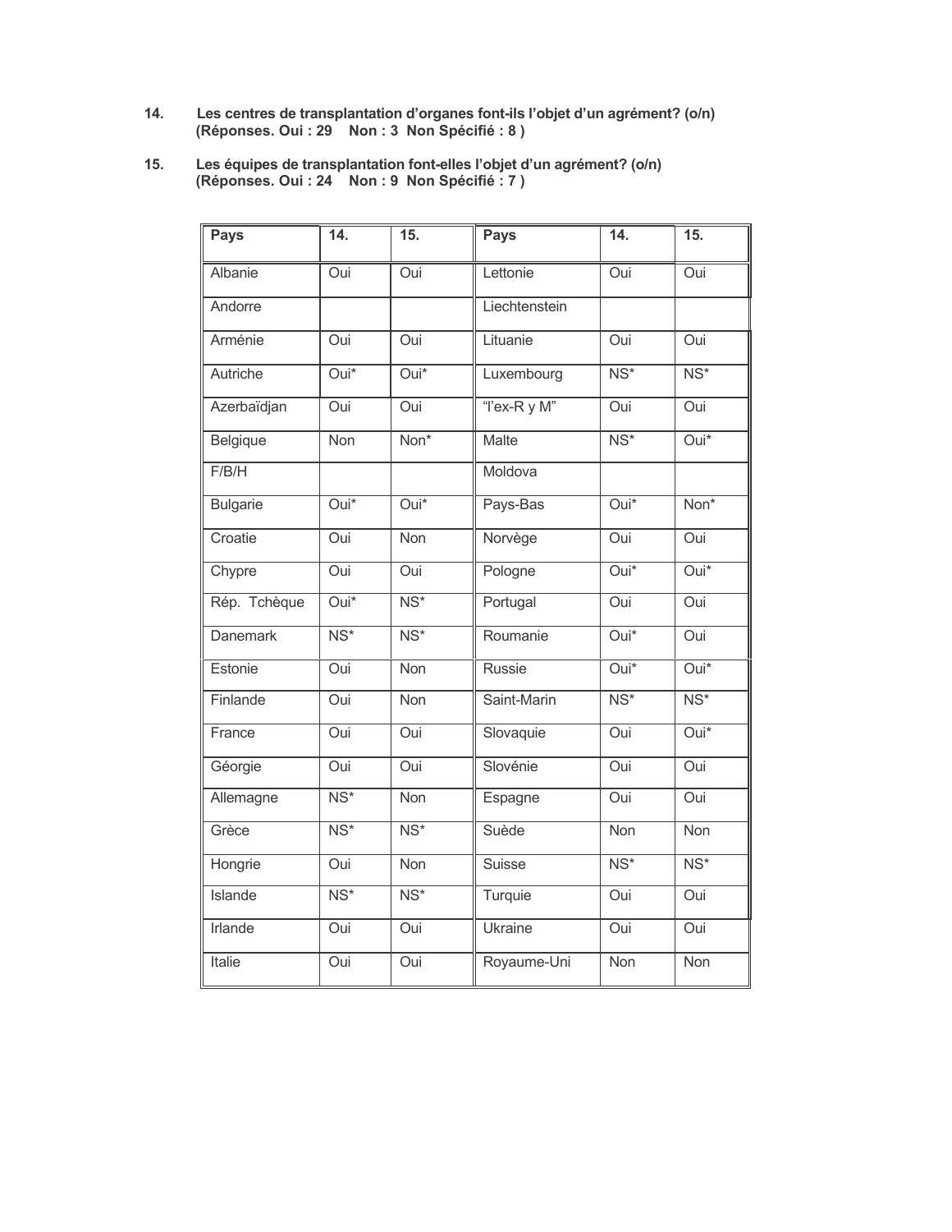14. **Les centres de transplantation d'organes font-ils l'objet d'un agrément? (o/n)**
    **(Réponses. Oui : 29 Non : 3 Non Spécifié : 8 )**

15. **Les équipes de transplantation font-elles l'objet d'un agrément? (o/n)**
    **(Réponses. Oui : 24 Non : 9 Non Spécifié : 7 )**

| **Pays** | **14.** | **15.** | **Pays** | **14.** | **15.** |
|---|---|---|---|---|---|
| Albanie | Oui | Oui | Lettonie | Oui | Oui |
| Andorre | | | Liechtenstein | | |
| Arménie | Oui | Oui | Lituanie | Oui | Oui |
| Autriche | Oui* | Oui* | Luxembourg | NS* | NS* |
| Azerbaïdjan | Oui | Oui | "l'ex-R y M" | Oui | Oui |
| Belgique | Non | Non* | Malte | NS* | Oui* |
| F/B/H | | | Moldova | | |
| Bulgarie | Oui* | Oui* | Pays-Bas | Oui* | Non* |
| Croatie | Oui | Non | Norvège | Oui | Oui |
| Chypre | Oui | Oui | Pologne | Oui* | Oui* |
| Rép. Tchèque | Oui* | NS* | Portugal | Oui | Oui |
| Danemark | NS* | NS* | Roumanie | Oui* | Oui |
| Estonie | Oui | Non | Russie | Oui* | Oui* |
| Finlande | Oui | Non | Saint-Marin | NS* | NS* |
| France | Oui | Oui | Slovaquie | Oui | Oui* |
| Géorgie | Oui | Oui | Slovénie | Oui | Oui |
| Allemagne | NS* | Non | Espagne | Oui | Oui |
| Grèce | NS* | NS* | Suède | Non | Non |
| Hongrie | Oui | Non | Suisse | NS* | NS* |
| Islande | NS* | NS* | Turquie | Oui | Oui |
| Irlande | Oui | Oui | Ukraine | Oui | Oui |
| Italie | Oui | Oui | Royaume-Uni | Non | Non |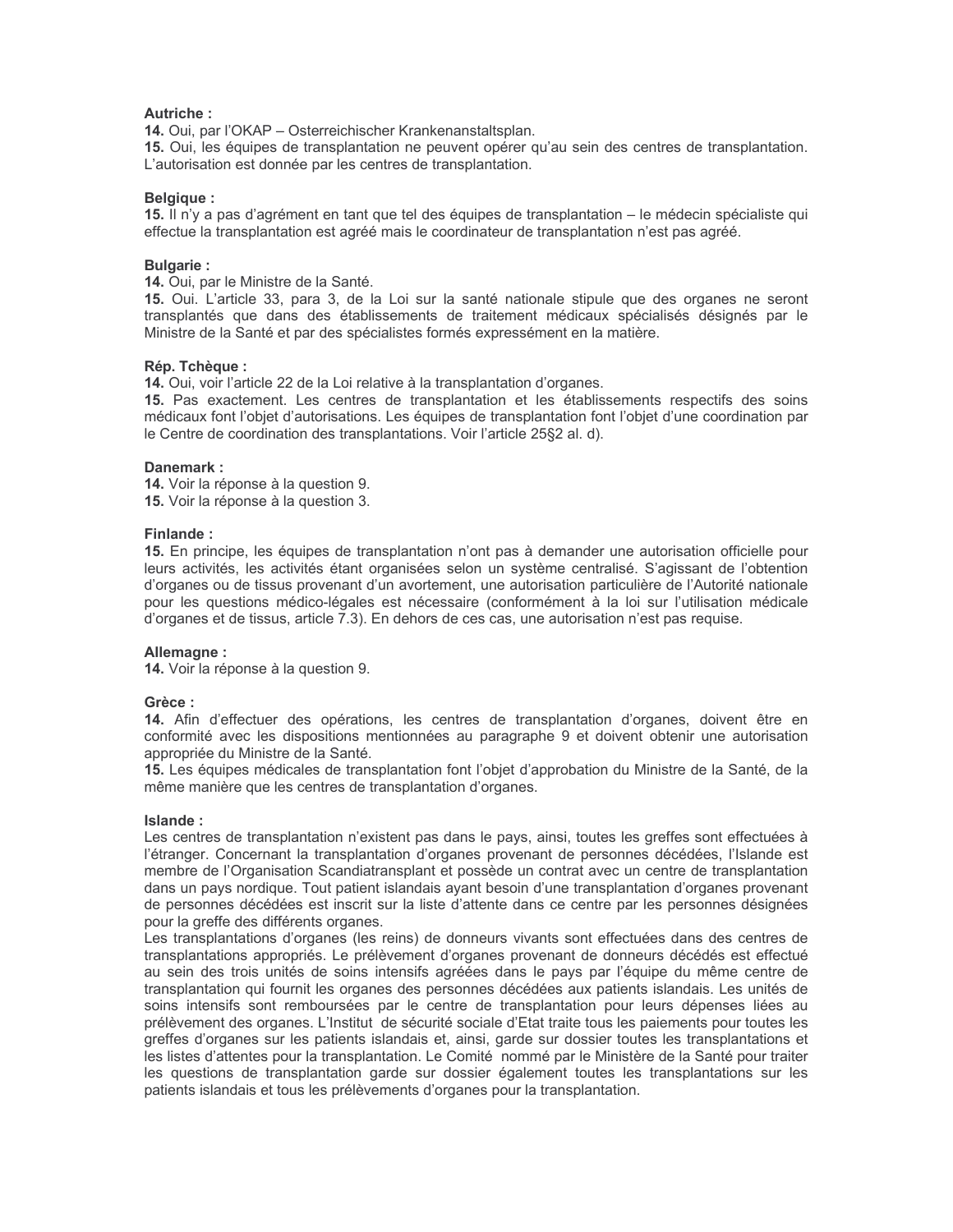**Autriche :**
**14.** Oui, par l'OKAP – Osterreichischer Krankenanstaltsplan.
**15.** Oui, les équipes de transplantation ne peuvent opérer qu'au sein des centres de transplantation. L'autorisation est donnée par les centres de transplantation.

**Belgique :**
**15.** Il n'y a pas d'agrément en tant que tel des équipes de transplantation – le médecin spécialiste qui effectue la transplantation est agréé mais le coordinateur de transplantation n'est pas agréé.

**Bulgarie :**
**14.** Oui, par le Ministre de la Santé.
**15.** Oui. L'article 33, para 3, de la Loi sur la santé nationale stipule que des organes ne seront transplantés que dans des établissements de traitement médicaux spécialisés désignés par le Ministre de la Santé et par des spécialistes formés expressément en la matière.

**Rép. Tchèque :**
**14.** Oui, voir l'article 22 de la Loi relative à la transplantation d'organes.
**15.** Pas exactement. Les centres de transplantation et les établissements respectifs des soins médicaux font l'objet d'autorisations. Les équipes de transplantation font l'objet d'une coordination par le Centre de coordination des transplantations. Voir l'article 25§2 al. d).

**Danemark :**
**14.** Voir la réponse à la question 9.
**15.** Voir la réponse à la question 3.

**Finlande :**
**15.** En principe, les équipes de transplantation n'ont pas à demander une autorisation officielle pour leurs activités, les activités étant organisées selon un système centralisé. S'agissant de l'obtention d'organes ou de tissus provenant d'un avortement, une autorisation particulière de l'Autorité nationale pour les questions médico-légales est nécessaire (conformément à la loi sur l'utilisation médicale d'organes et de tissus, article 7.3). En dehors de ces cas, une autorisation n'est pas requise.

**Allemagne :**
**14.** Voir la réponse à la question 9.

**Grèce :**
**14.** Afin d'effectuer des opérations, les centres de transplantation d'organes, doivent être en conformité avec les dispositions mentionnées au paragraphe 9 et doivent obtenir une autorisation appropriée du Ministre de la Santé.
**15.** Les équipes médicales de transplantation font l'objet d'approbation du Ministre de la Santé, de la même manière que les centres de transplantation d'organes.

**Islande :**
Les centres de transplantation n'existent pas dans le pays, ainsi, toutes les greffes sont effectuées à l'étranger. Concernant la transplantation d'organes provenant de personnes décédées, l'Islande est membre de l'Organisation Scandiatransplant et possède un contrat avec un centre de transplantation dans un pays nordique. Tout patient islandais ayant besoin d'une transplantation d'organes provenant de personnes décédées est inscrit sur la liste d'attente dans ce centre par les personnes désignées pour la greffe des différents organes.
Les transplantations d'organes (les reins) de donneurs vivants sont effectuées dans des centres de transplantations appropriés. Le prélèvement d'organes provenant de donneurs décédés est effectué au sein des trois unités de soins intensifs agréées dans le pays par l'équipe du même centre de transplantation qui fournit les organes des personnes décédées aux patients islandais. Les unités de soins intensifs sont remboursées par le centre de transplantation pour leurs dépenses liées au prélèvement des organes. L'Institut de sécurité sociale d'Etat traite tous les paiements pour toutes les greffes d'organes sur les patients islandais et, ainsi, garde sur dossier toutes les transplantations et les listes d'attentes pour la transplantation. Le Comité nommé par le Ministère de la Santé pour traiter les questions de transplantation garde sur dossier également toutes les transplantations sur les patients islandais et tous les prélèvements d'organes pour la transplantation.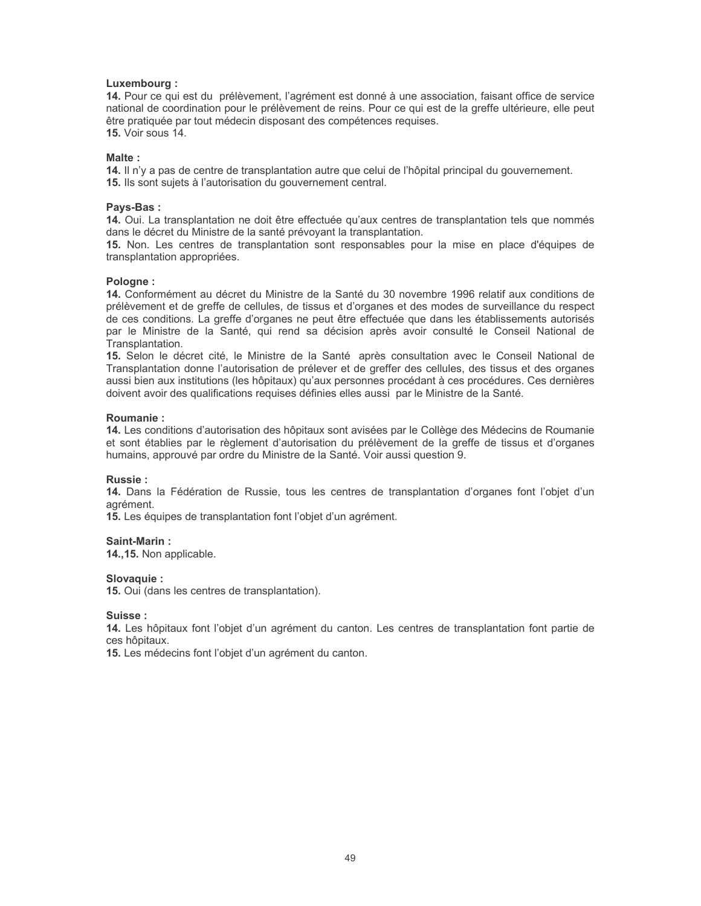**Luxembourg :**

**14.** Pour ce qui est du prélèvement, l'agrément est donné à une association, faisant office de service national de coordination pour le prélèvement de reins. Pour ce qui est de la greffe ultérieure, elle peut être pratiquée par tout médecin disposant des compétences requises.

**15.** Voir sous 14.

**Malte :**

**14.** Il n'y a pas de centre de transplantation autre que celui de l'hôpital principal du gouvernement.

**15.** Ils sont sujets à l'autorisation du gouvernement central.

**Pays-Bas :**

**14.** Oui. La transplantation ne doit être effectuée qu'aux centres de transplantation tels que nommés dans le décret du Ministre de la santé prévoyant la transplantation.

**15.** Non. Les centres de transplantation sont responsables pour la mise en place d'équipes de transplantation appropriées.

**Pologne :**

**14.** Conformément au décret du Ministre de la Santé du 30 novembre 1996 relatif aux conditions de prélèvement et de greffe de cellules, de tissus et d'organes et des modes de surveillance du respect de ces conditions. La greffe d'organes ne peut être effectuée que dans les établissements autorisés par le Ministre de la Santé, qui rend sa décision après avoir consulté le Conseil National de Transplantation.

**15.** Selon le décret cité, le Ministre de la Santé après consultation avec le Conseil National de Transplantation donne l'autorisation de prélever et de greffer des cellules, des tissus et des organes aussi bien aux institutions (les hôpitaux) qu'aux personnes procédant à ces procédures. Ces dernières doivent avoir des qualifications requises définies elles aussi par le Ministre de la Santé.

**Roumanie :**

**14.** Les conditions d'autorisation des hôpitaux sont avisées par le Collège des Médecins de Roumanie et sont établies par le règlement d'autorisation du prélèvement de la greffe de tissus et d'organes humains, approuvé par ordre du Ministre de la Santé. Voir aussi question 9.

**Russie :**

**14.** Dans la Fédération de Russie, tous les centres de transplantation d'organes font l'objet d'un agrément.

**15.** Les équipes de transplantation font l'objet d'un agrément.

**Saint-Marin :**

**14.,15.** Non applicable.

**Slovaquie :**

**15.** Oui (dans les centres de transplantation).

**Suisse :**

**14.** Les hôpitaux font l'objet d'un agrément du canton. Les centres de transplantation font partie de ces hôpitaux.

**15.** Les médecins font l'objet d'un agrément du canton.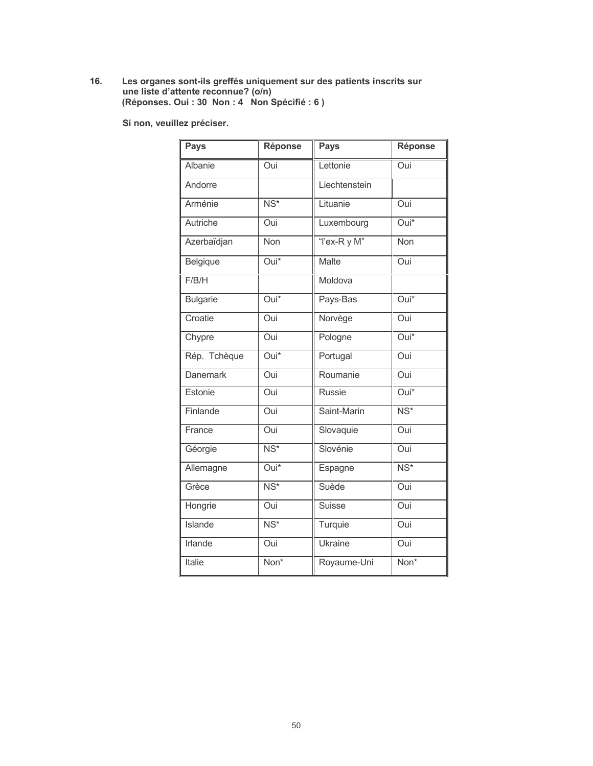**16. Les organes sont-ils greffés uniquement sur des patients inscrits sur une liste d'attente reconnue? (o/n)**
**(Réponses. Oui : 30 Non : 4 Non Spécifié : 6 )**

**Si non, veuillez préciser.**

| Pays | Réponse | Pays | Réponse |
|---|---|---|---|
| Albanie | Oui | Lettonie | Oui |
| Andorre | | Liechtenstein | |
| Arménie | NS* | Lituanie | Oui |
| Autriche | Oui | Luxembourg | Oui* |
| Azerbaïdjan | Non | "l'ex-R y M" | Non |
| Belgique | Oui* | Malte | Oui |
| F/B/H | | Moldova | |
| Bulgarie | Oui* | Pays-Bas | Oui* |
| Croatie | Oui | Norvège | Oui |
| Chypre | Oui | Pologne | Oui* |
| Rép. Tchèque | Oui* | Portugal | Oui |
| Danemark | Oui | Roumanie | Oui |
| Estonie | Oui | Russie | Oui* |
| Finlande | Oui | Saint-Marin | NS* |
| France | Oui | Slovaquie | Oui |
| Géorgie | NS* | Slovénie | Oui |
| Allemagne | Oui* | Espagne | NS* |
| Grèce | NS* | Suède | Oui |
| Hongrie | Oui | Suisse | Oui |
| Islande | NS* | Turquie | Oui |
| Irlande | Oui | Ukraine | Oui |
| Italie | Non* | Royaume-Uni | Non* |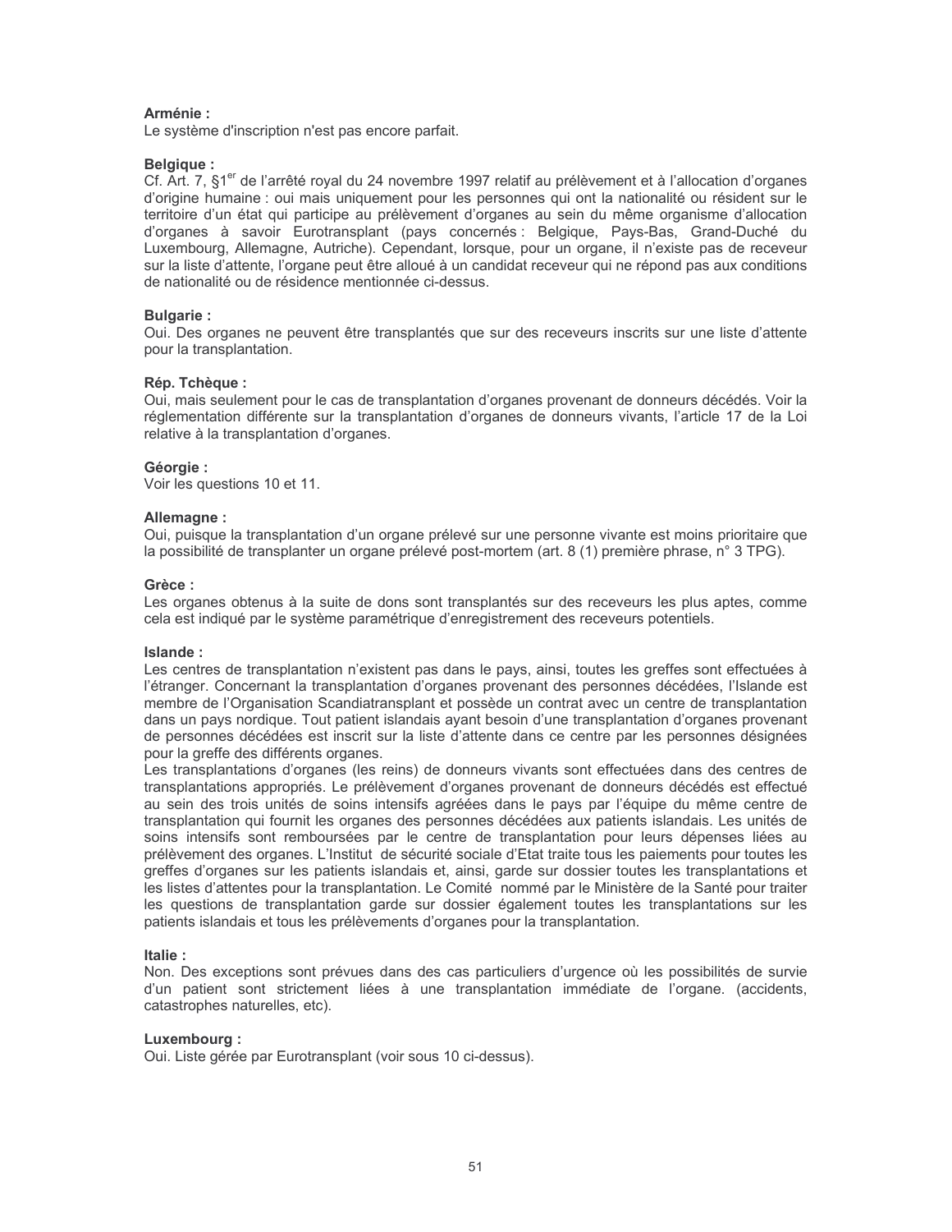**Arménie :**
Le système d'inscription n'est pas encore parfait.

**Belgique :**
Cf. Art. 7, §1[er] de l'arrêté royal du 24 novembre 1997 relatif au prélèvement et à l'allocation d'organes d'origine humaine : oui mais uniquement pour les personnes qui ont la nationalité ou résident sur le territoire d'un état qui participe au prélèvement d'organes au sein du même organisme d'allocation d'organes à savoir Eurotransplant (pays concernés : Belgique, Pays-Bas, Grand-Duché du Luxembourg, Allemagne, Autriche). Cependant, lorsque, pour un organe, il n'existe pas de receveur sur la liste d'attente, l'organe peut être alloué à un candidat receveur qui ne répond pas aux conditions de nationalité ou de résidence mentionnée ci-dessus.

**Bulgarie :**
Oui. Des organes ne peuvent être transplantés que sur des receveurs inscrits sur une liste d'attente pour la transplantation.

**Rép. Tchèque :**
Oui, mais seulement pour le cas de transplantation d'organes provenant de donneurs décédés. Voir la réglementation différente sur la transplantation d'organes de donneurs vivants, l'article 17 de la Loi relative à la transplantation d'organes.

**Géorgie :**
Voir les questions 10 et 11.

**Allemagne :**
Oui, puisque la transplantation d'un organe prélevé sur une personne vivante est moins prioritaire que la possibilité de transplanter un organe prélevé post-mortem (art. 8 (1) première phrase, n° 3 TPG).

**Grèce :**
Les organes obtenus à la suite de dons sont transplantés sur des receveurs les plus aptes, comme cela est indiqué par le système paramétrique d'enregistrement des receveurs potentiels.

**Islande :**
Les centres de transplantation n'existent pas dans le pays, ainsi, toutes les greffes sont effectuées à l'étranger. Concernant la transplantation d'organes provenant des personnes décédées, l'Islande est membre de l'Organisation Scandiatransplant et possède un contrat avec un centre de transplantation dans un pays nordique. Tout patient islandais ayant besoin d'une transplantation d'organes provenant de personnes décédées est inscrit sur la liste d'attente dans ce centre par les personnes désignées pour la greffe des différents organes.
Les transplantations d'organes (les reins) de donneurs vivants sont effectuées dans des centres de transplantations appropriés. Le prélèvement d'organes provenant de donneurs décédés est effectué au sein des trois unités de soins intensifs agréées dans le pays par l'équipe du même centre de transplantation qui fournit les organes des personnes décédées aux patients islandais. Les unités de soins intensifs sont remboursées par le centre de transplantation pour leurs dépenses liées au prélèvement des organes. L'Institut de sécurité sociale d'Etat traite tous les paiements pour toutes les greffes d'organes sur les patients islandais et, ainsi, garde sur dossier toutes les transplantations et les listes d'attentes pour la transplantation. Le Comité nommé par le Ministère de la Santé pour traiter les questions de transplantation garde sur dossier également toutes les transplantations sur les patients islandais et tous les prélèvements d'organes pour la transplantation.

**Italie :**
Non. Des exceptions sont prévues dans des cas particuliers d'urgence où les possibilités de survie d'un patient sont strictement liées à une transplantation immédiate de l'organe. (accidents, catastrophes naturelles, etc).

**Luxembourg :**
Oui. Liste gérée par Eurotransplant (voir sous 10 ci-dessus).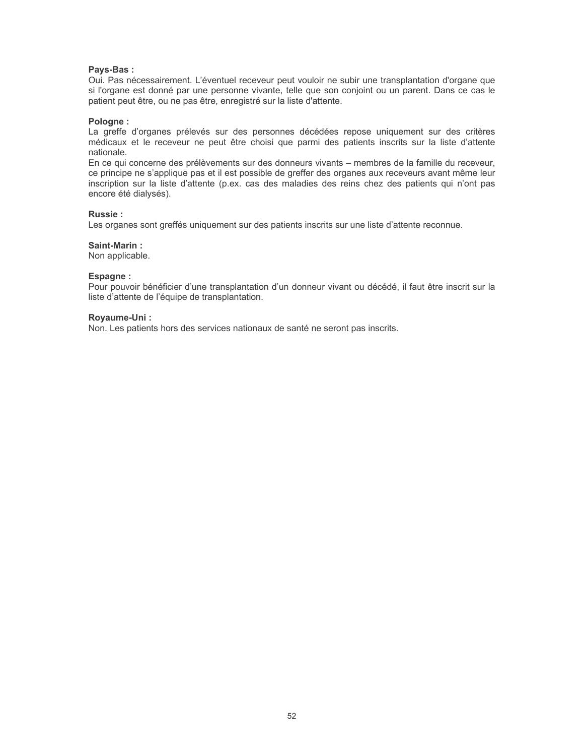**Pays-Bas :**
Oui. Pas nécessairement. L'éventuel receveur peut vouloir ne subir une transplantation d'organe que si l'organe est donné par une personne vivante, telle que son conjoint ou un parent. Dans ce cas le patient peut être, ou ne pas être, enregistré sur la liste d'attente.

**Pologne :**
La greffe d'organes prélevés sur des personnes décédées repose uniquement sur des critères médicaux et le receveur ne peut être choisi que parmi des patients inscrits sur la liste d'attente nationale.
En ce qui concerne des prélèvements sur des donneurs vivants – membres de la famille du receveur, ce principe ne s'applique pas et il est possible de greffer des organes aux receveurs avant même leur inscription sur la liste d'attente (p.ex. cas des maladies des reins chez des patients qui n'ont pas encore été dialysés).

**Russie :**
Les organes sont greffés uniquement sur des patients inscrits sur une liste d'attente reconnue.

**Saint-Marin :**
Non applicable.

**Espagne :**
Pour pouvoir bénéficier d'une transplantation d'un donneur vivant ou décédé, il faut être inscrit sur la liste d'attente de l'équipe de transplantation.

**Royaume-Uni :**
Non. Les patients hors des services nationaux de santé ne seront pas inscrits.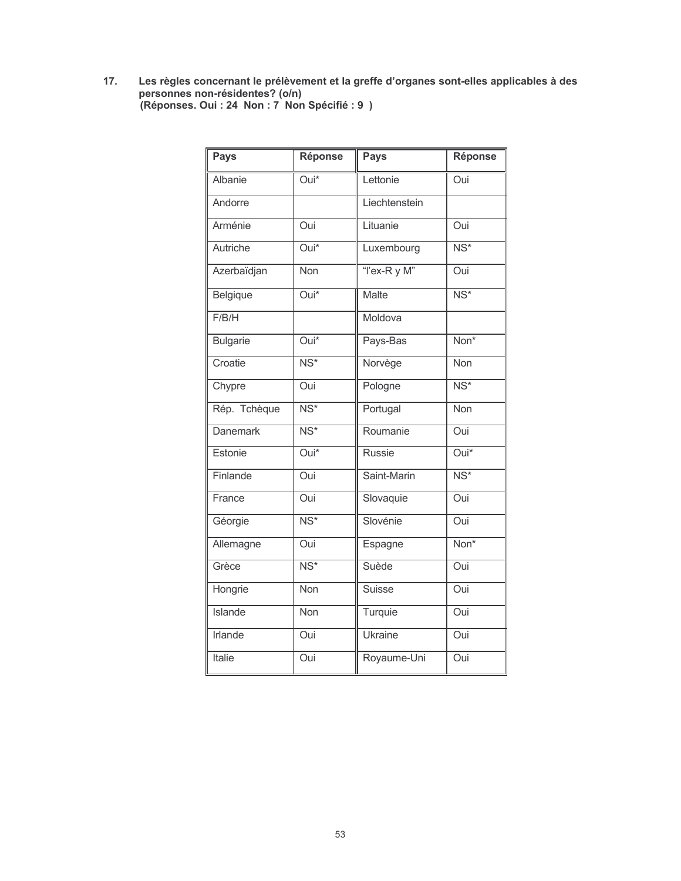**17. Les règles concernant le prélèvement et la greffe d'organes sont-elles applicables à des personnes non-résidentes? (o/n)**
**(Réponses. Oui : 24 Non : 7 Non Spécifié : 9 )**

| Pays | Réponse | Pays | Réponse |
|---|---|---|---|
| Albanie | Oui* | Lettonie | Oui |
| Andorre | | Liechtenstein | |
| Arménie | Oui | Lituanie | Oui |
| Autriche | Oui* | Luxembourg | NS* |
| Azerbaïdjan | Non | "l'ex-R y M" | Oui |
| Belgique | Oui* | Malte | NS* |
| F/B/H | | Moldova | |
| Bulgarie | Oui* | Pays-Bas | Non* |
| Croatie | NS* | Norvège | Non |
| Chypre | Oui | Pologne | NS* |
| Rép. Tchèque | NS* | Portugal | Non |
| Danemark | NS* | Roumanie | Oui |
| Estonie | Oui* | Russie | Oui* |
| Finlande | Oui | Saint-Marin | NS* |
| France | Oui | Slovaquie | Oui |
| Géorgie | NS* | Slovénie | Oui |
| Allemagne | Oui | Espagne | Non* |
| Grèce | NS* | Suède | Oui |
| Hongrie | Non | Suisse | Oui |
| Islande | Non | Turquie | Oui |
| Irlande | Oui | Ukraine | Oui |
| Italie | Oui | Royaume-Uni | Oui |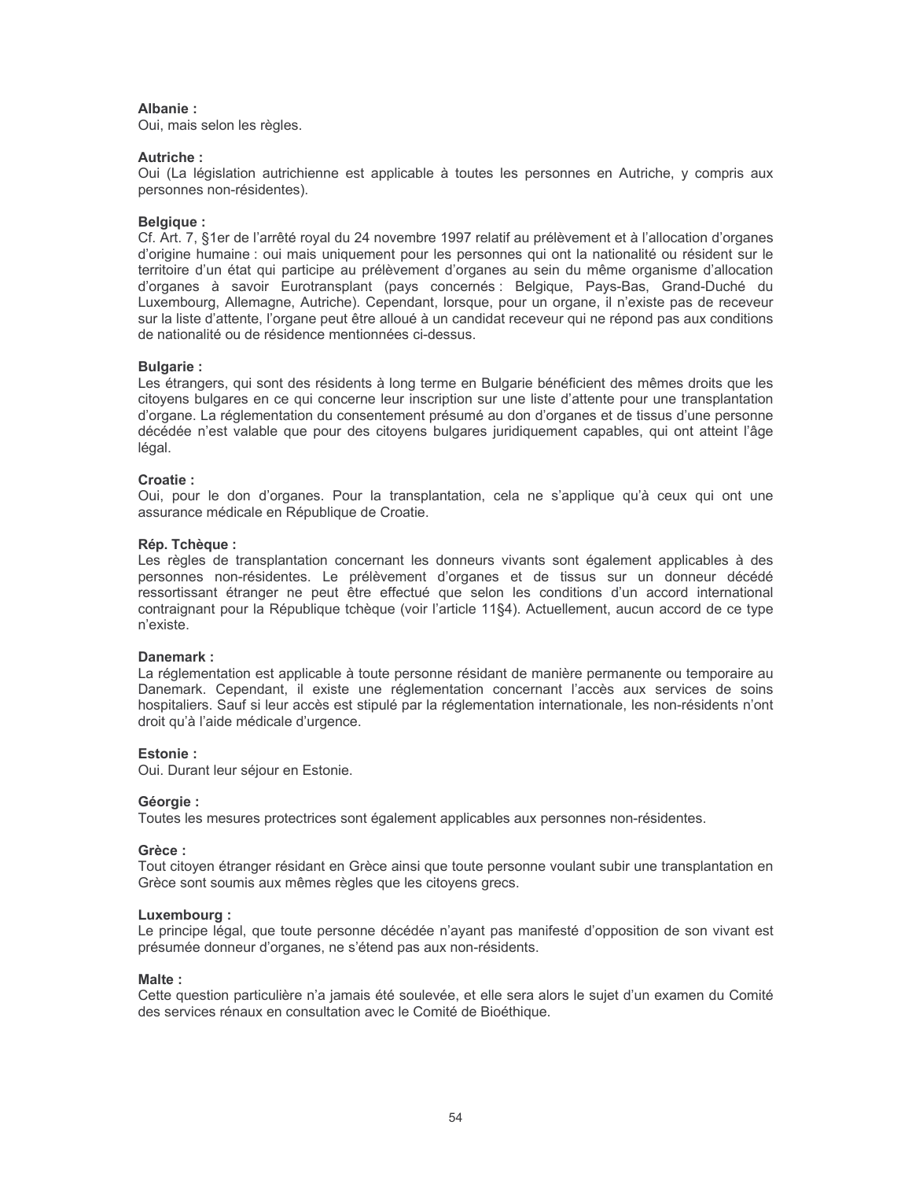**Albanie :**
Oui, mais selon les règles.

**Autriche :**
Oui (La législation autrichienne est applicable à toutes les personnes en Autriche, y compris aux personnes non-résidentes).

**Belgique :**
Cf. Art. 7, §1er de l'arrêté royal du 24 novembre 1997 relatif au prélèvement et à l'allocation d'organes d'origine humaine : oui mais uniquement pour les personnes qui ont la nationalité ou résident sur le territoire d'un état qui participe au prélèvement d'organes au sein du même organisme d'allocation d'organes à savoir Eurotransplant (pays concernés : Belgique, Pays-Bas, Grand-Duché du Luxembourg, Allemagne, Autriche). Cependant, lorsque, pour un organe, il n'existe pas de receveur sur la liste d'attente, l'organe peut être alloué à un candidat receveur qui ne répond pas aux conditions de nationalité ou de résidence mentionnées ci-dessus.

**Bulgarie :**
Les étrangers, qui sont des résidents à long terme en Bulgarie bénéficient des mêmes droits que les citoyens bulgares en ce qui concerne leur inscription sur une liste d'attente pour une transplantation d'organe. La réglementation du consentement présumé au don d'organes et de tissus d'une personne décédée n'est valable que pour des citoyens bulgares juridiquement capables, qui ont atteint l'âge légal.

**Croatie :**
Oui, pour le don d'organes. Pour la transplantation, cela ne s'applique qu'à ceux qui ont une assurance médicale en République de Croatie.

**Rép. Tchèque :**
Les règles de transplantation concernant les donneurs vivants sont également applicables à des personnes non-résidentes. Le prélèvement d'organes et de tissus sur un donneur décédé ressortissant étranger ne peut être effectué que selon les conditions d'un accord international contraignant pour la République tchèque (voir l'article 11§4). Actuellement, aucun accord de ce type n'existe.

**Danemark :**
La réglementation est applicable à toute personne résidant de manière permanente ou temporaire au Danemark. Cependant, il existe une réglementation concernant l'accès aux services de soins hospitaliers. Sauf si leur accès est stipulé par la réglementation internationale, les non-résidents n'ont droit qu'à l'aide médicale d'urgence.

**Estonie :**
Oui. Durant leur séjour en Estonie.

**Géorgie :**
Toutes les mesures protectrices sont également applicables aux personnes non-résidentes.

**Grèce :**
Tout citoyen étranger résidant en Grèce ainsi que toute personne voulant subir une transplantation en Grèce sont soumis aux mêmes règles que les citoyens grecs.

**Luxembourg :**
Le principe légal, que toute personne décédée n'ayant pas manifesté d'opposition de son vivant est présumée donneur d'organes, ne s'étend pas aux non-résidents.

**Malte :**
Cette question particulière n'a jamais été soulevée, et elle sera alors le sujet d'un examen du Comité des services rénaux en consultation avec le Comité de Bioéthique.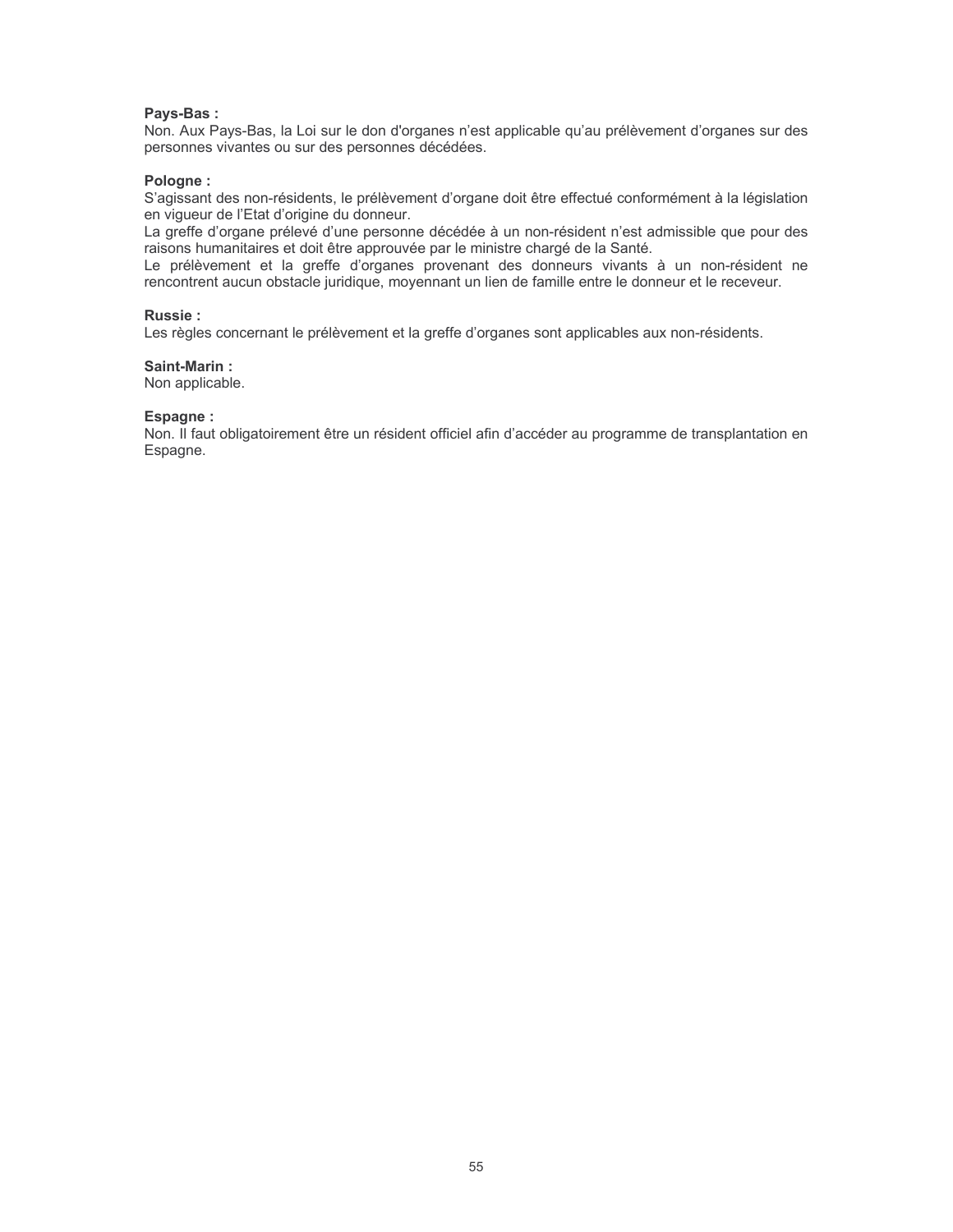**Pays-Bas :**
Non. Aux Pays-Bas, la Loi sur le don d'organes n'est applicable qu'au prélèvement d'organes sur des personnes vivantes ou sur des personnes décédées.

**Pologne :**
S'agissant des non-résidents, le prélèvement d'organe doit être effectué conformément à la législation en vigueur de l'Etat d'origine du donneur.
La greffe d'organe prélevé d'une personne décédée à un non-résident n'est admissible que pour des raisons humanitaires et doit être approuvée par le ministre chargé de la Santé.
Le prélèvement et la greffe d'organes provenant des donneurs vivants à un non-résident ne rencontrent aucun obstacle juridique, moyennant un lien de famille entre le donneur et le receveur.

**Russie :**
Les règles concernant le prélèvement et la greffe d'organes sont applicables aux non-résidents.

**Saint-Marin :**
Non applicable.

**Espagne :**
Non. Il faut obligatoirement être un résident officiel afin d'accéder au programme de transplantation en Espagne.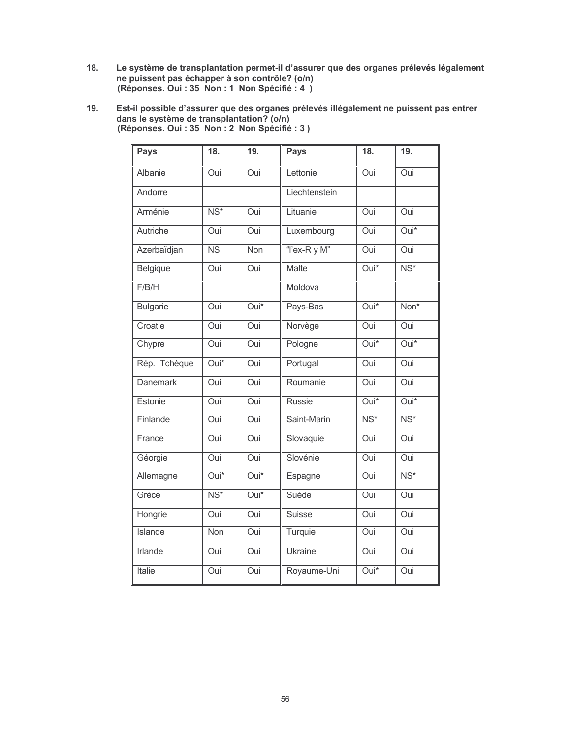18. **Le système de transplantation permet-il d'assurer que des organes prélevés légalement ne puissent pas échapper à son contrôle? (o/n)**
 **(Réponses. Oui : 35 Non : 1 Non Spécifié : 4 )**

19. **Est-il possible d'assurer que des organes prélevés illégalement ne puissent pas entrer dans le système de transplantation? (o/n)**
 **(Réponses. Oui : 35 Non : 2 Non Spécifié : 3 )**

| Pays | 18. | 19. | Pays | 18. | 19. |
|---|---|---|---|---|---|
| Albanie | Oui | Oui | Lettonie | Oui | Oui |
| Andorre | | | Liechtenstein | | |
| Arménie | NS* | Oui | Lituanie | Oui | Oui |
| Autriche | Oui | Oui | Luxembourg | Oui | Oui* |
| Azerbaïdjan | NS | Non | "l'ex-R y M" | Oui | Oui |
| Belgique | Oui | Oui | Malte | Oui* | NS* |
| F/B/H | | | Moldova | | |
| Bulgarie | Oui | Oui* | Pays-Bas | Oui* | Non* |
| Croatie | Oui | Oui | Norvège | Oui | Oui |
| Chypre | Oui | Oui | Pologne | Oui* | Oui* |
| Rép. Tchèque | Oui* | Oui | Portugal | Oui | Oui |
| Danemark | Oui | Oui | Roumanie | Oui | Oui |
| Estonie | Oui | Oui | Russie | Oui* | Oui* |
| Finlande | Oui | Oui | Saint-Marin | NS* | NS* |
| France | Oui | Oui | Slovaquie | Oui | Oui |
| Géorgie | Oui | Oui | Slovénie | Oui | Oui |
| Allemagne | Oui* | Oui* | Espagne | Oui | NS* |
| Grèce | NS* | Oui* | Suède | Oui | Oui |
| Hongrie | Oui | Oui | Suisse | Oui | Oui |
| Islande | Non | Oui | Turquie | Oui | Oui |
| Irlande | Oui | Oui | Ukraine | Oui | Oui |
| Italie | Oui | Oui | Royaume-Uni | Oui* | Oui |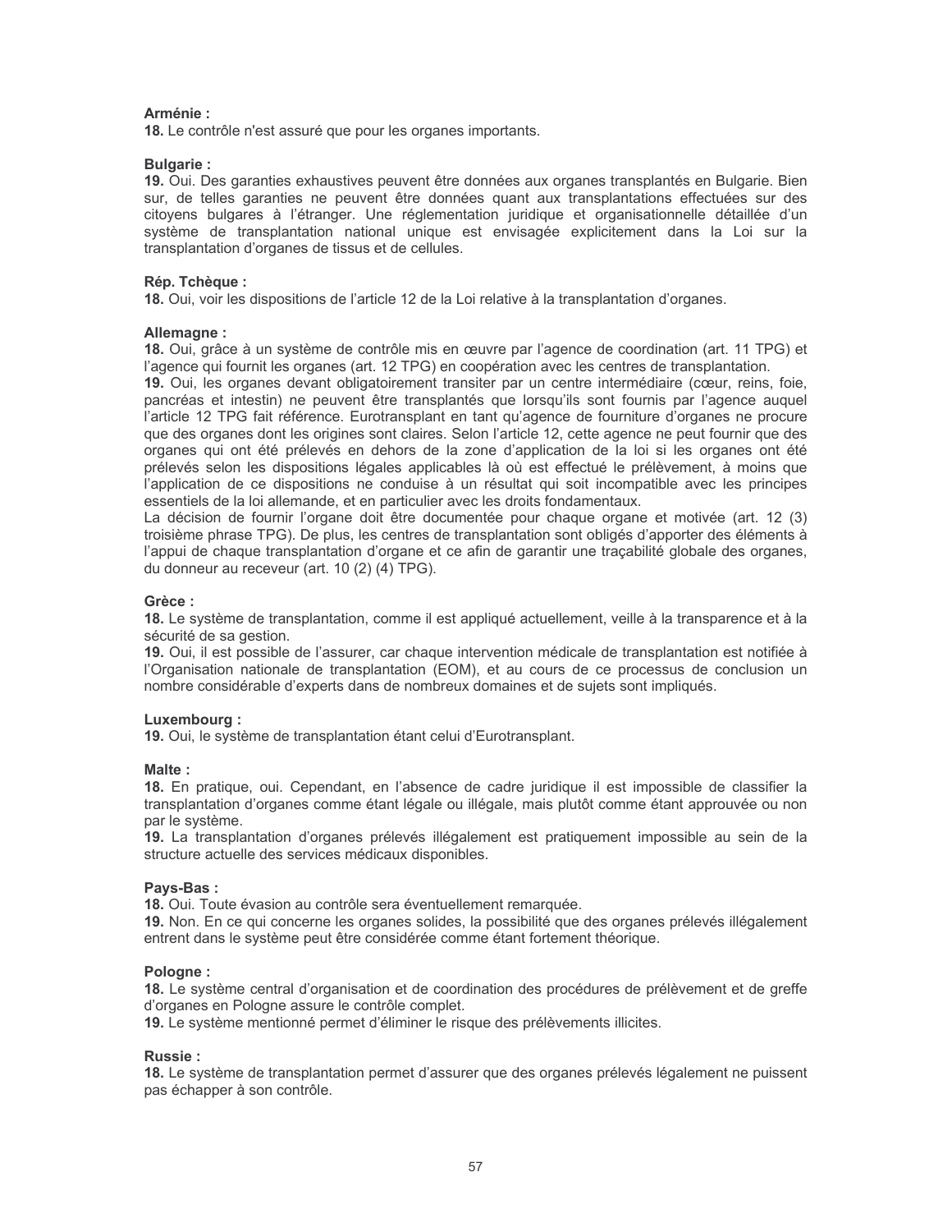**Arménie :**
**18.** Le contrôle n'est assuré que pour les organes importants.

**Bulgarie :**
**19.** Oui. Des garanties exhaustives peuvent être données aux organes transplantés en Bulgarie. Bien sur, de telles garanties ne peuvent être données quant aux transplantations effectuées sur des citoyens bulgares à l'étranger. Une réglementation juridique et organisationnelle détaillée d'un système de transplantation national unique est envisagée explicitement dans la Loi sur la transplantation d'organes de tissus et de cellules.

**Rép. Tchèque :**
**18.** Oui, voir les dispositions de l'article 12 de la Loi relative à la transplantation d'organes.

**Allemagne :**
**18.** Oui, grâce à un système de contrôle mis en œuvre par l'agence de coordination (art. 11 TPG) et l'agence qui fournit les organes (art. 12 TPG) en coopération avec les centres de transplantation.
**19.** Oui, les organes devant obligatoirement transiter par un centre intermédiaire (cœur, reins, foie, pancréas et intestin) ne peuvent être transplantés que lorsqu'ils sont fournis par l'agence auquel l'article 12 TPG fait référence. Eurotransplant en tant qu'agence de fourniture d'organes ne procure que des organes dont les origines sont claires. Selon l'article 12, cette agence ne peut fournir que des organes qui ont été prélevés en dehors de la zone d'application de la loi si les organes ont été prélevés selon les dispositions légales applicables là où est effectué le prélèvement, à moins que l'application de ce dispositions ne conduise à un résultat qui soit incompatible avec les principes essentiels de la loi allemande, et en particulier avec les droits fondamentaux.
La décision de fournir l'organe doit être documentée pour chaque organe et motivée (art. 12 (3) troisième phrase TPG). De plus, les centres de transplantation sont obligés d'apporter des éléments à l'appui de chaque transplantation d'organe et ce afin de garantir une traçabilité globale des organes, du donneur au receveur (art. 10 (2) (4) TPG).

**Grèce :**
**18.** Le système de transplantation, comme il est appliqué actuellement, veille à la transparence et à la sécurité de sa gestion.
**19.** Oui, il est possible de l'assurer, car chaque intervention médicale de transplantation est notifiée à l'Organisation nationale de transplantation (EOM), et au cours de ce processus de conclusion un nombre considérable d'experts dans de nombreux domaines et de sujets sont impliqués.

**Luxembourg :**
**19.** Oui, le système de transplantation étant celui d'Eurotransplant.

**Malte :**
**18.** En pratique, oui. Cependant, en l'absence de cadre juridique il est impossible de classifier la transplantation d'organes comme étant légale ou illégale, mais plutôt comme étant approuvée ou non par le système.
**19.** La transplantation d'organes prélevés illégalement est pratiquement impossible au sein de la structure actuelle des services médicaux disponibles.

**Pays-Bas :**
**18.** Oui. Toute évasion au contrôle sera éventuellement remarquée.
**19.** Non. En ce qui concerne les organes solides, la possibilité que des organes prélevés illégalement entrent dans le système peut être considérée comme étant fortement théorique.

**Pologne :**
**18.** Le système central d'organisation et de coordination des procédures de prélèvement et de greffe d'organes en Pologne assure le contrôle complet.
**19.** Le système mentionné permet d'éliminer le risque des prélèvements illicites.

**Russie :**
**18.** Le système de transplantation permet d'assurer que des organes prélevés légalement ne puissent pas échapper à son contrôle.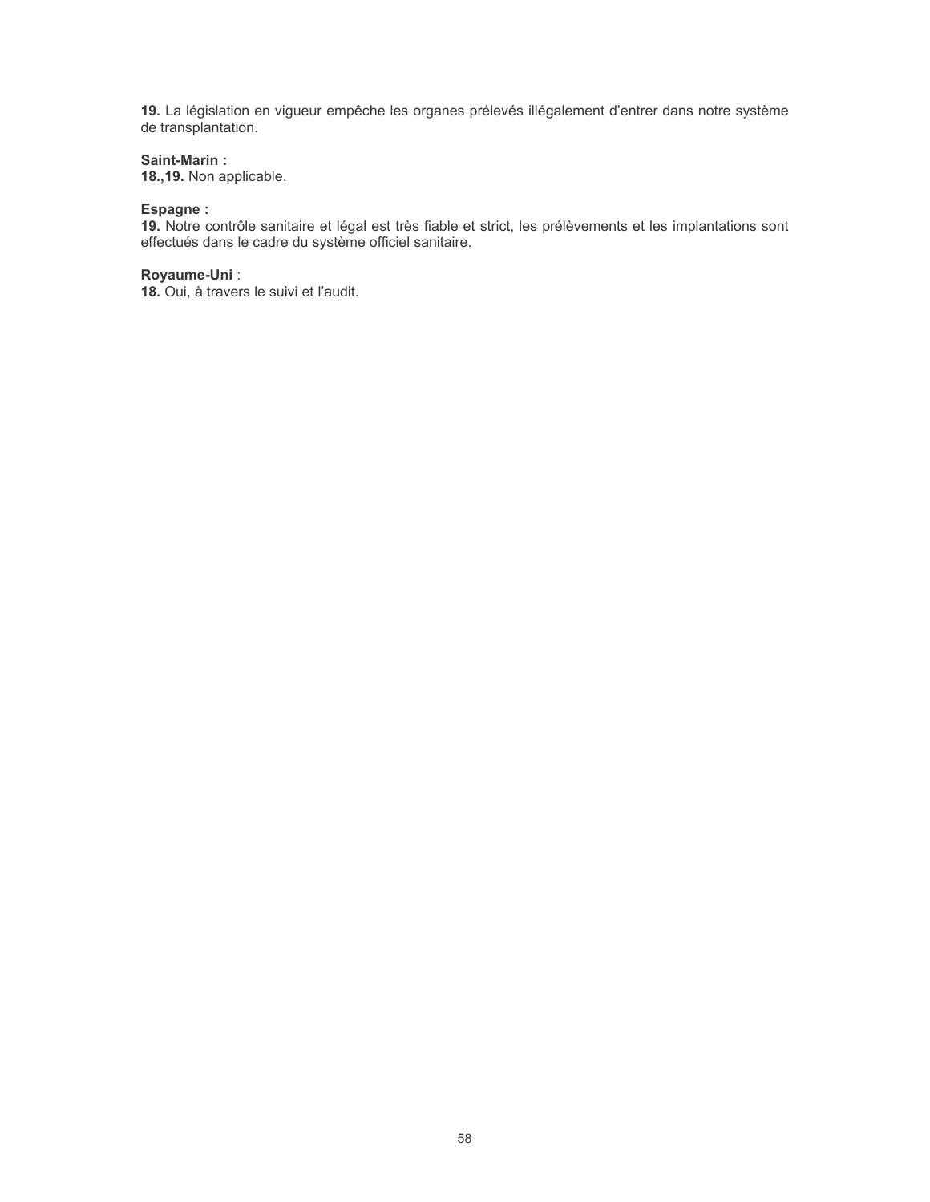**19.** La législation en vigueur empêche les organes prélevés illégalement d'entrer dans notre système de transplantation.

**Saint-Marin :**
**18.,19.** Non applicable.

**Espagne :**
**19.** Notre contrôle sanitaire et légal est très fiable et strict, les prélèvements et les implantations sont effectués dans le cadre du système officiel sanitaire.

**Royaume-Uni** :
**18.** Oui, à travers le suivi et l'audit.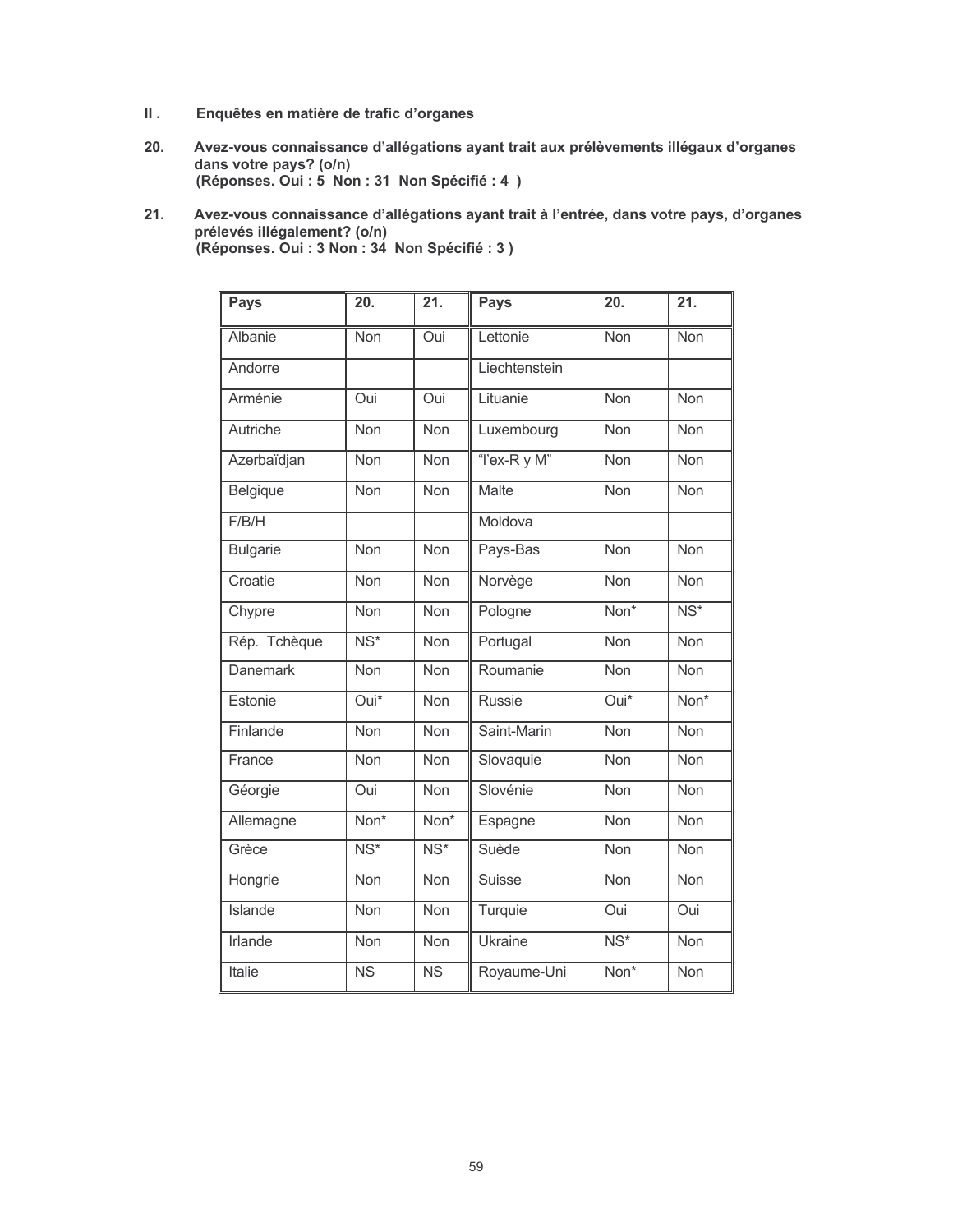## II . Enquêtes en matière de trafic d'organes

**20. Avez-vous connaissance d'allégations ayant trait aux prélèvements illégaux d'organes dans votre pays? (o/n)**
**(Réponses. Oui : 5 Non : 31 Non Spécifié : 4 )**

**21. Avez-vous connaissance d'allégations ayant trait à l'entrée, dans votre pays, d'organes prélevés illégalement? (o/n)**
**(Réponses. Oui : 3 Non : 34 Non Spécifié : 3 )**

| Pays | 20. | 21. | Pays | 20. | 21. |
|---|---|---|---|---|---|
| Albanie | Non | Oui | Lettonie | Non | Non |
| Andorre | | | Liechtenstein | | |
| Arménie | Oui | Oui | Lituanie | Non | Non |
| Autriche | Non | Non | Luxembourg | Non | Non |
| Azerbaïdjan | Non | Non | "l'ex-R y M" | Non | Non |
| Belgique | Non | Non | Malte | Non | Non |
| F/B/H | | | Moldova | | |
| Bulgarie | Non | Non | Pays-Bas | Non | Non |
| Croatie | Non | Non | Norvège | Non | Non |
| Chypre | Non | Non | Pologne | Non* | NS* |
| Rép. Tchèque | NS* | Non | Portugal | Non | Non |
| Danemark | Non | Non | Roumanie | Non | Non |
| Estonie | Oui* | Non | Russie | Oui* | Non* |
| Finlande | Non | Non | Saint-Marin | Non | Non |
| France | Non | Non | Slovaquie | Non | Non |
| Géorgie | Oui | Non | Slovénie | Non | Non |
| Allemagne | Non* | Non* | Espagne | Non | Non |
| Grèce | NS* | NS* | Suède | Non | Non |
| Hongrie | Non | Non | Suisse | Non | Non |
| Islande | Non | Non | Turquie | Oui | Oui |
| Irlande | Non | Non | Ukraine | NS* | Non |
| Italie | NS | NS | Royaume-Uni | Non* | Non |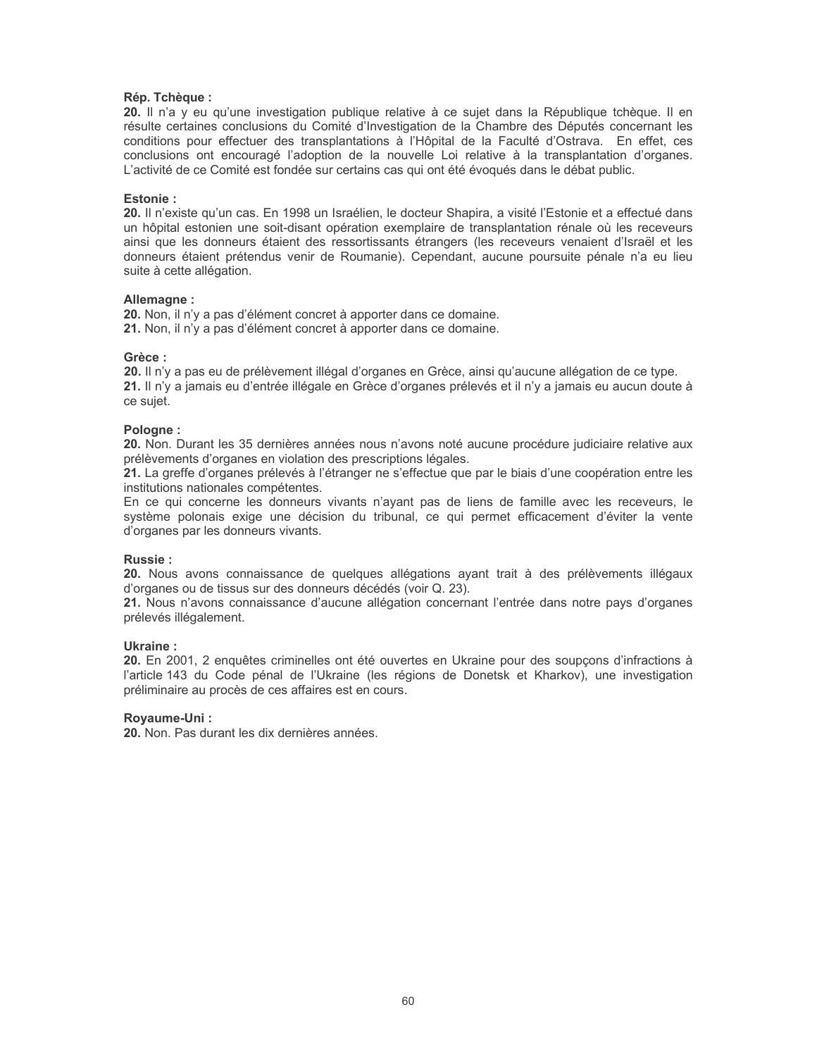**Rép. Tchèque :**

**20.** Il n'a y eu qu'une investigation publique relative à ce sujet dans la République tchèque. Il en résulte certaines conclusions du Comité d'Investigation de la Chambre des Députés concernant les conditions pour effectuer des transplantations à l'Hôpital de la Faculté d'Ostrava. En effet, ces conclusions ont encouragé l'adoption de la nouvelle Loi relative à la transplantation d'organes. L'activité de ce Comité est fondée sur certains cas qui ont été évoqués dans le débat public.

**Estonie :**

**20.** Il n'existe qu'un cas. En 1998 un Israélien, le docteur Shapira, a visité l'Estonie et a effectué dans un hôpital estonien une soit-disant opération exemplaire de transplantation rénale où les receveurs ainsi que les donneurs étaient des ressortissants étrangers (les receveurs venaient d'Israël et les donneurs étaient prétendus venir de Roumanie). Cependant, aucune poursuite pénale n'a eu lieu suite à cette allégation.

**Allemagne :**

**20.** Non, il n'y a pas d'élément concret à apporter dans ce domaine.
**21.** Non, il n'y a pas d'élément concret à apporter dans ce domaine.

**Grèce :**

**20.** Il n'y a pas eu de prélèvement illégal d'organes en Grèce, ainsi qu'aucune allégation de ce type.
**21.** Il n'y a jamais eu d'entrée illégale en Grèce d'organes prélevés et il n'y a jamais eu aucun doute à ce sujet.

**Pologne :**

**20.** Non. Durant les 35 dernières années nous n'avons noté aucune procédure judiciaire relative aux prélèvements d'organes en violation des prescriptions légales.
**21.** La greffe d'organes prélevés à l'étranger ne s'effectue que par le biais d'une coopération entre les institutions nationales compétentes.
En ce qui concerne les donneurs vivants n'ayant pas de liens de famille avec les receveurs, le système polonais exige une décision du tribunal, ce qui permet efficacement d'éviter la vente d'organes par les donneurs vivants.

**Russie :**

**20.** Nous avons connaissance de quelques allégations ayant trait à des prélèvements illégaux d'organes ou de tissus sur des donneurs décédés (voir Q. 23).
**21.** Nous n'avons connaissance d'aucune allégation concernant l'entrée dans notre pays d'organes prélevés illégalement.

**Ukraine :**

**20.** En 2001, 2 enquêtes criminelles ont été ouvertes en Ukraine pour des soupçons d'infractions à l'article 143 du Code pénal de l'Ukraine (les régions de Donetsk et Kharkov), une investigation préliminaire au procès de ces affaires est en cours.

**Royaume-Uni :**

**20.** Non. Pas durant les dix dernières années.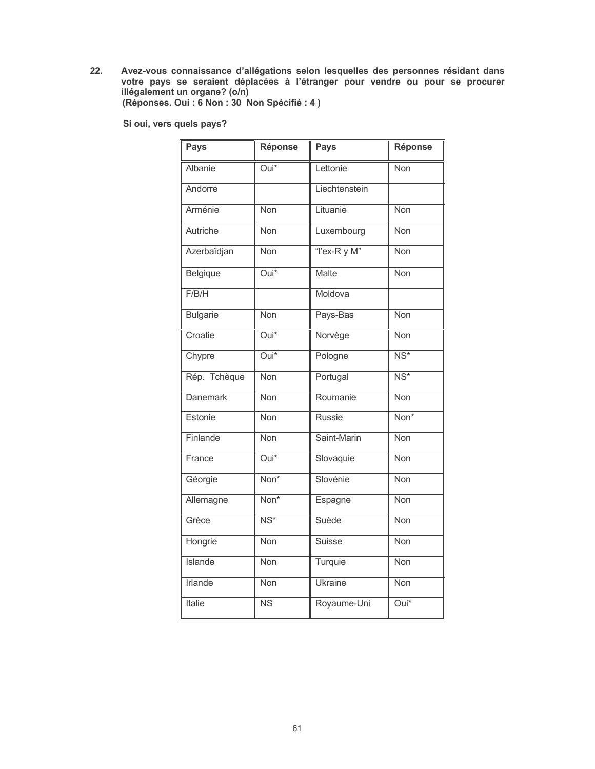22. **Avez-vous connaissance d'allégations selon lesquelles des personnes résidant dans votre pays se seraient déplacées à l'étranger pour vendre ou pour se procurer illégalement un organe? (o/n)**
**(Réponses. Oui : 6 Non : 30 Non Spécifié : 4 )**

**Si oui, vers quels pays?**

| Pays | Réponse | Pays | Réponse |
|---|---|---|---|
| Albanie | Oui* | Lettonie | Non |
| Andorre | | Liechtenstein | |
| Arménie | Non | Lituanie | Non |
| Autriche | Non | Luxembourg | Non |
| Azerbaïdjan | Non | "l'ex-R y M" | Non |
| Belgique | Oui* | Malte | Non |
| F/B/H | | Moldova | |
| Bulgarie | Non | Pays-Bas | Non |
| Croatie | Oui* | Norvège | Non |
| Chypre | Oui* | Pologne | NS* |
| Rép. Tchèque | Non | Portugal | NS* |
| Danemark | Non | Roumanie | Non |
| Estonie | Non | Russie | Non* |
| Finlande | Non | Saint-Marin | Non |
| France | Oui* | Slovaquie | Non |
| Géorgie | Non* | Slovénie | Non |
| Allemagne | Non* | Espagne | Non |
| Grèce | NS* | Suède | Non |
| Hongrie | Non | Suisse | Non |
| Islande | Non | Turquie | Non |
| Irlande | Non | Ukraine | Non |
| Italie | NS | Royaume-Uni | Oui* |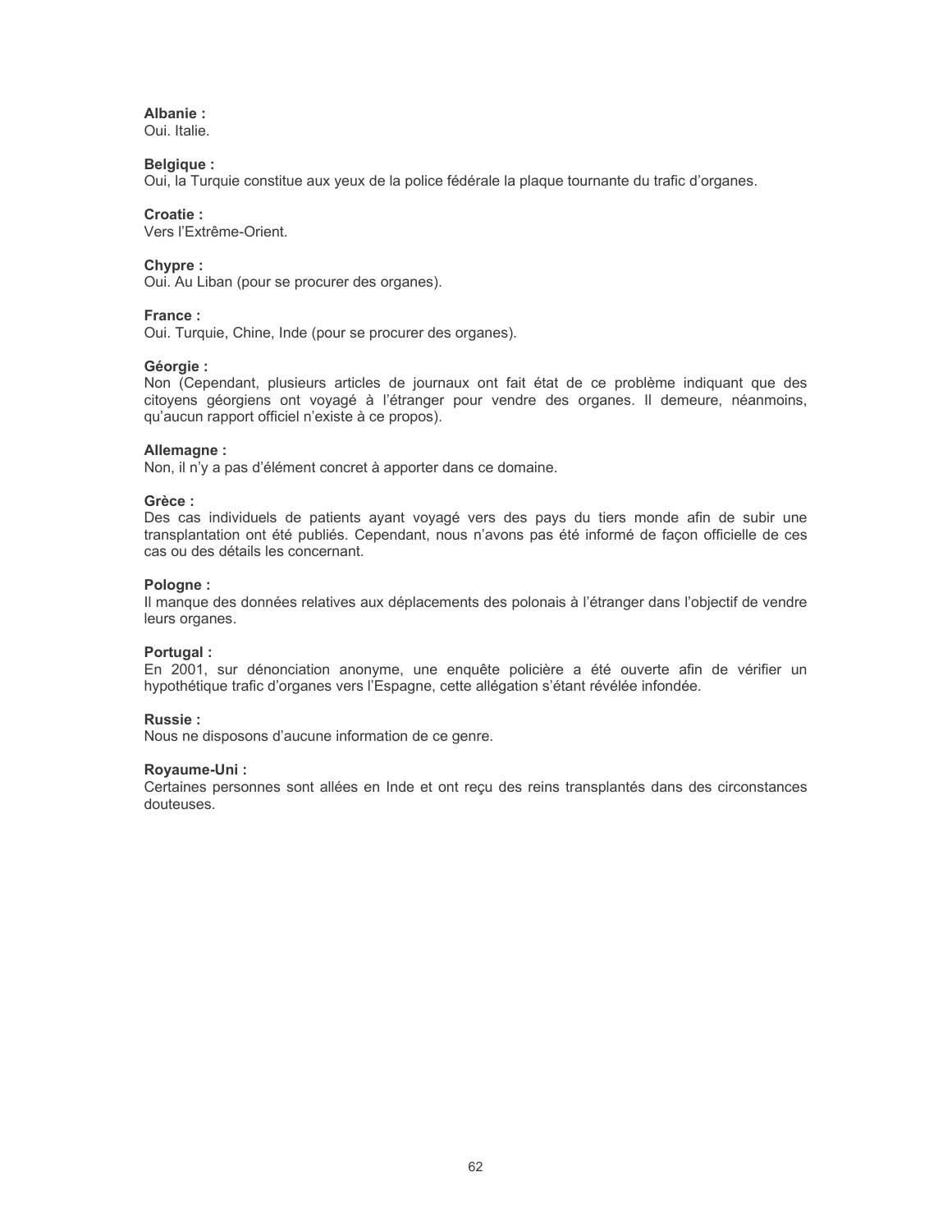**Albanie :**
Oui. Italie.

**Belgique :**
Oui, la Turquie constitue aux yeux de la police fédérale la plaque tournante du trafic d'organes.

**Croatie :**
Vers l'Extrême-Orient.

**Chypre :**
Oui. Au Liban (pour se procurer des organes).

**France :**
Oui. Turquie, Chine, Inde (pour se procurer des organes).

**Géorgie :**
Non (Cependant, plusieurs articles de journaux ont fait état de ce problème indiquant que des citoyens géorgiens ont voyagé à l'étranger pour vendre des organes. Il demeure, néanmoins, qu'aucun rapport officiel n'existe à ce propos).

**Allemagne :**
Non, il n'y a pas d'élément concret à apporter dans ce domaine.

**Grèce :**
Des cas individuels de patients ayant voyagé vers des pays du tiers monde afin de subir une transplantation ont été publiés. Cependant, nous n'avons pas été informé de façon officielle de ces cas ou des détails les concernant.

**Pologne :**
Il manque des données relatives aux déplacements des polonais à l'étranger dans l'objectif de vendre leurs organes.

**Portugal :**
En 2001, sur dénonciation anonyme, une enquête policière a été ouverte afin de vérifier un hypothétique trafic d'organes vers l'Espagne, cette allégation s'étant révélée infondée.

**Russie :**
Nous ne disposons d'aucune information de ce genre.

**Royaume-Uni :**
Certaines personnes sont allées en Inde et ont reçu des reins transplantés dans des circonstances douteuses.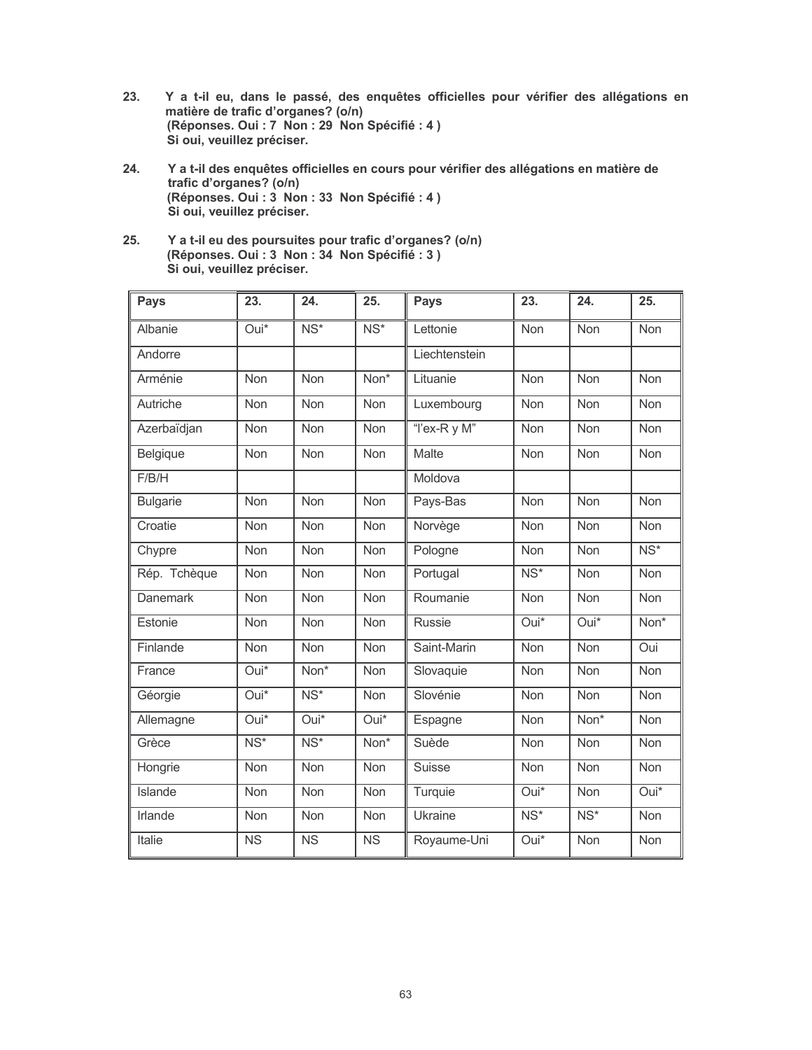23. **Y a t-il eu, dans le passé, des enquêtes officielles pour vérifier des allégations en matière de trafic d'organes? (o/n)**
**(Réponses. Oui : 7 Non : 29 Non Spécifié : 4 )**
**Si oui, veuillez préciser.**

24. **Y a t-il des enquêtes officielles en cours pour vérifier des allégations en matière de trafic d'organes? (o/n)**
**(Réponses. Oui : 3 Non : 33 Non Spécifié : 4 )**
**Si oui, veuillez préciser.**

25. **Y a t-il eu des poursuites pour trafic d'organes? (o/n)**
**(Réponses. Oui : 3 Non : 34 Non Spécifié : 3 )**
**Si oui, veuillez préciser.**

| Pays | 23. | 24. | 25. | Pays | 23. | 24. | 25. |
|---|---|---|---|---|---|---|---|
| Albanie | Oui* | NS* | NS* | Lettonie | Non | Non | Non |
| Andorre | | | | Liechtenstein | | | |
| Arménie | Non | Non | Non* | Lituanie | Non | Non | Non |
| Autriche | Non | Non | Non | Luxembourg | Non | Non | Non |
| Azerbaïdjan | Non | Non | Non | "l'ex-R y M" | Non | Non | Non |
| Belgique | Non | Non | Non | Malte | Non | Non | Non |
| F/B/H | | | | Moldova | | | |
| Bulgarie | Non | Non | Non | Pays-Bas | Non | Non | Non |
| Croatie | Non | Non | Non | Norvège | Non | Non | Non |
| Chypre | Non | Non | Non | Pologne | Non | Non | NS* |
| Rép. Tchèque | Non | Non | Non | Portugal | NS* | Non | Non |
| Danemark | Non | Non | Non | Roumanie | Non | Non | Non |
| Estonie | Non | Non | Non | Russie | Oui* | Oui* | Non* |
| Finlande | Non | Non | Non | Saint-Marin | Non | Non | Oui |
| France | Oui* | Non* | Non | Slovaquie | Non | Non | Non |
| Géorgie | Oui* | NS* | Non | Slovénie | Non | Non | Non |
| Allemagne | Oui* | Oui* | Oui* | Espagne | Non | Non* | Non |
| Grèce | NS* | NS* | Non* | Suède | Non | Non | Non |
| Hongrie | Non | Non | Non | Suisse | Non | Non | Non |
| Islande | Non | Non | Non | Turquie | Oui* | Non | Oui* |
| Irlande | Non | Non | Non | Ukraine | NS* | NS* | Non |
| Italie | NS | NS | NS | Royaume-Uni | Oui* | Non | Non |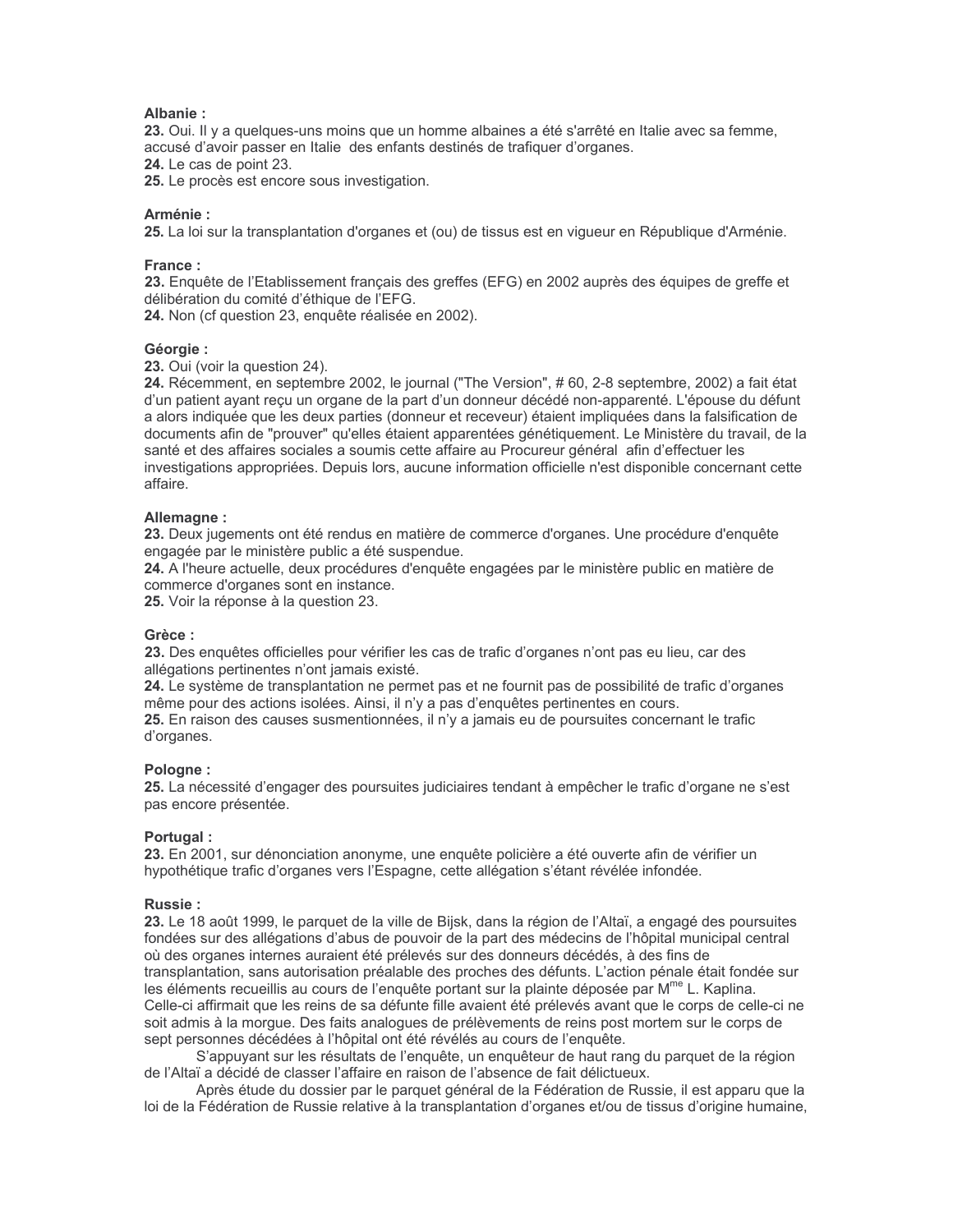**Albanie :**

**23.** Oui. Il y a quelques-uns moins que un homme albaines a été s'arrêté en Italie avec sa femme, accusé d'avoir passer en Italie des enfants destinés de trafiquer d'organes.

**24.** Le cas de point 23.

**25.** Le procès est encore sous investigation.

**Arménie :**

**25.** La loi sur la transplantation d'organes et (ou) de tissus est en vigueur en République d'Arménie.

**France :**

**23.** Enquête de l'Etablissement français des greffes (EFG) en 2002 auprès des équipes de greffe et délibération du comité d'éthique de l'EFG.

**24.** Non (cf question 23, enquête réalisée en 2002).

**Géorgie :**

**23.** Oui (voir la question 24).

**24.** Récemment, en septembre 2002, le journal ("The Version", # 60, 2-8 septembre, 2002) a fait état d'un patient ayant reçu un organe de la part d'un donneur décédé non-apparenté. L'épouse du défunt a alors indiquée que les deux parties (donneur et receveur) étaient impliquées dans la falsification de documents afin de "prouver" qu'elles étaient apparentées génétiquement. Le Ministère du travail, de la santé et des affaires sociales a soumis cette affaire au Procureur général afin d'effectuer les investigations appropriées. Depuis lors, aucune information officielle n'est disponible concernant cette affaire.

**Allemagne :**

**23.** Deux jugements ont été rendus en matière de commerce d'organes. Une procédure d'enquête engagée par le ministère public a été suspendue.

**24.** A l'heure actuelle, deux procédures d'enquête engagées par le ministère public en matière de commerce d'organes sont en instance.

**25.** Voir la réponse à la question 23.

**Grèce :**

**23.** Des enquêtes officielles pour vérifier les cas de trafic d'organes n'ont pas eu lieu, car des allégations pertinentes n'ont jamais existé.

**24.** Le système de transplantation ne permet pas et ne fournit pas de possibilité de trafic d'organes même pour des actions isolées. Ainsi, il n'y a pas d'enquêtes pertinentes en cours.

**25.** En raison des causes susmentionnées, il n'y a jamais eu de poursuites concernant le trafic d'organes.

**Pologne :**

**25.** La nécessité d'engager des poursuites judiciaires tendant à empêcher le trafic d'organe ne s'est pas encore présentée.

**Portugal :**

**23.** En 2001, sur dénonciation anonyme, une enquête policière a été ouverte afin de vérifier un hypothétique trafic d'organes vers l'Espagne, cette allégation s'étant révélée infondée.

**Russie :**

**23.** Le 18 août 1999, le parquet de la ville de Bijsk, dans la région de l'Altaï, a engagé des poursuites fondées sur des allégations d'abus de pouvoir de la part des médecins de l'hôpital municipal central où des organes internes auraient été prélevés sur des donneurs décédés, à des fins de transplantation, sans autorisation préalable des proches des défunts. L'action pénale était fondée sur les éléments recueillis au cours de l'enquête portant sur la plainte déposée par Mme L. Kaplina. Celle-ci affirmait que les reins de sa défunte fille avaient été prélevés avant que le corps de celle-ci ne soit admis à la morgue. Des faits analogues de prélèvements de reins post mortem sur le corps de sept personnes décédées à l'hôpital ont été révélés au cours de l'enquête.

S'appuyant sur les résultats de l'enquête, un enquêteur de haut rang du parquet de la région de l'Altaï a décidé de classer l'affaire en raison de l'absence de fait délictueux.

Après étude du dossier par le parquet général de la Fédération de Russie, il est apparu que la loi de la Fédération de Russie relative à la transplantation d'organes et/ou de tissus d'origine humaine,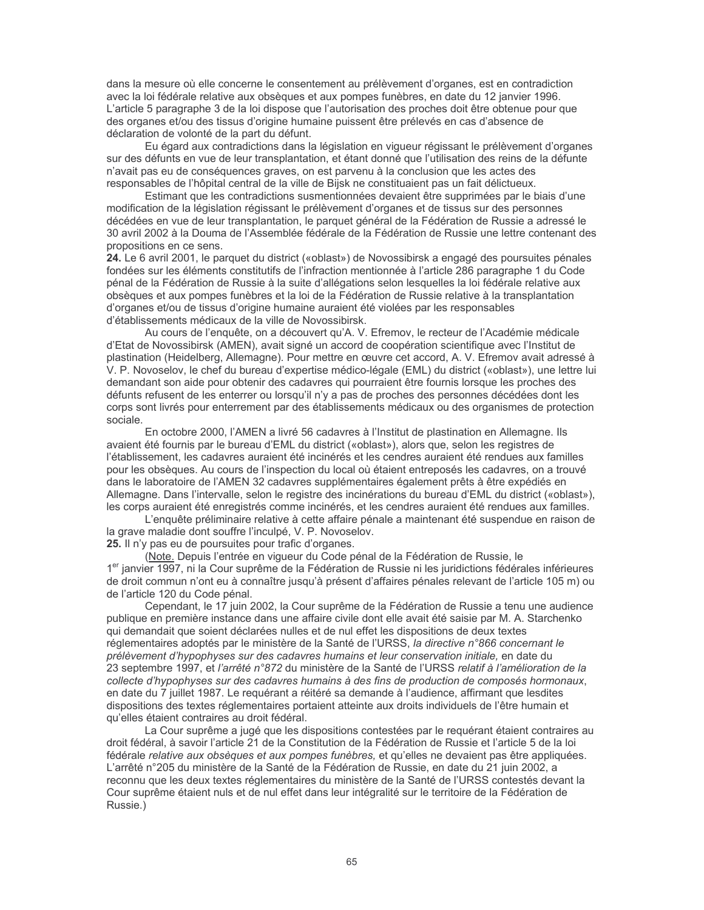dans la mesure où elle concerne le consentement au prélèvement d'organes, est en contradiction avec la loi fédérale relative aux obsèques et aux pompes funèbres, en date du 12 janvier 1996. L'article 5 paragraphe 3 de la loi dispose que l'autorisation des proches doit être obtenue pour que des organes et/ou des tissus d'origine humaine puissent être prélevés en cas d'absence de déclaration de volonté de la part du défunt.

Eu égard aux contradictions dans la législation en vigueur régissant le prélèvement d'organes sur des défunts en vue de leur transplantation, et étant donné que l'utilisation des reins de la défunte n'avait pas eu de conséquences graves, on est parvenu à la conclusion que les actes des responsables de l'hôpital central de la ville de Bijsk ne constituaient pas un fait délictueux.

Estimant que les contradictions susmentionnées devaient être supprimées par le biais d'une modification de la législation régissant le prélèvement d'organes et de tissus sur des personnes décédées en vue de leur transplantation, le parquet général de la Fédération de Russie a adressé le 30 avril 2002 à la Douma de l'Assemblée fédérale de la Fédération de Russie une lettre contenant des propositions en ce sens.

**24.** Le 6 avril 2001, le parquet du district («oblast») de Novossibirsk a engagé des poursuites pénales fondées sur les éléments constitutifs de l'infraction mentionnée à l'article 286 paragraphe 1 du Code pénal de la Fédération de Russie à la suite d'allégations selon lesquelles la loi fédérale relative aux obsèques et aux pompes funèbres et la loi de la Fédération de Russie relative à la transplantation d'organes et/ou de tissus d'origine humaine auraient été violées par les responsables d'établissements médicaux de la ville de Novossibirsk.

Au cours de l'enquête, on a découvert qu'A. V. Efremov, le recteur de l'Académie médicale d'Etat de Novossibirsk (AMEN), avait signé un accord de coopération scientifique avec l'Institut de plastination (Heidelberg, Allemagne). Pour mettre en œuvre cet accord, A. V. Efremov avait adressé à V. P. Novoselov, le chef du bureau d'expertise médico-légale (EML) du district («oblast»), une lettre lui demandant son aide pour obtenir des cadavres qui pourraient être fournis lorsque les proches des défunts refusent de les enterrer ou lorsqu'il n'y a pas de proches des personnes décédées dont les corps sont livrés pour enterrement par des établissements médicaux ou des organismes de protection sociale.

En octobre 2000, l'AMEN a livré 56 cadavres à l'Institut de plastination en Allemagne. Ils avaient été fournis par le bureau d'EML du district («oblast»), alors que, selon les registres de l'établissement, les cadavres auraient été incinérés et les cendres auraient été rendues aux familles pour les obsèques. Au cours de l'inspection du local où étaient entreposés les cadavres, on a trouvé dans le laboratoire de l'AMEN 32 cadavres supplémentaires également prêts à être expédiés en Allemagne. Dans l'intervalle, selon le registre des incinérations du bureau d'EML du district («oblast»), les corps auraient été enregistrés comme incinérés, et les cendres auraient été rendues aux familles.

L'enquête préliminaire relative à cette affaire pénale a maintenant été suspendue en raison de la grave maladie dont souffre l'inculpé, V. P. Novoselov.

**25.** Il n'y pas eu de poursuites pour trafic d'organes.

(Note. Depuis l'entrée en vigueur du Code pénal de la Fédération de Russie, le 1er janvier 1997, ni la Cour suprême de la Fédération de Russie ni les juridictions fédérales inférieures de droit commun n'ont eu à connaître jusqu'à présent d'affaires pénales relevant de l'article 105 m) ou de l'article 120 du Code pénal.

Cependant, le 17 juin 2002, la Cour suprême de la Fédération de Russie a tenu une audience publique en première instance dans une affaire civile dont elle avait été saisie par M. A. Starchenko qui demandait que soient déclarées nulles et de nul effet les dispositions de deux textes réglementaires adoptés par le ministère de la Santé de l'URSS, *la directive n°866 concernant le prélèvement d'hypophyses sur des cadavres humains et leur conservation initiale,* en date du 23 septembre 1997, et *l'arrêté n°872* du ministère de la Santé de l'URSS *relatif à l'amélioration de la collecte d'hypophyses sur des cadavres humains à des fins de production de composés hormonaux*, en date du 7 juillet 1987. Le requérant a réitéré sa demande à l'audience, affirmant que lesdites dispositions des textes réglementaires portaient atteinte aux droits individuels de l'être humain et qu'elles étaient contraires au droit fédéral.

La Cour suprême a jugé que les dispositions contestées par le requérant étaient contraires au droit fédéral, à savoir l'article 21 de la Constitution de la Fédération de Russie et l'article 5 de la loi fédérale *relative aux obsèques et aux pompes funèbres,* et qu'elles ne devaient pas être appliquées. L'arrêté n°205 du ministère de la Santé de la Fédération de Russie, en date du 21 juin 2002, a reconnu que les deux textes réglementaires du ministère de la Santé de l'URSS contestés devant la Cour suprême étaient nuls et de nul effet dans leur intégralité sur le territoire de la Fédération de Russie.)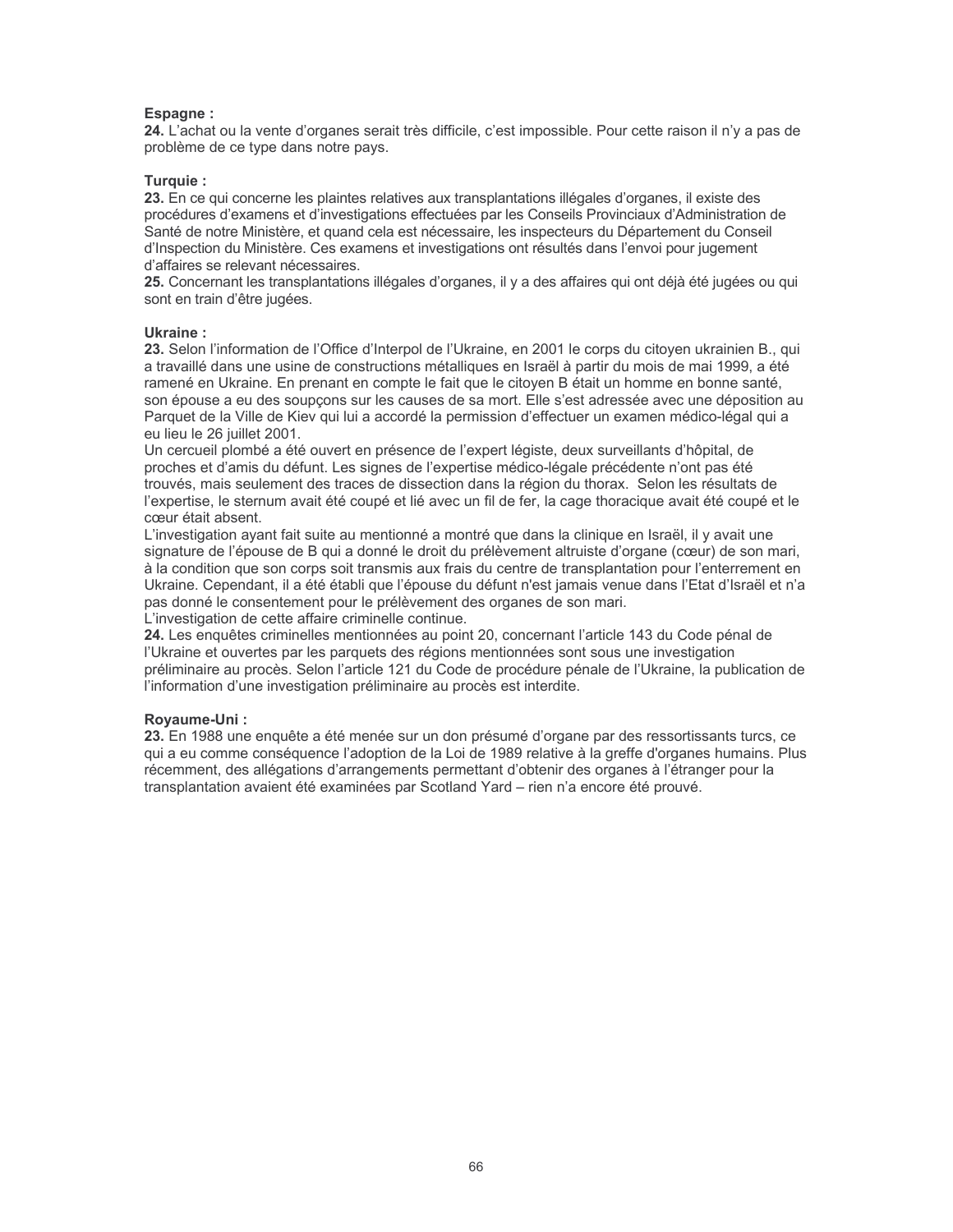**Espagne :**

**24.** L'achat ou la vente d'organes serait très difficile, c'est impossible. Pour cette raison il n'y a pas de problème de ce type dans notre pays.

**Turquie :**

**23.** En ce qui concerne les plaintes relatives aux transplantations illégales d'organes, il existe des procédures d'examens et d'investigations effectuées par les Conseils Provinciaux d'Administration de Santé de notre Ministère, et quand cela est nécessaire, les inspecteurs du Département du Conseil d'Inspection du Ministère. Ces examens et investigations ont résultés dans l'envoi pour jugement d'affaires se relevant nécessaires.

**25.** Concernant les transplantations illégales d'organes, il y a des affaires qui ont déjà été jugées ou qui sont en train d'être jugées.

**Ukraine :**

**23.** Selon l'information de l'Office d'Interpol de l'Ukraine, en 2001 le corps du citoyen ukrainien B., qui a travaillé dans une usine de constructions métalliques en Israël à partir du mois de mai 1999, a été ramené en Ukraine. En prenant en compte le fait que le citoyen B était un homme en bonne santé, son épouse a eu des soupçons sur les causes de sa mort. Elle s'est adressée avec une déposition au Parquet de la Ville de Kiev qui lui a accordé la permission d'effectuer un examen médico-légal qui a eu lieu le 26 juillet 2001.

Un cercueil plombé a été ouvert en présence de l'expert légiste, deux surveillants d'hôpital, de proches et d'amis du défunt. Les signes de l'expertise médico-légale précédente n'ont pas été trouvés, mais seulement des traces de dissection dans la région du thorax. Selon les résultats de l'expertise, le sternum avait été coupé et lié avec un fil de fer, la cage thoracique avait été coupé et le cœur était absent.

L'investigation ayant fait suite au mentionné a montré que dans la clinique en Israël, il y avait une signature de l'épouse de B qui a donné le droit du prélèvement altruiste d'organe (cœur) de son mari, à la condition que son corps soit transmis aux frais du centre de transplantation pour l'enterrement en Ukraine. Cependant, il a été établi que l'épouse du défunt n'est jamais venue dans l'Etat d'Israël et n'a pas donné le consentement pour le prélèvement des organes de son mari.

L'investigation de cette affaire criminelle continue.

**24.** Les enquêtes criminelles mentionnées au point 20, concernant l'article 143 du Code pénal de l'Ukraine et ouvertes par les parquets des régions mentionnées sont sous une investigation préliminaire au procès. Selon l'article 121 du Code de procédure pénale de l'Ukraine, la publication de l'information d'une investigation préliminaire au procès est interdite.

**Royaume-Uni :**

**23.** En 1988 une enquête a été menée sur un don présumé d'organe par des ressortissants turcs, ce qui a eu comme conséquence l'adoption de la Loi de 1989 relative à la greffe d'organes humains. Plus récemment, des allégations d'arrangements permettant d'obtenir des organes à l'étranger pour la transplantation avaient été examinées par Scotland Yard – rien n'a encore été prouvé.